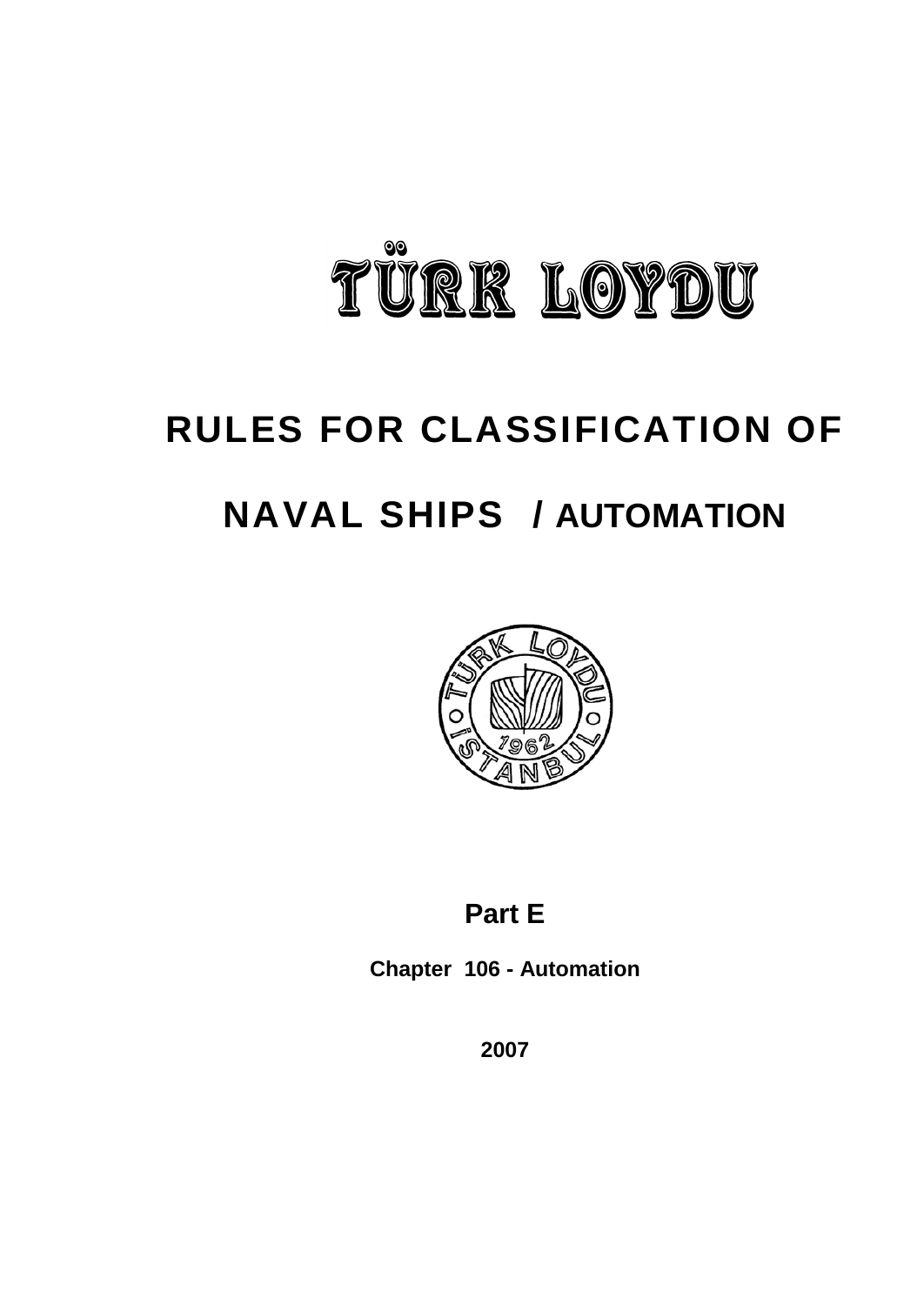# TÜRK LOYDU

# RULES FOR CLASSIFICATION OF NAVAL SHIPS / AUTOMATION

## Part E

**Chapter 106 - Automation**

**2007**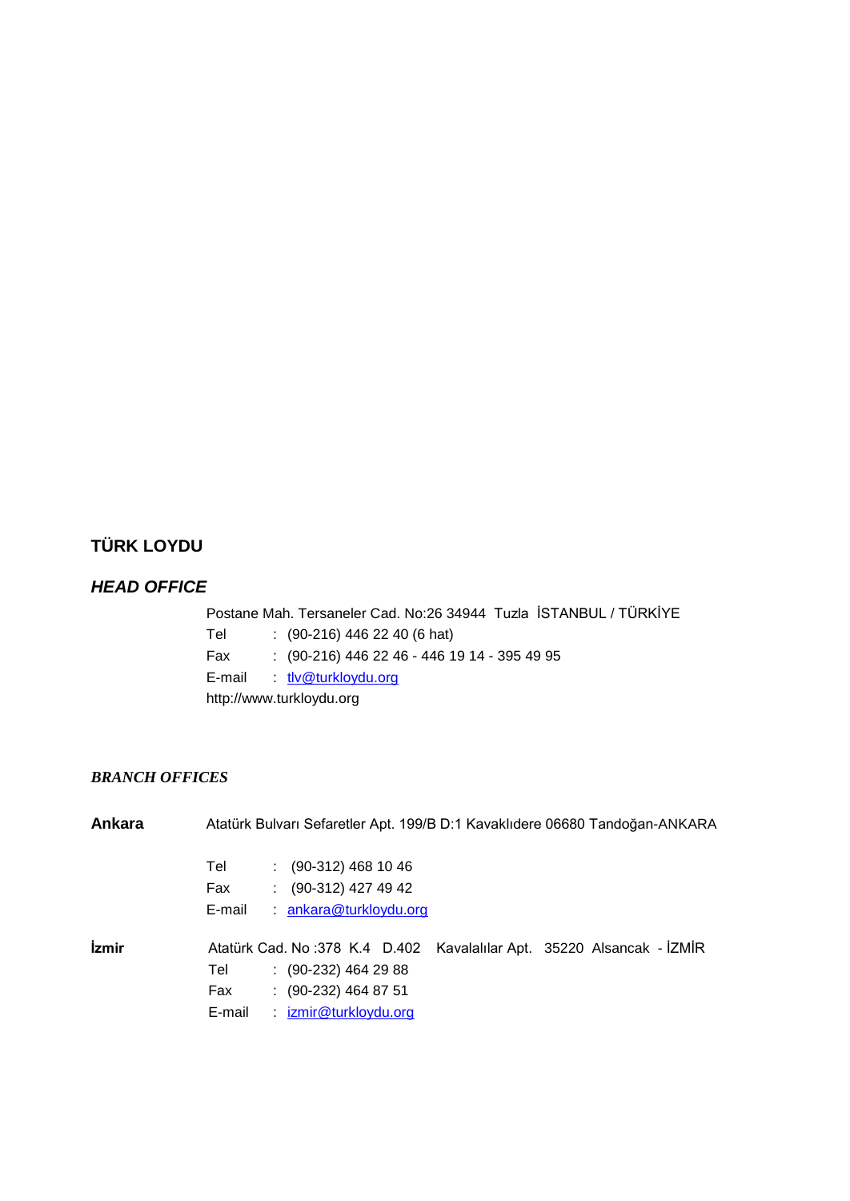**TÜRK LOYDU**

***HEAD OFFICE***

Postane Mah. Tersaneler Cad. No:26 34944 Tuzla İSTANBUL / TÜRKİYE
Tel : (90-216) 446 22 40 (6 hat)
Fax : (90-216) 446 22 46 - 446 19 14 - 395 49 95
E-mail : tlv@turkloydu.org
http://www.turkloydu.org

***BRANCH OFFICES***

**Ankara** Atatürk Bulvarı Sefaretler Apt. 199/B D:1 Kavaklıdere 06680 Tandoğan-ANKARA

Tel : (90-312) 468 10 46
Fax : (90-312) 427 49 42
E-mail : ankara@turkloydu.org

**İzmir** Atatürk Cad. No :378 K.4 D.402 Kavalalılar Apt. 35220 Alsancak - İZMİR

Tel : (90-232) 464 29 88
Fax : (90-232) 464 87 51
E-mail : izmir@turkloydu.org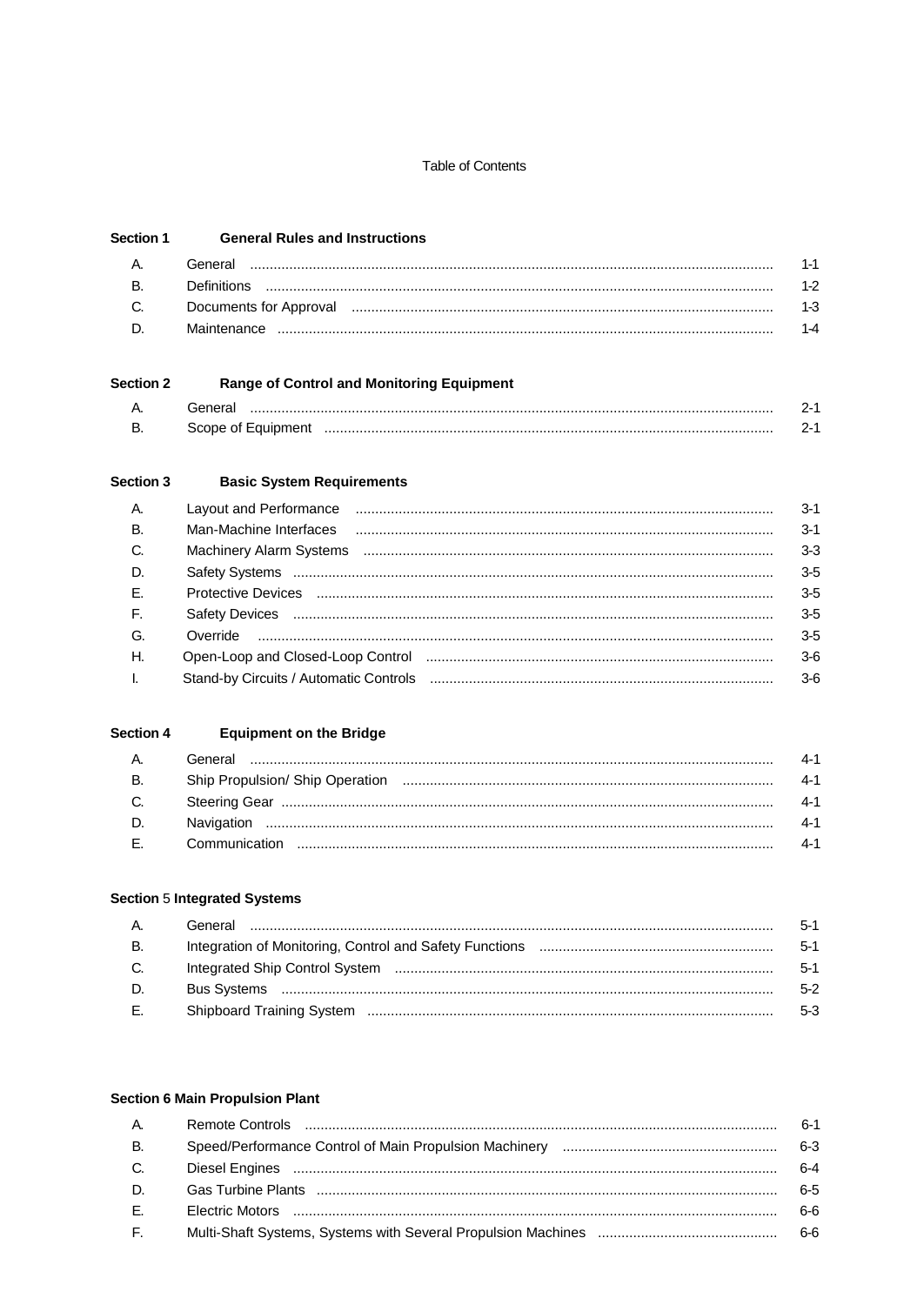Table of Contents

| Section 1 | General Rules and Instructions | |
|---|---|---|
| A. | General | 1-1 |
| B. | Definitions | 1-2 |
| C. | Documents for Approval | 1-3 |
| D. | Maintenance | 1-4 |

| Section 2 | Range of Control and Monitoring Equipment | |
|---|---|---|
| A. | General | 2-1 |
| B. | Scope of Equipment | 2-1 |

| Section 3 | Basic System Requirements | |
|---|---|---|
| A. | Layout and Performance | 3-1 |
| B. | Man-Machine Interfaces | 3-1 |
| C. | Machinery Alarm Systems | 3-3 |
| D. | Safety Systems | 3-5 |
| E. | Protective Devices | 3-5 |
| F. | Safety Devices | 3-5 |
| G. | Override | 3-5 |
| H. | Open-Loop and Closed-Loop Control | 3-6 |
| I. | Stand-by Circuits / Automatic Controls | 3-6 |

| Section 4 | Equipment on the Bridge | |
|---|---|---|
| A. | General | 4-1 |
| B. | Ship Propulsion/ Ship Operation | 4-1 |
| C. | Steering Gear | 4-1 |
| D. | Navigation | 4-1 |
| E. | Communication | 4-1 |

| Section 5 | Integrated Systems | |
|---|---|---|
| A. | General | 5-1 |
| B. | Integration of Monitoring, Control and Safety Functions | 5-1 |
| C. | Integrated Ship Control System | 5-1 |
| D. | Bus Systems | 5-2 |
| E. | Shipboard Training System | 5-3 |

| Section 6 | Main Propulsion Plant | |
|---|---|---|
| A. | Remote Controls | 6-1 |
| B. | Speed/Performance Control of Main Propulsion Machinery | 6-3 |
| C. | Diesel Engines | 6-4 |
| D. | Gas Turbine Plants | 6-5 |
| E. | Electric Motors | 6-6 |
| F. | Multi-Shaft Systems, Systems with Several Propulsion Machines | 6-6 |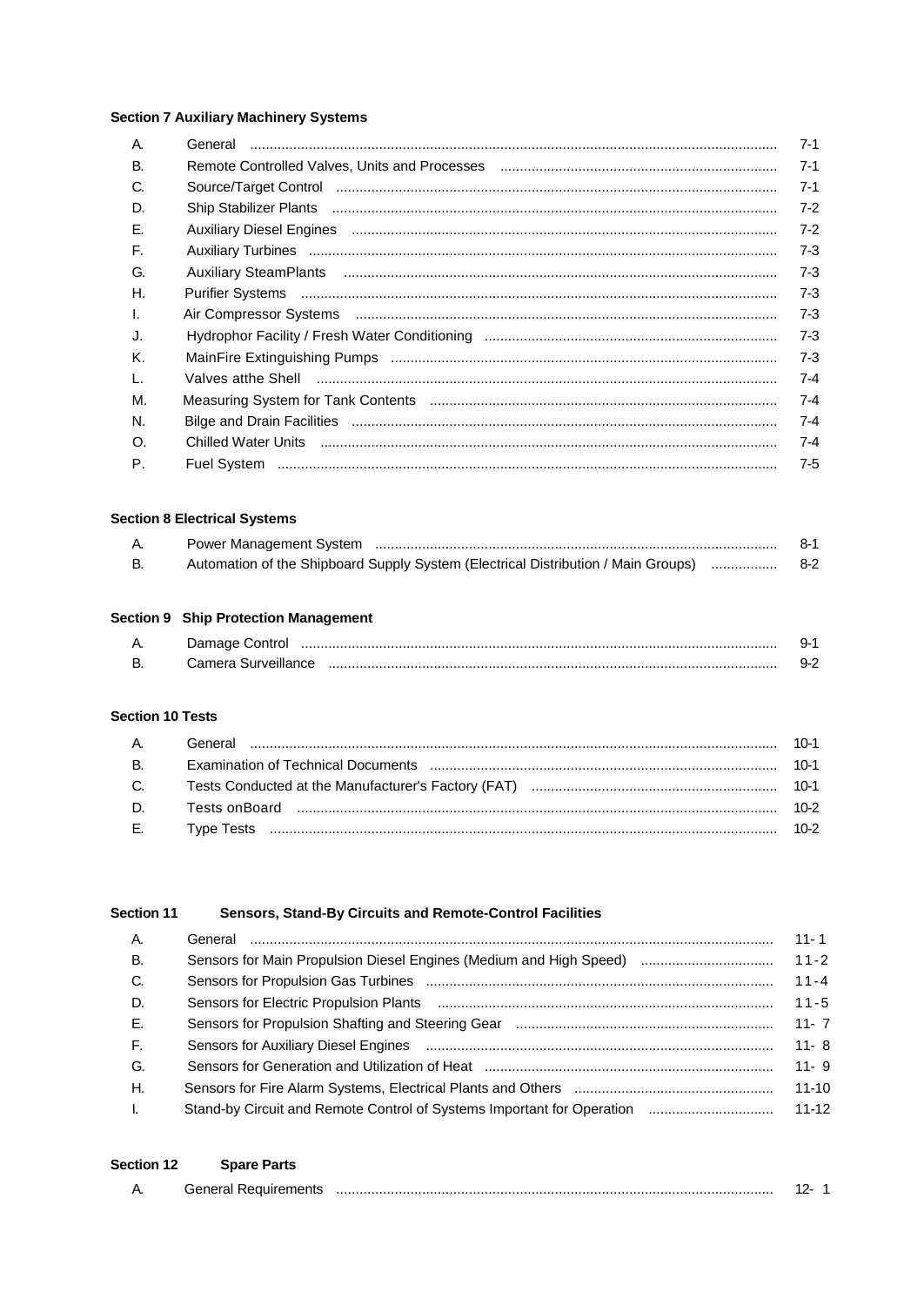#### Section 7 Auxiliary Machinery Systems

| | | |
|---|---|---|
| A. | General | 7-1 |
| B. | Remote Controlled Valves, Units and Processes | 7-1 |
| C. | Source/Target Control | 7-1 |
| D. | Ship Stabilizer Plants | 7-2 |
| E. | Auxiliary Diesel Engines | 7-2 |
| F. | Auxiliary Turbines | 7-3 |
| G. | Auxiliary SteamPlants | 7-3 |
| H. | Purifier Systems | 7-3 |
| I. | Air Compressor Systems | 7-3 |
| J. | Hydrophor Facility / Fresh Water Conditioning | 7-3 |
| K. | MainFire Extinguishing Pumps | 7-3 |
| L. | Valves atthe Shell | 7-4 |
| M. | Measuring System for Tank Contents | 7-4 |
| N. | Bilge and Drain Facilities | 7-4 |
| O. | Chilled Water Units | 7-4 |
| P. | Fuel System | 7-5 |

#### Section 8 Electrical Systems

| | | |
|---|---|---|
| A. | Power Management System | 8-1 |
| B. | Automation of the Shipboard Supply System (Electrical Distribution / Main Groups) | 8-2 |

#### Section 9 Ship Protection Management

| | | |
|---|---|---|
| A. | Damage Control | 9-1 |
| B. | Camera Surveillance | 9-2 |

#### Section 10 Tests

| | | |
|---|---|---|
| A. | General | 10-1 |
| B. | Examination of Technical Documents | 10-1 |
| C. | Tests Conducted at the Manufacturer's Factory (FAT) | 10-1 |
| D. | Tests onBoard | 10-2 |
| E. | Type Tests | 10-2 |

#### Section 11 Sensors, Stand-By Circuits and Remote-Control Facilities

| | | |
|---|---|---|
| A. | General | 11- 1 |
| B. | Sensors for Main Propulsion Diesel Engines (Medium and High Speed) | 11-2 |
| C. | Sensors for Propulsion Gas Turbines | 11-4 |
| D. | Sensors for Electric Propulsion Plants | 11-5 |
| E. | Sensors for Propulsion Shafting and Steering Gear | 11- 7 |
| F. | Sensors for Auxiliary Diesel Engines | 11- 8 |
| G. | Sensors for Generation and Utilization of Heat | 11- 9 |
| H. | Sensors for Fire Alarm Systems, Electrical Plants and Others | 11-10 |
| I. | Stand-by Circuit and Remote Control of Systems Important for Operation | 11-12 |

#### Section 12 Spare Parts

| | | |
|---|---|---|
| A. | General Requirements | 12- 1 |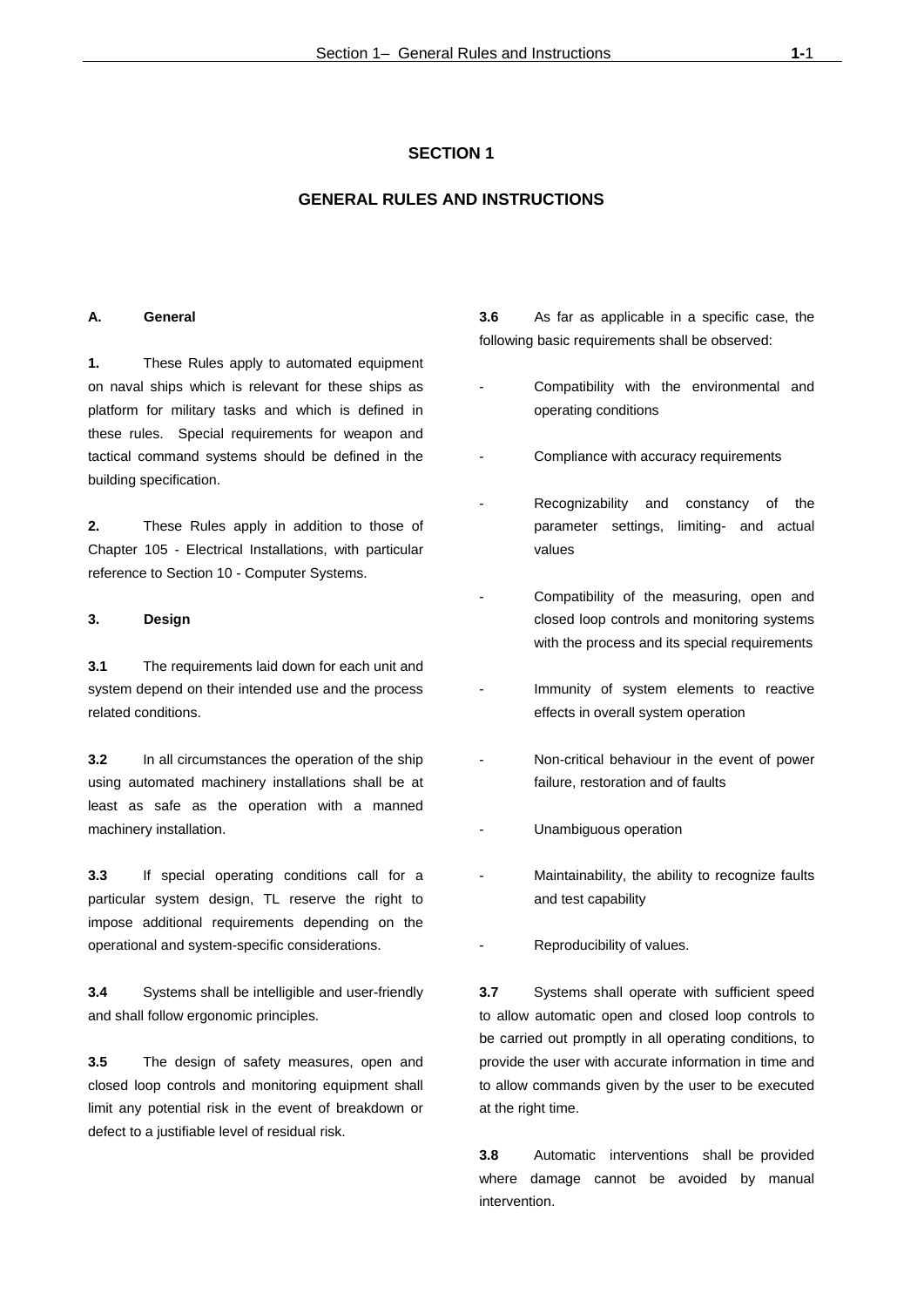# SECTION 1

# GENERAL RULES AND INSTRUCTIONS

## A. General

**1.** These Rules apply to automated equipment on naval ships which is relevant for these ships as platform for military tasks and which is defined in these rules. Special requirements for weapon and tactical command systems should be defined in the building specification.

**2.** These Rules apply in addition to those of Chapter 105 - Electrical Installations, with particular reference to Section 10 - Computer Systems.

### 3. Design

**3.1** The requirements laid down for each unit and system depend on their intended use and the process related conditions.

**3.2** In all circumstances the operation of the ship using automated machinery installations shall be at least as safe as the operation with a manned machinery installation.

**3.3** If special operating conditions call for a particular system design, TL reserve the right to impose additional requirements depending on the operational and system-specific considerations.

**3.4** Systems shall be intelligible and user-friendly and shall follow ergonomic principles.

**3.5** The design of safety measures, open and closed loop controls and monitoring equipment shall limit any potential risk in the event of breakdown or defect to a justifiable level of residual risk.

**3.6** As far as applicable in a specific case, the following basic requirements shall be observed:

- Compatibility with the environmental and operating conditions
- Compliance with accuracy requirements
- Recognizability and constancy of the parameter settings, limiting- and actual values
- Compatibility of the measuring, open and closed loop controls and monitoring systems with the process and its special requirements
- Immunity of system elements to reactive effects in overall system operation
- Non-critical behaviour in the event of power failure, restoration and of faults
- Unambiguous operation
- Maintainability, the ability to recognize faults and test capability
- Reproducibility of values.

**3.7** Systems shall operate with sufficient speed to allow automatic open and closed loop controls to be carried out promptly in all operating conditions, to provide the user with accurate information in time and to allow commands given by the user to be executed at the right time.

**3.8** Automatic interventions shall be provided where damage cannot be avoided by manual intervention.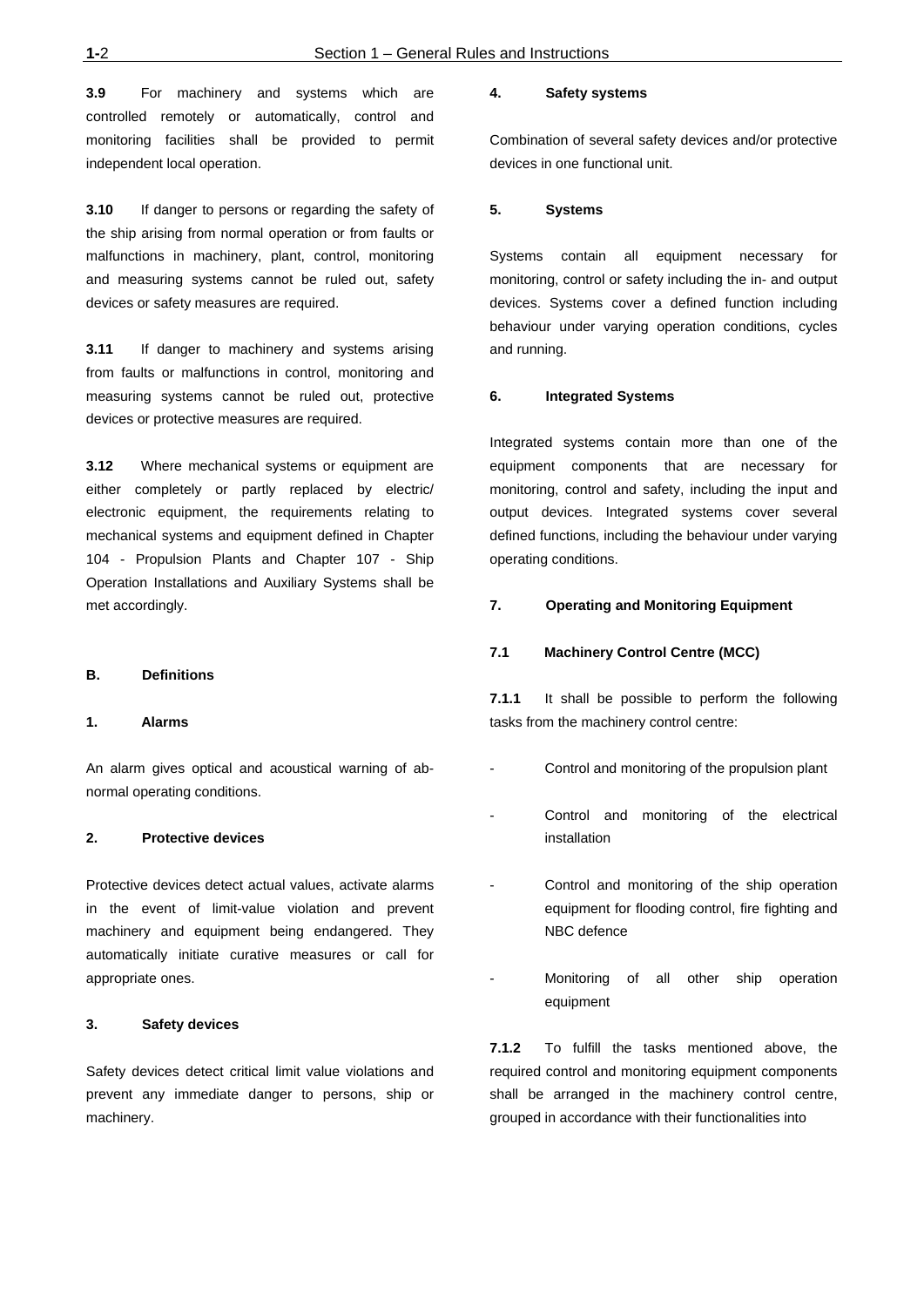**3.9** For machinery and systems which are controlled remotely or automatically, control and monitoring facilities shall be provided to permit independent local operation.

**3.10** If danger to persons or regarding the safety of the ship arising from normal operation or from faults or malfunctions in machinery, plant, control, monitoring and measuring systems cannot be ruled out, safety devices or safety measures are required.

**3.11** If danger to machinery and systems arising from faults or malfunctions in control, monitoring and measuring systems cannot be ruled out, protective devices or protective measures are required.

**3.12** Where mechanical systems or equipment are either completely or partly replaced by electric/ electronic equipment, the requirements relating to mechanical systems and equipment defined in Chapter 104 - Propulsion Plants and Chapter 107 - Ship Operation Installations and Auxiliary Systems shall be met accordingly.

## B. Definitions

### 1. Alarms

An alarm gives optical and acoustical warning of abnormal operating conditions.

### 2. Protective devices

Protective devices detect actual values, activate alarms in the event of limit-value violation and prevent machinery and equipment being endangered. They automatically initiate curative measures or call for appropriate ones.

### 3. Safety devices

Safety devices detect critical limit value violations and prevent any immediate danger to persons, ship or machinery.

### 4. Safety systems

Combination of several safety devices and/or protective devices in one functional unit.

### 5. Systems

Systems contain all equipment necessary for monitoring, control or safety including the in- and output devices. Systems cover a defined function including behaviour under varying operation conditions, cycles and running.

### 6. Integrated Systems

Integrated systems contain more than one of the equipment components that are necessary for monitoring, control and safety, including the input and output devices. Integrated systems cover several defined functions, including the behaviour under varying operating conditions.

### 7. Operating and Monitoring Equipment

#### 7.1 Machinery Control Centre (MCC)

**7.1.1** It shall be possible to perform the following tasks from the machinery control centre:

- Control and monitoring of the propulsion plant
- Control and monitoring of the electrical installation
- Control and monitoring of the ship operation equipment for flooding control, fire fighting and NBC defence
- Monitoring of all other ship operation equipment

**7.1.2** To fulfill the tasks mentioned above, the required control and monitoring equipment components shall be arranged in the machinery control centre, grouped in accordance with their functionalities into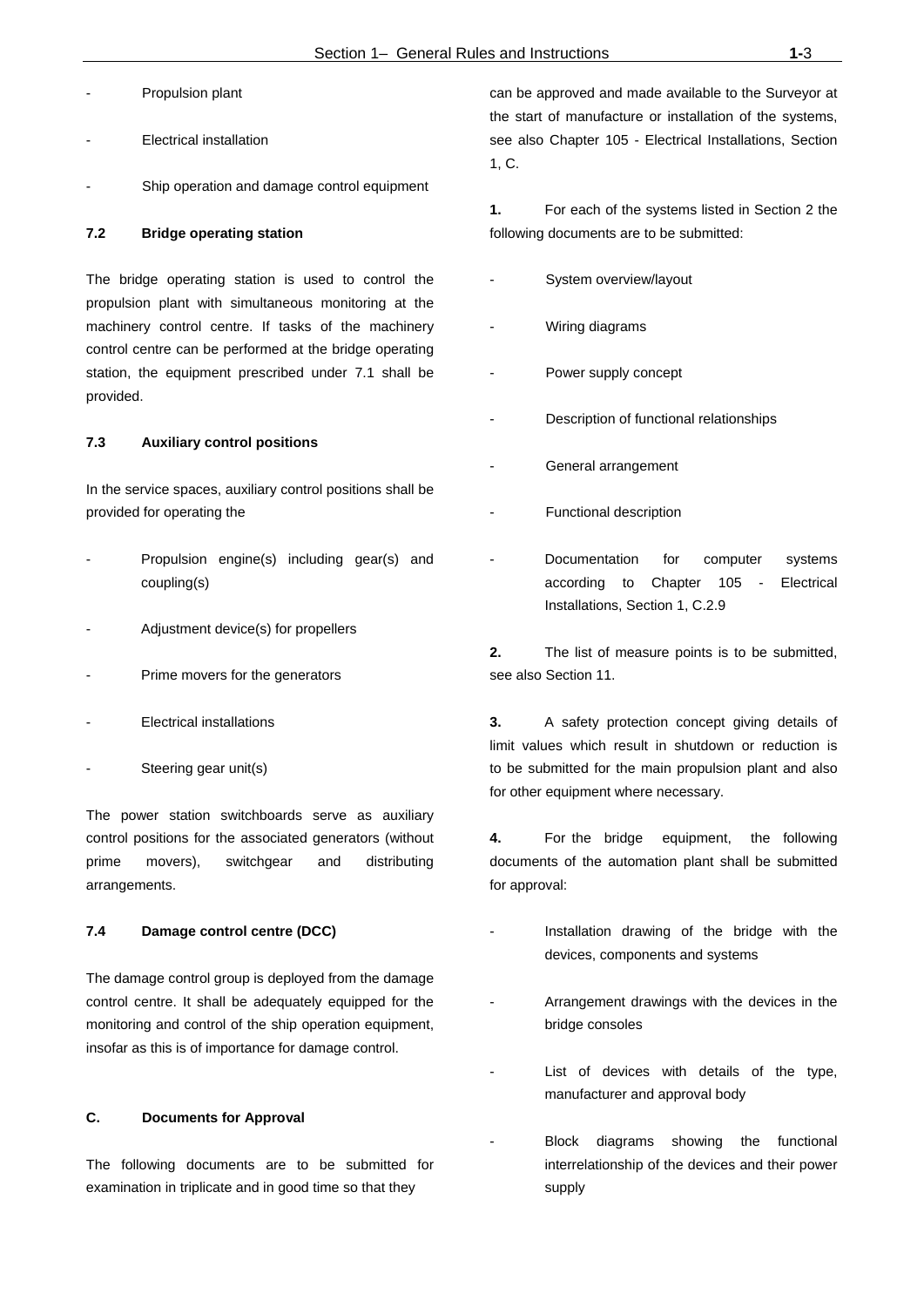- Propulsion plant
- Electrical installation
- Ship operation and damage control equipment

### 7.2 Bridge operating station

The bridge operating station is used to control the propulsion plant with simultaneous monitoring at the machinery control centre. If tasks of the machinery control centre can be performed at the bridge operating station, the equipment prescribed under 7.1 shall be provided.

### 7.3 Auxiliary control positions

In the service spaces, auxiliary control positions shall be provided for operating the

- Propulsion engine(s) including gear(s) and coupling(s)
- Adjustment device(s) for propellers
- Prime movers for the generators
- Electrical installations
- Steering gear unit(s)

The power station switchboards serve as auxiliary control positions for the associated generators (without prime movers), switchgear and distributing arrangements.

### 7.4 Damage control centre (DCC)

The damage control group is deployed from the damage control centre. It shall be adequately equipped for the monitoring and control of the ship operation equipment, insofar as this is of importance for damage control.

## C. Documents for Approval

The following documents are to be submitted for examination in triplicate and in good time so that they can be approved and made available to the Surveyor at the start of manufacture or installation of the systems, see also Chapter 105 - Electrical Installations, Section 1, C.

**1.** For each of the systems listed in Section 2 the following documents are to be submitted:

- System overview/layout
- Wiring diagrams
- Power supply concept
- Description of functional relationships
- General arrangement
- Functional description
- Documentation for computer systems according to Chapter 105 - Electrical Installations, Section 1, C.2.9

**2.** The list of measure points is to be submitted, see also Section 11.

**3.** A safety protection concept giving details of limit values which result in shutdown or reduction is to be submitted for the main propulsion plant and also for other equipment where necessary.

**4.** For the bridge equipment, the following documents of the automation plant shall be submitted for approval:

- Installation drawing of the bridge with the devices, components and systems
- Arrangement drawings with the devices in the bridge consoles
- List of devices with details of the type, manufacturer and approval body
- Block diagrams showing the functional interrelationship of the devices and their power supply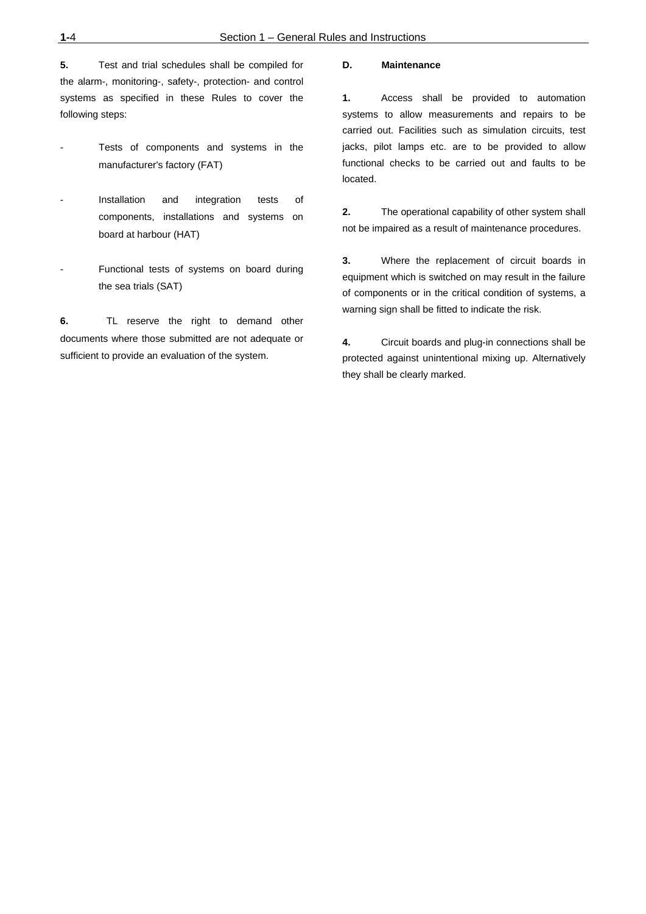**5.** Test and trial schedules shall be compiled for the alarm-, monitoring-, safety-, protection- and control systems as specified in these Rules to cover the following steps:

- Tests of components and systems in the manufacturer's factory (FAT)
- Installation and integration tests of components, installations and systems on board at harbour (HAT)
- Functional tests of systems on board during the sea trials (SAT)

**6.** TL reserve the right to demand other documents where those submitted are not adequate or sufficient to provide an evaluation of the system.

## D. Maintenance

**1.** Access shall be provided to automation systems to allow measurements and repairs to be carried out. Facilities such as simulation circuits, test jacks, pilot lamps etc. are to be provided to allow functional checks to be carried out and faults to be located.

**2.** The operational capability of other system shall not be impaired as a result of maintenance procedures.

**3.** Where the replacement of circuit boards in equipment which is switched on may result in the failure of components or in the critical condition of systems, a warning sign shall be fitted to indicate the risk.

**4.** Circuit boards and plug-in connections shall be protected against unintentional mixing up. Alternatively they shall be clearly marked.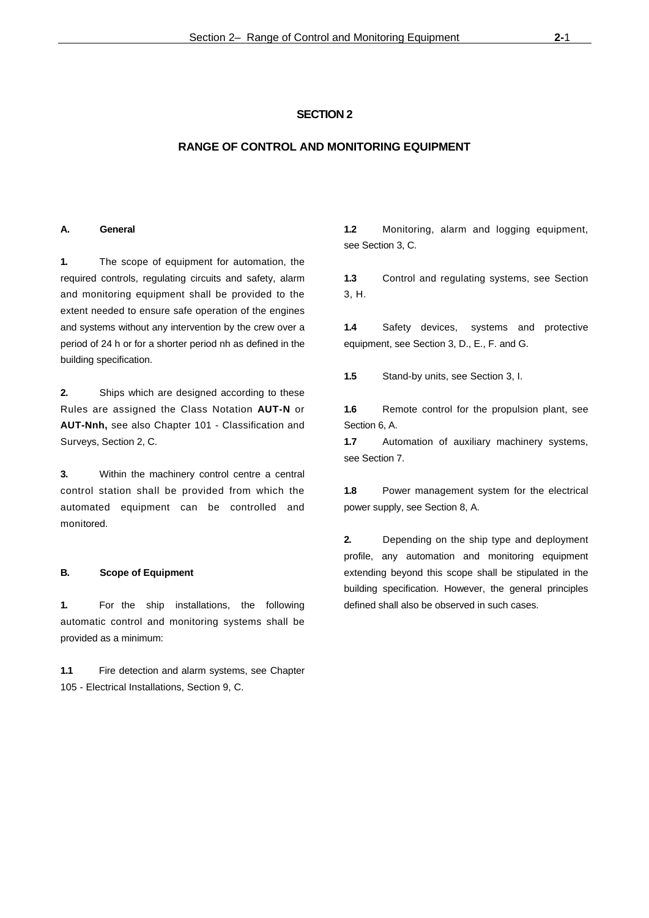# SECTION 2

## RANGE OF CONTROL AND MONITORING EQUIPMENT

### A. General

**1.** The scope of equipment for automation, the required controls, regulating circuits and safety, alarm and monitoring equipment shall be provided to the extent needed to ensure safe operation of the engines and systems without any intervention by the crew over a period of 24 h or for a shorter period nh as defined in the building specification.

**2.** Ships which are designed according to these Rules are assigned the Class Notation **AUT-N** or **AUT-Nnh,** see also Chapter 101 - Classification and Surveys, Section 2, C.

**3.** Within the machinery control centre a central control station shall be provided from which the automated equipment can be controlled and monitored.

### B. Scope of Equipment

**1.** For the ship installations, the following automatic control and monitoring systems shall be provided as a minimum:

**1.1** Fire detection and alarm systems, see Chapter 105 - Electrical Installations, Section 9, C.

**1.2** Monitoring, alarm and logging equipment, see Section 3, C.

**1.3** Control and regulating systems, see Section 3, H.

**1.4** Safety devices, systems and protective equipment, see Section 3, D., E., F. and G.

**1.5** Stand-by units, see Section 3, I.

**1.6** Remote control for the propulsion plant, see Section 6, A.

**1.7** Automation of auxiliary machinery systems, see Section 7.

**1.8** Power management system for the electrical power supply, see Section 8, A.

**2.** Depending on the ship type and deployment profile, any automation and monitoring equipment extending beyond this scope shall be stipulated in the building specification. However, the general principles defined shall also be observed in such cases.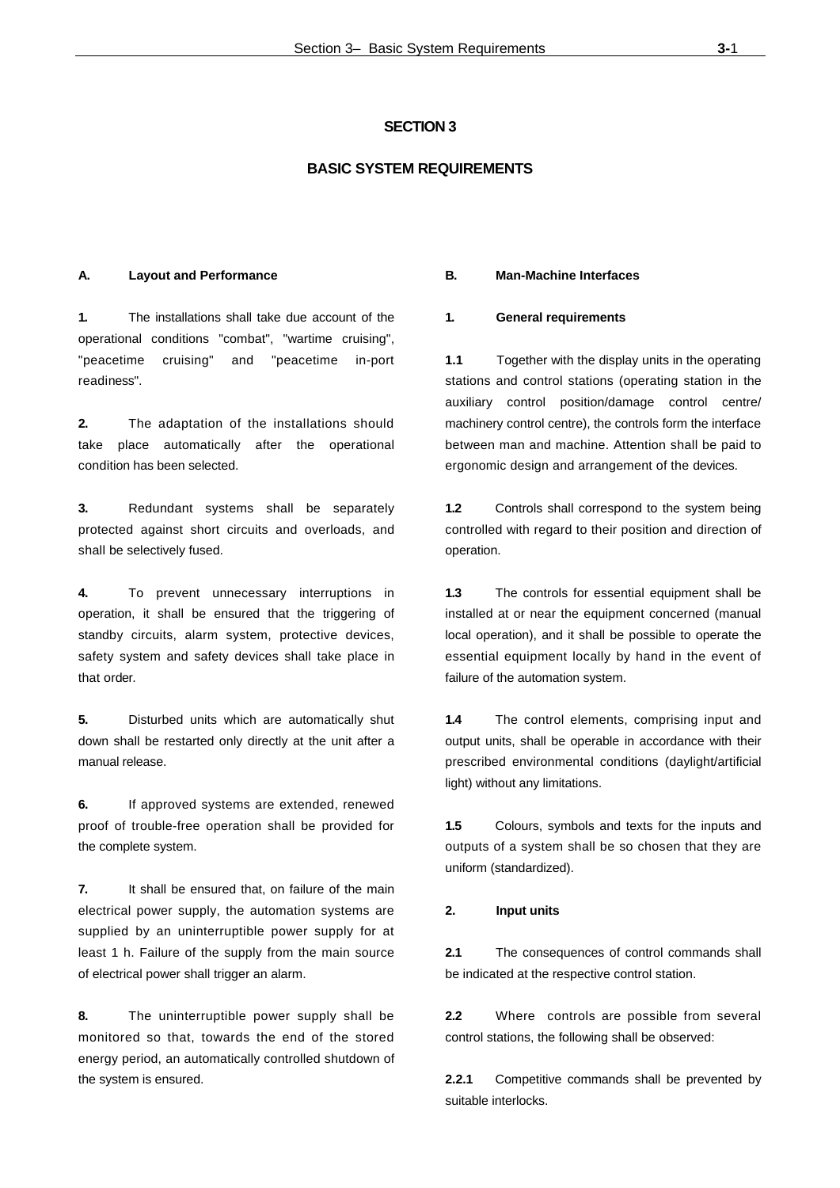# SECTION 3

# BASIC SYSTEM REQUIREMENTS

## A. Layout and Performance

**1.** The installations shall take due account of the operational conditions "combat", "wartime cruising", "peacetime cruising" and "peacetime in-port readiness".

**2.** The adaptation of the installations should take place automatically after the operational condition has been selected.

**3.** Redundant systems shall be separately protected against short circuits and overloads, and shall be selectively fused.

**4.** To prevent unnecessary interruptions in operation, it shall be ensured that the triggering of standby circuits, alarm system, protective devices, safety system and safety devices shall take place in that order.

**5.** Disturbed units which are automatically shut down shall be restarted only directly at the unit after a manual release.

**6.** If approved systems are extended, renewed proof of trouble-free operation shall be provided for the complete system.

**7.** It shall be ensured that, on failure of the main electrical power supply, the automation systems are supplied by an uninterruptible power supply for at least 1 h. Failure of the supply from the main source of electrical power shall trigger an alarm.

**8.** The uninterruptible power supply shall be monitored so that, towards the end of the stored energy period, an automatically controlled shutdown of the system is ensured.

## B. Man-Machine Interfaces

### 1. General requirements

**1.1** Together with the display units in the operating stations and control stations (operating station in the auxiliary control position/damage control centre/ machinery control centre), the controls form the interface between man and machine. Attention shall be paid to ergonomic design and arrangement of the devices.

**1.2** Controls shall correspond to the system being controlled with regard to their position and direction of operation.

**1.3** The controls for essential equipment shall be installed at or near the equipment concerned (manual local operation), and it shall be possible to operate the essential equipment locally by hand in the event of failure of the automation system.

**1.4** The control elements, comprising input and output units, shall be operable in accordance with their prescribed environmental conditions (daylight/artificial light) without any limitations.

**1.5** Colours, symbols and texts for the inputs and outputs of a system shall be so chosen that they are uniform (standardized).

### 2. Input units

**2.1** The consequences of control commands shall be indicated at the respective control station.

**2.2** Where controls are possible from several control stations, the following shall be observed:

**2.2.1** Competitive commands shall be prevented by suitable interlocks.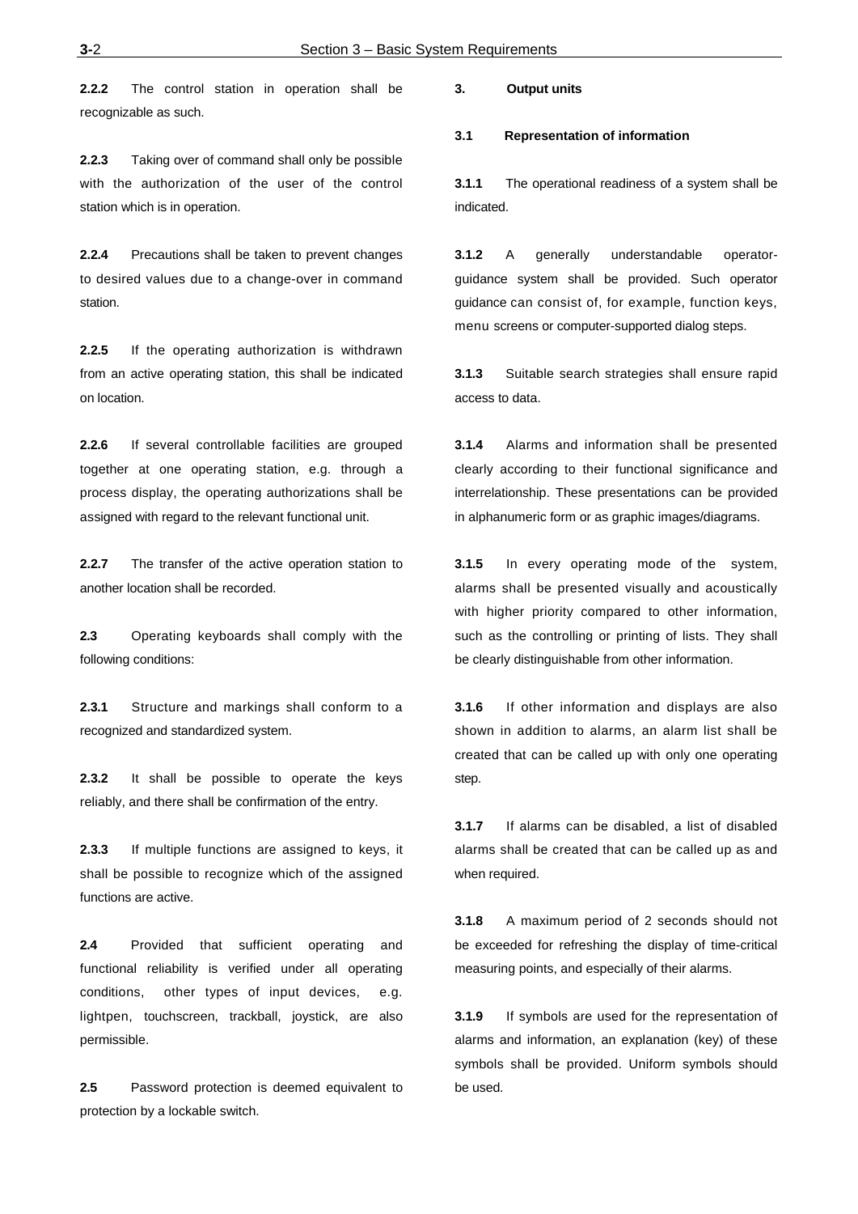**2.2.2** The control station in operation shall be recognizable as such.

**2.2.3** Taking over of command shall only be possible with the authorization of the user of the control station which is in operation.

**2.2.4** Precautions shall be taken to prevent changes to desired values due to a change-over in command station.

**2.2.5** If the operating authorization is withdrawn from an active operating station, this shall be indicated on location.

**2.2.6** If several controllable facilities are grouped together at one operating station, e.g. through a process display, the operating authorizations shall be assigned with regard to the relevant functional unit.

**2.2.7** The transfer of the active operation station to another location shall be recorded.

**2.3** Operating keyboards shall comply with the following conditions:

**2.3.1** Structure and markings shall conform to a recognized and standardized system.

**2.3.2** It shall be possible to operate the keys reliably, and there shall be confirmation of the entry.

**2.3.3** If multiple functions are assigned to keys, it shall be possible to recognize which of the assigned functions are active.

**2.4** Provided that sufficient operating and functional reliability is verified under all operating conditions, other types of input devices, e.g. lightpen, touchscreen, trackball, joystick, are also permissible.

**2.5** Password protection is deemed equivalent to protection by a lockable switch.

## 3. Output units

### 3.1 Representation of information

**3.1.1** The operational readiness of a system shall be indicated.

**3.1.2** A generally understandable operator-guidance system shall be provided. Such operator guidance can consist of, for example, function keys, menu screens or computer-supported dialog steps.

**3.1.3** Suitable search strategies shall ensure rapid access to data.

**3.1.4** Alarms and information shall be presented clearly according to their functional significance and interrelationship. These presentations can be provided in alphanumeric form or as graphic images/diagrams.

**3.1.5** In every operating mode of the system, alarms shall be presented visually and acoustically with higher priority compared to other information, such as the controlling or printing of lists. They shall be clearly distinguishable from other information.

**3.1.6** If other information and displays are also shown in addition to alarms, an alarm list shall be created that can be called up with only one operating step.

**3.1.7** If alarms can be disabled, a list of disabled alarms shall be created that can be called up as and when required.

**3.1.8** A maximum period of 2 seconds should not be exceeded for refreshing the display of time-critical measuring points, and especially of their alarms.

**3.1.9** If symbols are used for the representation of alarms and information, an explanation (key) of these symbols shall be provided. Uniform symbols should be used.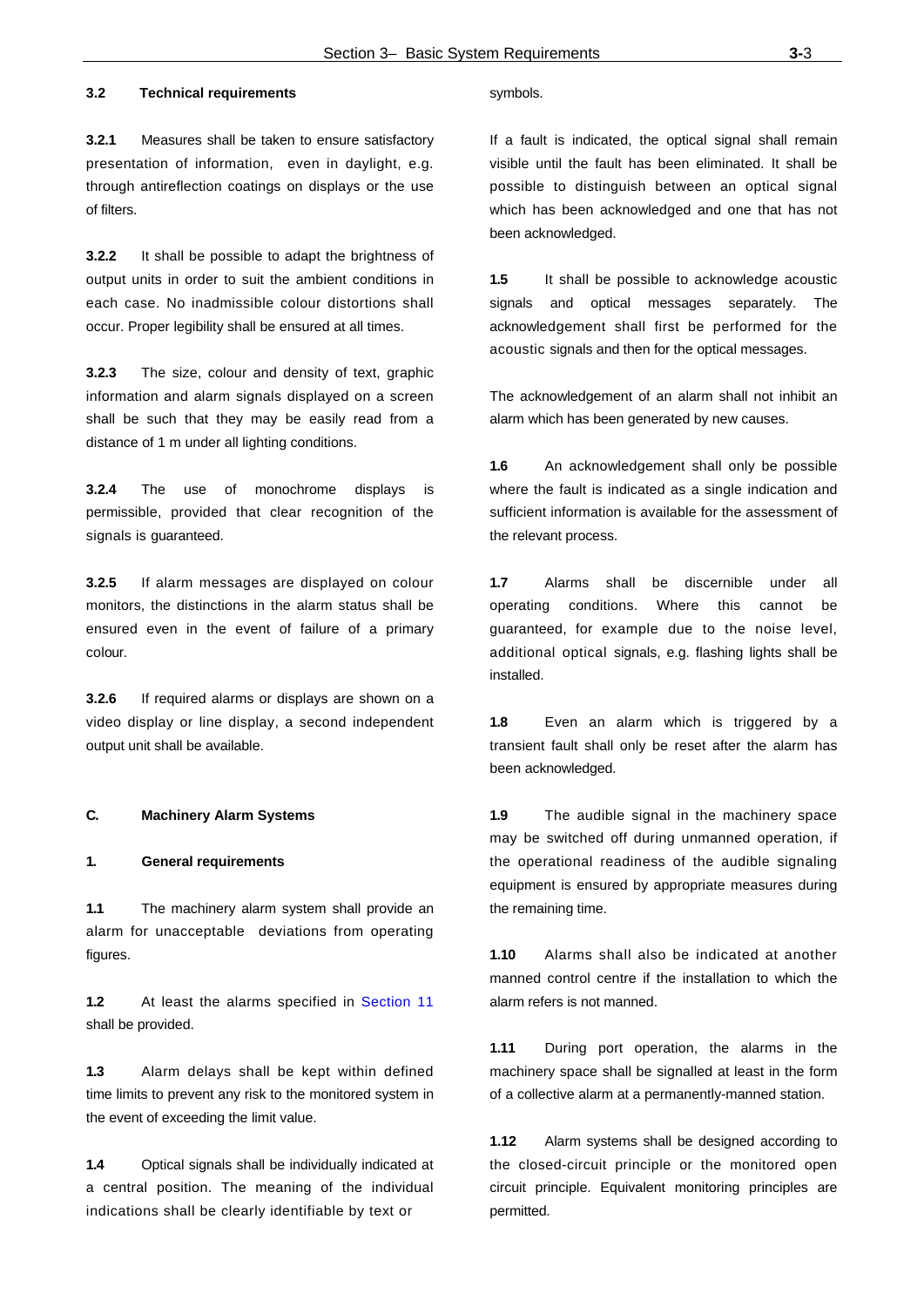### 3.2 Technical requirements

**3.2.1** Measures shall be taken to ensure satisfactory presentation of information, even in daylight, e.g. through antireflection coatings on displays or the use of filters.

**3.2.2** It shall be possible to adapt the brightness of output units in order to suit the ambient conditions in each case. No inadmissible colour distortions shall occur. Proper legibility shall be ensured at all times.

**3.2.3** The size, colour and density of text, graphic information and alarm signals displayed on a screen shall be such that they may be easily read from a distance of 1 m under all lighting conditions.

**3.2.4** The use of monochrome displays is permissible, provided that clear recognition of the signals is guaranteed.

**3.2.5** If alarm messages are displayed on colour monitors, the distinctions in the alarm status shall be ensured even in the event of failure of a primary colour.

**3.2.6** If required alarms or displays are shown on a video display or line display, a second independent output unit shall be available.

## C. Machinery Alarm Systems

### 1. General requirements

**1.1** The machinery alarm system shall provide an alarm for unacceptable deviations from operating figures.

**1.2** At least the alarms specified in Section 11 shall be provided.

**1.3** Alarm delays shall be kept within defined time limits to prevent any risk to the monitored system in the event of exceeding the limit value.

**1.4** Optical signals shall be individually indicated at a central position. The meaning of the individual indications shall be clearly identifiable by text or symbols.

If a fault is indicated, the optical signal shall remain visible until the fault has been eliminated. It shall be possible to distinguish between an optical signal which has been acknowledged and one that has not been acknowledged.

**1.5** It shall be possible to acknowledge acoustic signals and optical messages separately. The acknowledgement shall first be performed for the acoustic signals and then for the optical messages.

The acknowledgement of an alarm shall not inhibit an alarm which has been generated by new causes.

**1.6** An acknowledgement shall only be possible where the fault is indicated as a single indication and sufficient information is available for the assessment of the relevant process.

**1.7** Alarms shall be discernible under all operating conditions. Where this cannot be guaranteed, for example due to the noise level, additional optical signals, e.g. flashing lights shall be installed.

**1.8** Even an alarm which is triggered by a transient fault shall only be reset after the alarm has been acknowledged.

**1.9** The audible signal in the machinery space may be switched off during unmanned operation, if the operational readiness of the audible signaling equipment is ensured by appropriate measures during the remaining time.

**1.10** Alarms shall also be indicated at another manned control centre if the installation to which the alarm refers is not manned.

**1.11** During port operation, the alarms in the machinery space shall be signalled at least in the form of a collective alarm at a permanently-manned station.

**1.12** Alarm systems shall be designed according to the closed-circuit principle or the monitored open circuit principle. Equivalent monitoring principles are permitted.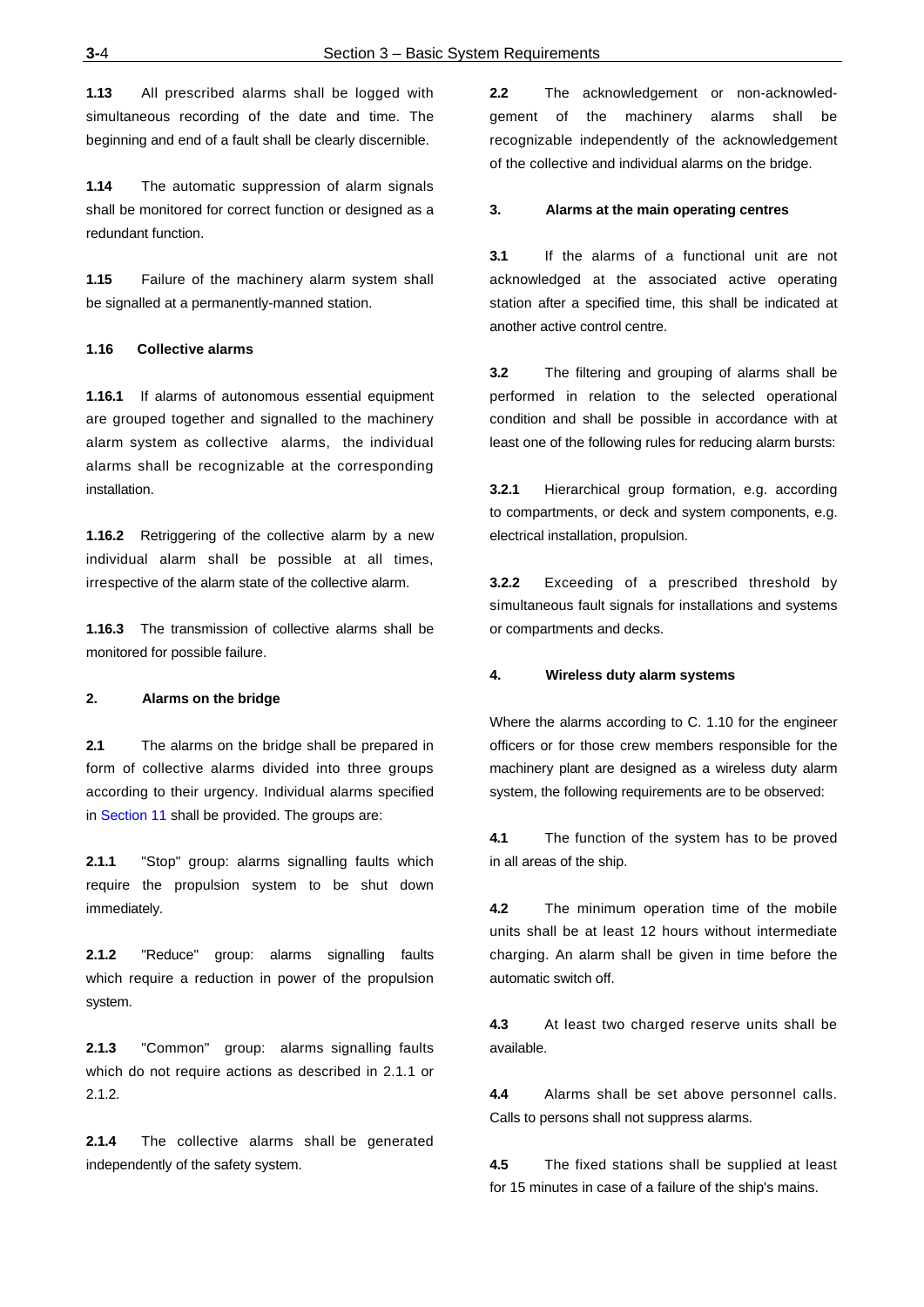**1.13** All prescribed alarms shall be logged with simultaneous recording of the date and time. The beginning and end of a fault shall be clearly discernible.

**1.14** The automatic suppression of alarm signals shall be monitored for correct function or designed as a redundant function.

**1.15** Failure of the machinery alarm system shall be signalled at a permanently-manned station.

### 1.16 Collective alarms

**1.16.1** If alarms of autonomous essential equipment are grouped together and signalled to the machinery alarm system as collective alarms, the individual alarms shall be recognizable at the corresponding installation.

**1.16.2** Retriggering of the collective alarm by a new individual alarm shall be possible at all times, irrespective of the alarm state of the collective alarm.

**1.16.3** The transmission of collective alarms shall be monitored for possible failure.

## 2. Alarms on the bridge

**2.1** The alarms on the bridge shall be prepared in form of collective alarms divided into three groups according to their urgency. Individual alarms specified in Section 11 shall be provided. The groups are:

**2.1.1** "Stop" group: alarms signalling faults which require the propulsion system to be shut down immediately.

**2.1.2** "Reduce" group: alarms signalling faults which require a reduction in power of the propulsion system.

**2.1.3** "Common" group: alarms signalling faults which do not require actions as described in 2.1.1 or 2.1.2.

**2.1.4** The collective alarms shall be generated independently of the safety system.

**2.2** The acknowledgement or non-acknowledgement of the machinery alarms shall be recognizable independently of the acknowledgement of the collective and individual alarms on the bridge.

## 3. Alarms at the main operating centres

**3.1** If the alarms of a functional unit are not acknowledged at the associated active operating station after a specified time, this shall be indicated at another active control centre.

**3.2** The filtering and grouping of alarms shall be performed in relation to the selected operational condition and shall be possible in accordance with at least one of the following rules for reducing alarm bursts:

**3.2.1** Hierarchical group formation, e.g. according to compartments, or deck and system components, e.g. electrical installation, propulsion.

**3.2.2** Exceeding of a prescribed threshold by simultaneous fault signals for installations and systems or compartments and decks.

## 4. Wireless duty alarm systems

Where the alarms according to C. 1.10 for the engineer officers or for those crew members responsible for the machinery plant are designed as a wireless duty alarm system, the following requirements are to be observed:

**4.1** The function of the system has to be proved in all areas of the ship.

**4.2** The minimum operation time of the mobile units shall be at least 12 hours without intermediate charging. An alarm shall be given in time before the automatic switch off.

**4.3** At least two charged reserve units shall be available.

**4.4** Alarms shall be set above personnel calls. Calls to persons shall not suppress alarms.

**4.5** The fixed stations shall be supplied at least for 15 minutes in case of a failure of the ship's mains.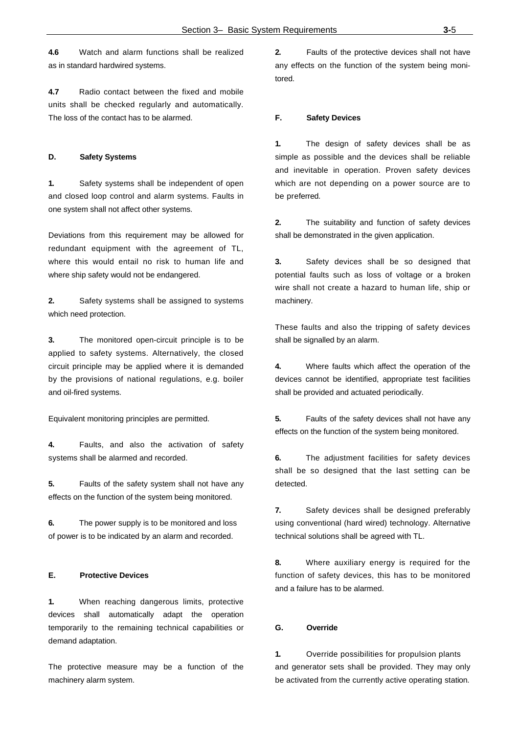**4.6** Watch and alarm functions shall be realized as in standard hardwired systems.

**4.7** Radio contact between the fixed and mobile units shall be checked regularly and automatically. The loss of the contact has to be alarmed.

## D. Safety Systems

**1.** Safety systems shall be independent of open and closed loop control and alarm systems. Faults in one system shall not affect other systems.

Deviations from this requirement may be allowed for redundant equipment with the agreement of TL, where this would entail no risk to human life and where ship safety would not be endangered.

**2.** Safety systems shall be assigned to systems which need protection.

**3.** The monitored open-circuit principle is to be applied to safety systems. Alternatively, the closed circuit principle may be applied where it is demanded by the provisions of national regulations, e.g. boiler and oil-fired systems.

Equivalent monitoring principles are permitted.

**4.** Faults, and also the activation of safety systems shall be alarmed and recorded.

**5.** Faults of the safety system shall not have any effects on the function of the system being monitored.

**6.** The power supply is to be monitored and loss of power is to be indicated by an alarm and recorded.

## E. Protective Devices

**1.** When reaching dangerous limits, protective devices shall automatically adapt the operation temporarily to the remaining technical capabilities or demand adaptation.

The protective measure may be a function of the machinery alarm system.

**2.** Faults of the protective devices shall not have any effects on the function of the system being monitored.

## F. Safety Devices

**1.** The design of safety devices shall be as simple as possible and the devices shall be reliable and inevitable in operation. Proven safety devices which are not depending on a power source are to be preferred.

**2.** The suitability and function of safety devices shall be demonstrated in the given application.

**3.** Safety devices shall be so designed that potential faults such as loss of voltage or a broken wire shall not create a hazard to human life, ship or machinery.

These faults and also the tripping of safety devices shall be signalled by an alarm.

**4.** Where faults which affect the operation of the devices cannot be identified, appropriate test facilities shall be provided and actuated periodically.

**5.** Faults of the safety devices shall not have any effects on the function of the system being monitored.

**6.** The adjustment facilities for safety devices shall be so designed that the last setting can be detected.

**7.** Safety devices shall be designed preferably using conventional (hard wired) technology. Alternative technical solutions shall be agreed with TL.

**8.** Where auxiliary energy is required for the function of safety devices, this has to be monitored and a failure has to be alarmed.

## G. Override

**1.** Override possibilities for propulsion plants and generator sets shall be provided. They may only be activated from the currently active operating station.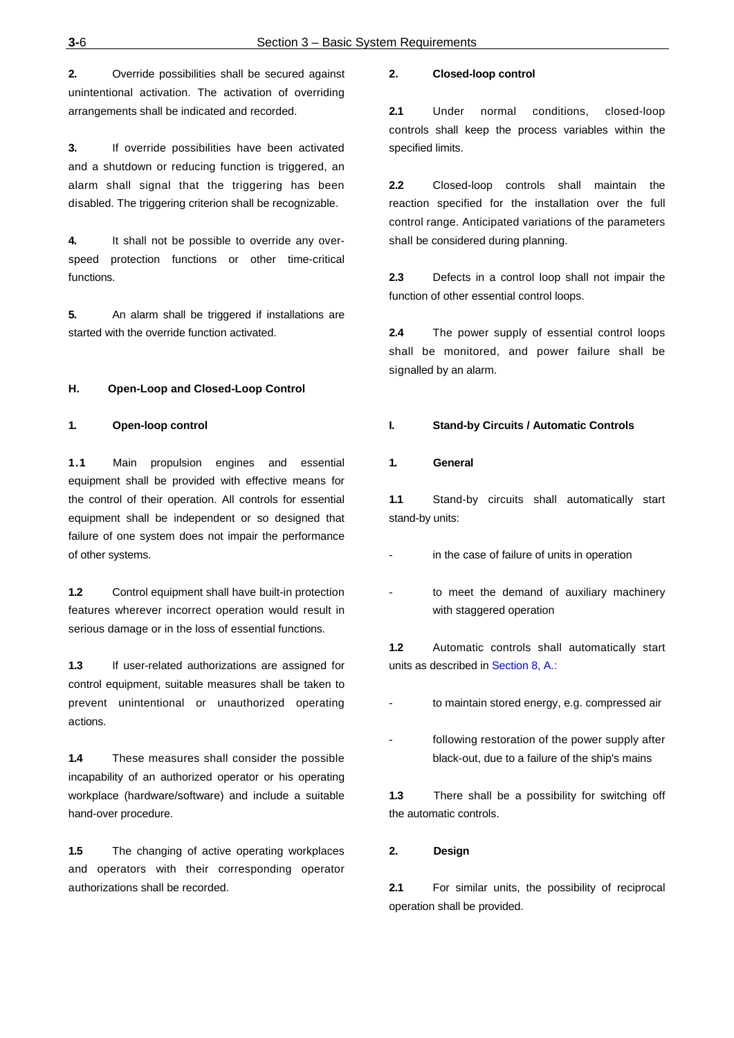**2.** Override possibilities shall be secured against unintentional activation. The activation of overriding arrangements shall be indicated and recorded.

**3.** If override possibilities have been activated and a shutdown or reducing function is triggered, an alarm shall signal that the triggering has been disabled. The triggering criterion shall be recognizable.

**4.** It shall not be possible to override any overspeed protection functions or other time-critical functions.

**5.** An alarm shall be triggered if installations are started with the override function activated.

## H. Open-Loop and Closed-Loop Control

### 1. Open-loop control

**1.1** Main propulsion engines and essential equipment shall be provided with effective means for the control of their operation. All controls for essential equipment shall be independent or so designed that failure of one system does not impair the performance of other systems.

**1.2** Control equipment shall have built-in protection features wherever incorrect operation would result in serious damage or in the loss of essential functions.

**1.3** If user-related authorizations are assigned for control equipment, suitable measures shall be taken to prevent unintentional or unauthorized operating actions.

**1.4** These measures shall consider the possible incapability of an authorized operator or his operating workplace (hardware/software) and include a suitable hand-over procedure.

**1.5** The changing of active operating workplaces and operators with their corresponding operator authorizations shall be recorded.

### 2. Closed-loop control

**2.1** Under normal conditions, closed-loop controls shall keep the process variables within the specified limits.

**2.2** Closed-loop controls shall maintain the reaction specified for the installation over the full control range. Anticipated variations of the parameters shall be considered during planning.

**2.3** Defects in a control loop shall not impair the function of other essential control loops.

**2.4** The power supply of essential control loops shall be monitored, and power failure shall be signalled by an alarm.

## I. Stand-by Circuits / Automatic Controls

### 1. General

**1.1** Stand-by circuits shall automatically start stand-by units:

- in the case of failure of units in operation
- to meet the demand of auxiliary machinery with staggered operation

**1.2** Automatic controls shall automatically start units as described in Section 8, A.:

- to maintain stored energy, e.g. compressed air
- following restoration of the power supply after black-out, due to a failure of the ship's mains

**1.3** There shall be a possibility for switching off the automatic controls.

### 2. Design

**2.1** For similar units, the possibility of reciprocal operation shall be provided.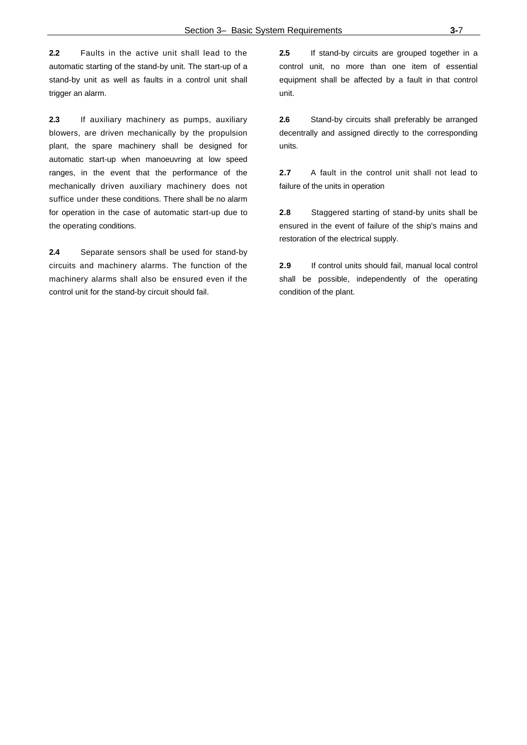**2.2** Faults in the active unit shall lead to the automatic starting of the stand-by unit. The start-up of a stand-by unit as well as faults in a control unit shall trigger an alarm.

**2.3** If auxiliary machinery as pumps, auxiliary blowers, are driven mechanically by the propulsion plant, the spare machinery shall be designed for automatic start-up when manoeuvring at low speed ranges, in the event that the performance of the mechanically driven auxiliary machinery does not suffice under these conditions. There shall be no alarm for operation in the case of automatic start-up due to the operating conditions.

**2.4** Separate sensors shall be used for stand-by circuits and machinery alarms. The function of the machinery alarms shall also be ensured even if the control unit for the stand-by circuit should fail.

**2.5** If stand-by circuits are grouped together in a control unit, no more than one item of essential equipment shall be affected by a fault in that control unit.

**2.6** Stand-by circuits shall preferably be arranged decentrally and assigned directly to the corresponding units.

**2.7** A fault in the control unit shall not lead to failure of the units in operation

**2.8** Staggered starting of stand-by units shall be ensured in the event of failure of the ship's mains and restoration of the electrical supply.

**2.9** If control units should fail, manual local control shall be possible, independently of the operating condition of the plant.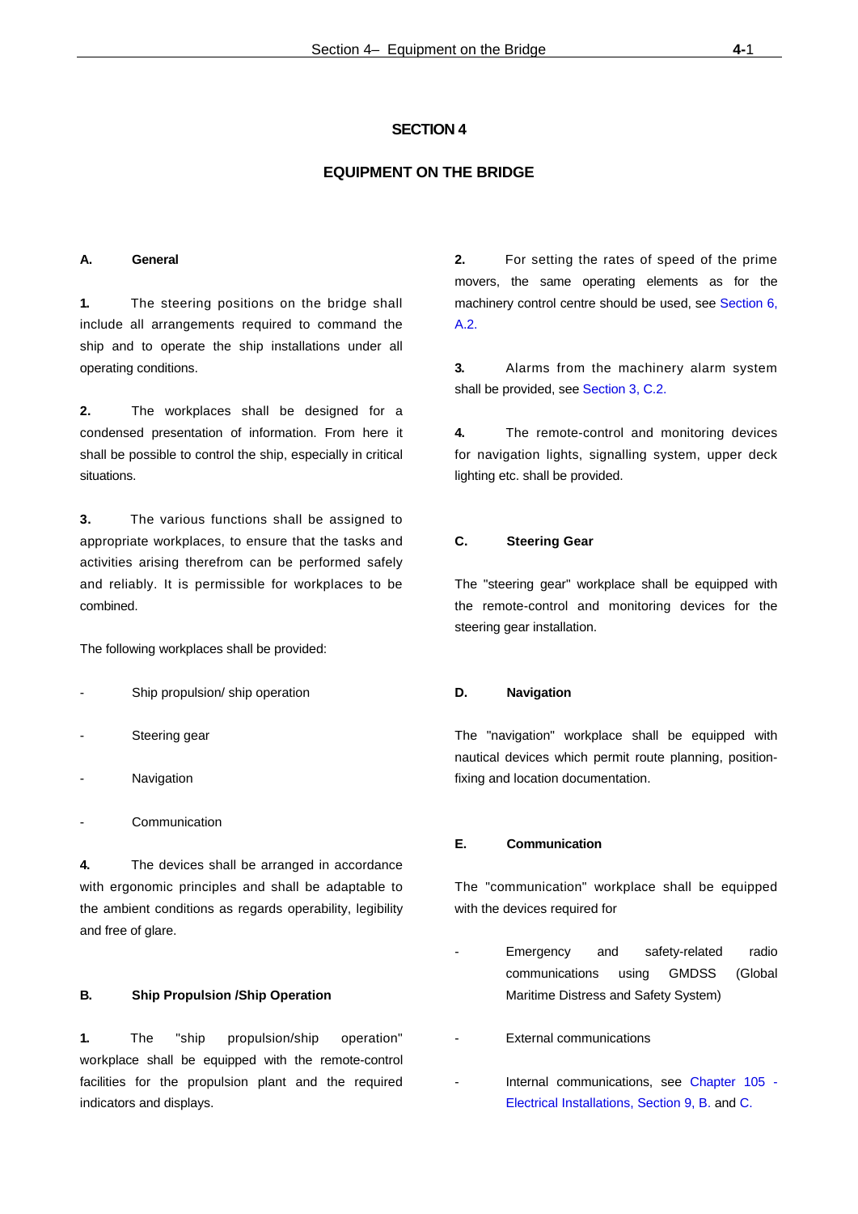# SECTION 4

# EQUIPMENT ON THE BRIDGE

## A. General

**1.** The steering positions on the bridge shall include all arrangements required to command the ship and to operate the ship installations under all operating conditions.

**2.** The workplaces shall be designed for a condensed presentation of information. From here it shall be possible to control the ship, especially in critical situations.

**3.** The various functions shall be assigned to appropriate workplaces, to ensure that the tasks and activities arising therefrom can be performed safely and reliably. It is permissible for workplaces to be combined.

The following workplaces shall be provided:

- Ship propulsion/ ship operation
- Steering gear
- Navigation
- Communication

**4.** The devices shall be arranged in accordance with ergonomic principles and shall be adaptable to the ambient conditions as regards operability, legibility and free of glare.

## B. Ship Propulsion /Ship Operation

**1.** The "ship propulsion/ship operation" workplace shall be equipped with the remote-control facilities for the propulsion plant and the required indicators and displays.

**2.** For setting the rates of speed of the prime movers, the same operating elements as for the machinery control centre should be used, see Section 6, A.2.

**3.** Alarms from the machinery alarm system shall be provided, see Section 3, C.2.

**4.** The remote-control and monitoring devices for navigation lights, signalling system, upper deck lighting etc. shall be provided.

## C. Steering Gear

The "steering gear" workplace shall be equipped with the remote-control and monitoring devices for the steering gear installation.

## D. Navigation

The "navigation" workplace shall be equipped with nautical devices which permit route planning, position-fixing and location documentation.

## E. Communication

The "communication" workplace shall be equipped with the devices required for

- Emergency and safety-related radio communications using GMDSS (Global Maritime Distress and Safety System)
- External communications
- Internal communications, see Chapter 105 - Electrical Installations, Section 9, B. and C.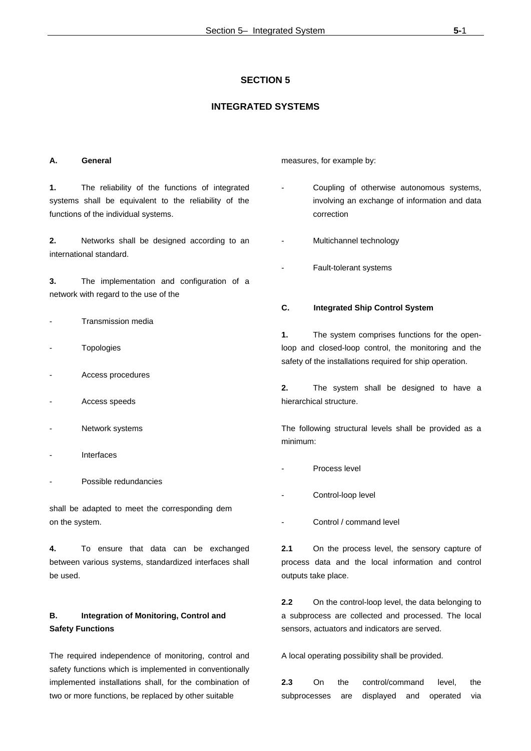# SECTION 5

# INTEGRATED SYSTEMS

## A. General

**1.** The reliability of the functions of integrated systems shall be equivalent to the reliability of the functions of the individual systems.

**2.** Networks shall be designed according to an international standard.

**3.** The implementation and configuration of a network with regard to the use of the

- Transmission media
- Topologies
- Access procedures
- Access speeds
- Network systems
- Interfaces
- Possible redundancies

shall be adapted to meet the corresponding dem on the system.

**4.** To ensure that data can be exchanged between various systems, standardized interfaces shall be used.

## B. Integration of Monitoring, Control and Safety Functions

The required independence of monitoring, control and safety functions which is implemented in conventionally implemented installations shall, for the combination of two or more functions, be replaced by other suitable measures, for example by:

- Coupling of otherwise autonomous systems, involving an exchange of information and data correction
- Multichannel technology
- Fault-tolerant systems

## C. Integrated Ship Control System

**1.** The system comprises functions for the open-loop and closed-loop control, the monitoring and the safety of the installations required for ship operation.

**2.** The system shall be designed to have a hierarchical structure.

The following structural levels shall be provided as a minimum:

- Process level
- Control-loop level
- Control / command level

**2.1** On the process level, the sensory capture of process data and the local information and control outputs take place.

**2.2** On the control-loop level, the data belonging to a subprocess are collected and processed. The local sensors, actuators and indicators are served.

A local operating possibility shall be provided.

**2.3** On the control/command level, the subprocesses are displayed and operated via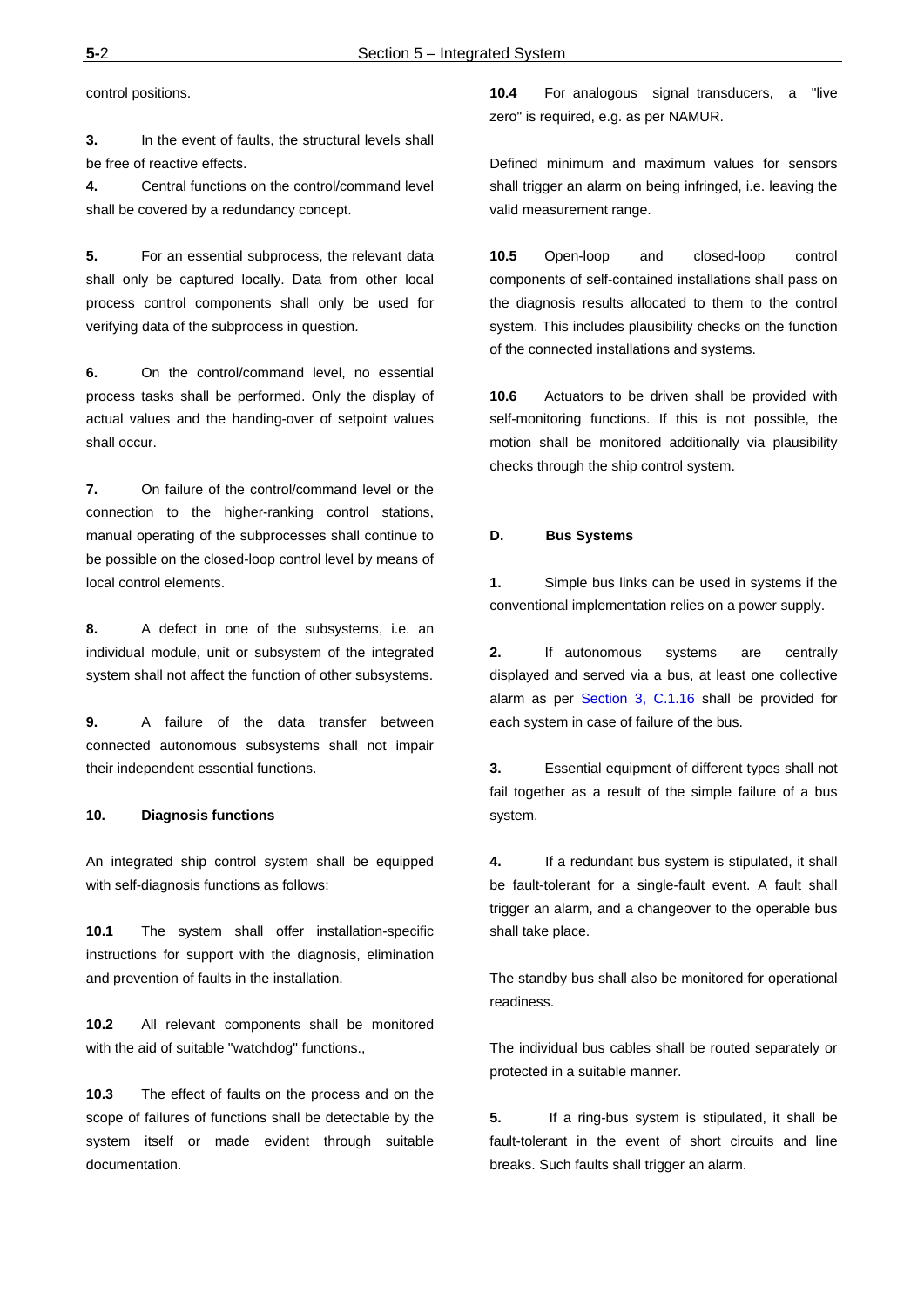control positions.

**3.** In the event of faults, the structural levels shall be free of reactive effects.

**4.** Central functions on the control/command level shall be covered by a redundancy concept.

**5.** For an essential subprocess, the relevant data shall only be captured locally. Data from other local process control components shall only be used for verifying data of the subprocess in question.

**6.** On the control/command level, no essential process tasks shall be performed. Only the display of actual values and the handing-over of setpoint values shall occur.

**7.** On failure of the control/command level or the connection to the higher-ranking control stations, manual operating of the subprocesses shall continue to be possible on the closed-loop control level by means of local control elements.

**8.** A defect in one of the subsystems, i.e. an individual module, unit or subsystem of the integrated system shall not affect the function of other subsystems.

**9.** A failure of the data transfer between connected autonomous subsystems shall not impair their independent essential functions.

**10. Diagnosis functions**

An integrated ship control system shall be equipped with self-diagnosis functions as follows:

**10.1** The system shall offer installation-specific instructions for support with the diagnosis, elimination and prevention of faults in the installation.

**10.2** All relevant components shall be monitored with the aid of suitable "watchdog" functions.,

**10.3** The effect of faults on the process and on the scope of failures of functions shall be detectable by the system itself or made evident through suitable documentation.

**10.4** For analogous signal transducers, a "live zero" is required, e.g. as per NAMUR.

Defined minimum and maximum values for sensors shall trigger an alarm on being infringed, i.e. leaving the valid measurement range.

**10.5** Open-loop and closed-loop control components of self-contained installations shall pass on the diagnosis results allocated to them to the control system. This includes plausibility checks on the function of the connected installations and systems.

**10.6** Actuators to be driven shall be provided with self-monitoring functions. If this is not possible, the motion shall be monitored additionally via plausibility checks through the ship control system.

## D. Bus Systems

**1.** Simple bus links can be used in systems if the conventional implementation relies on a power supply.

**2.** If autonomous systems are centrally displayed and served via a bus, at least one collective alarm as per Section 3, C.1.16 shall be provided for each system in case of failure of the bus.

**3.** Essential equipment of different types shall not fail together as a result of the simple failure of a bus system.

**4.** If a redundant bus system is stipulated, it shall be fault-tolerant for a single-fault event. A fault shall trigger an alarm, and a changeover to the operable bus shall take place.

The standby bus shall also be monitored for operational readiness.

The individual bus cables shall be routed separately or protected in a suitable manner.

**5.** If a ring-bus system is stipulated, it shall be fault-tolerant in the event of short circuits and line breaks. Such faults shall trigger an alarm.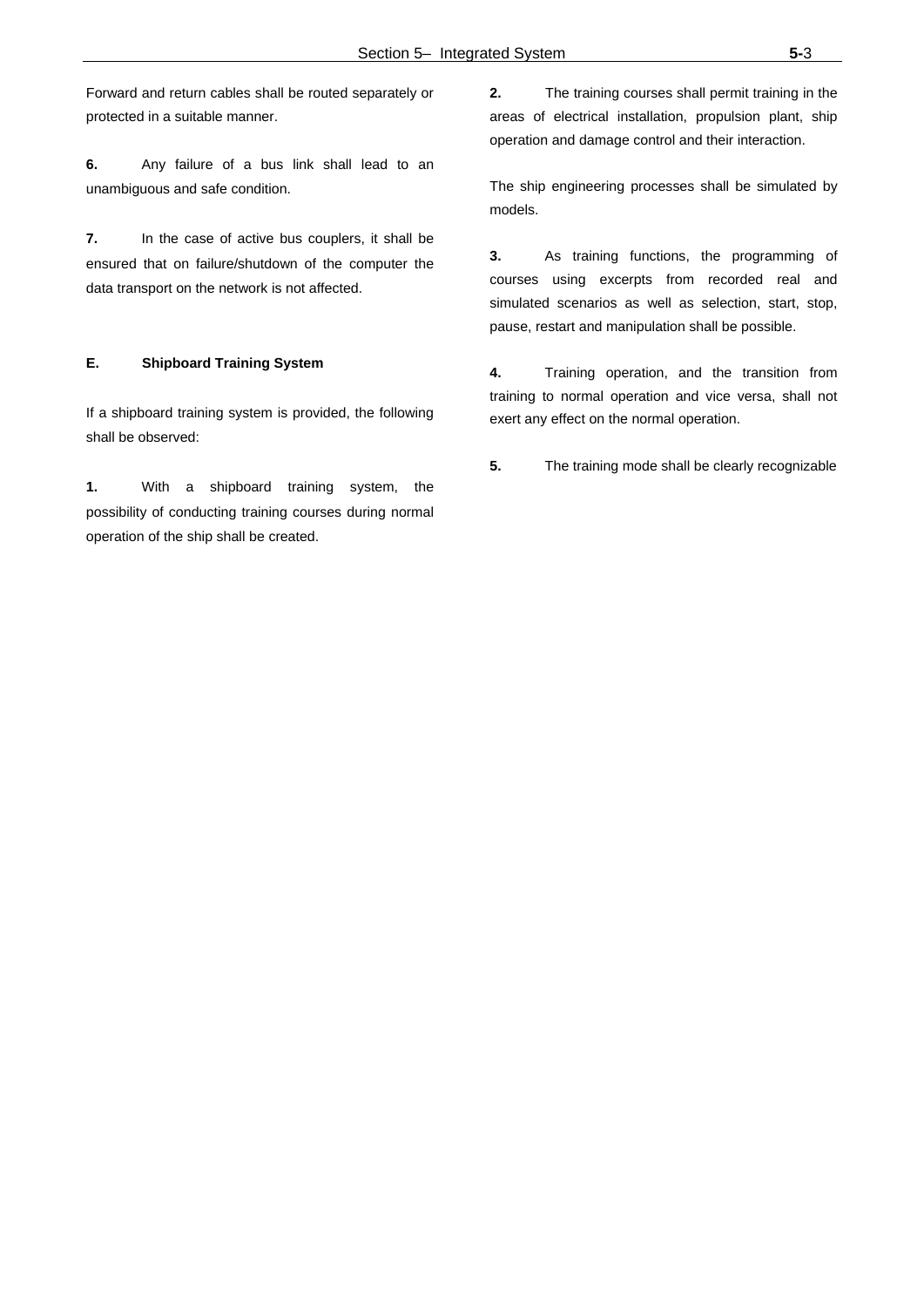Forward and return cables shall be routed separately or protected in a suitable manner.

**6.** Any failure of a bus link shall lead to an unambiguous and safe condition.

**7.** In the case of active bus couplers, it shall be ensured that on failure/shutdown of the computer the data transport on the network is not affected.

## E. Shipboard Training System

If a shipboard training system is provided, the following shall be observed:

**1.** With a shipboard training system, the possibility of conducting training courses during normal operation of the ship shall be created.

**2.** The training courses shall permit training in the areas of electrical installation, propulsion plant, ship operation and damage control and their interaction.

The ship engineering processes shall be simulated by models.

**3.** As training functions, the programming of courses using excerpts from recorded real and simulated scenarios as well as selection, start, stop, pause, restart and manipulation shall be possible.

**4.** Training operation, and the transition from training to normal operation and vice versa, shall not exert any effect on the normal operation.

**5.** The training mode shall be clearly recognizable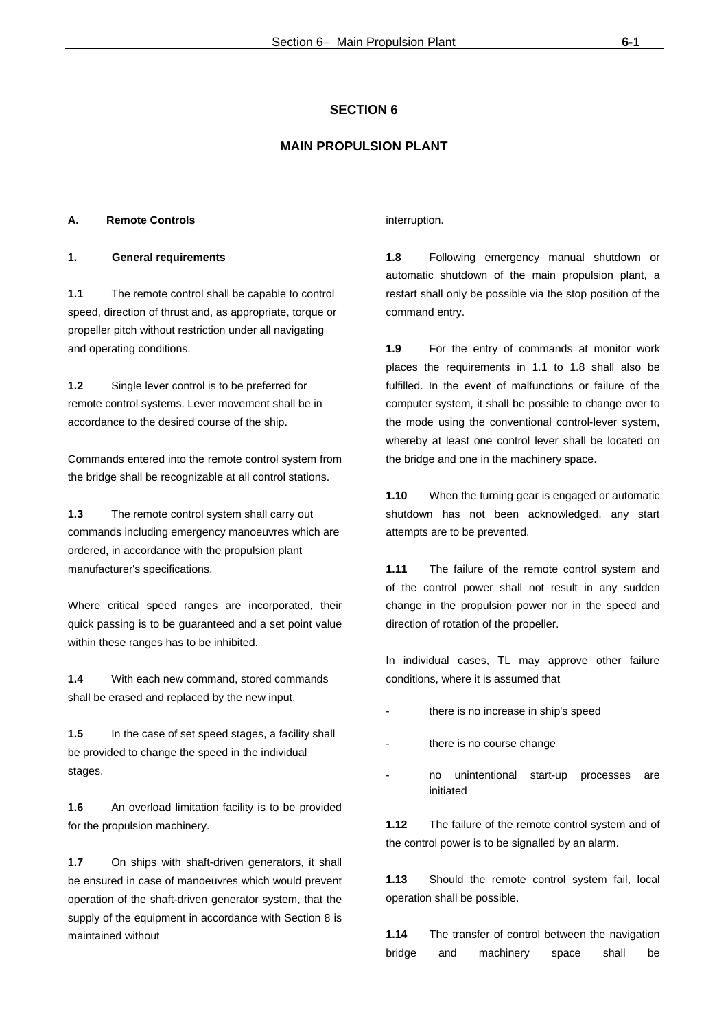# SECTION 6

# MAIN PROPULSION PLANT

## A. Remote Controls

### 1. General requirements

**1.1** The remote control shall be capable to control speed, direction of thrust and, as appropriate, torque or propeller pitch without restriction under all navigating and operating conditions.

**1.2** Single lever control is to be preferred for remote control systems. Lever movement shall be in accordance to the desired course of the ship.

Commands entered into the remote control system from the bridge shall be recognizable at all control stations.

**1.3** The remote control system shall carry out commands including emergency manoeuvres which are ordered, in accordance with the propulsion plant manufacturer's specifications.

Where critical speed ranges are incorporated, their quick passing is to be guaranteed and a set point value within these ranges has to be inhibited.

**1.4** With each new command, stored commands shall be erased and replaced by the new input.

**1.5** In the case of set speed stages, a facility shall be provided to change the speed in the individual stages.

**1.6** An overload limitation facility is to be provided for the propulsion machinery.

**1.7** On ships with shaft-driven generators, it shall be ensured in case of manoeuvres which would prevent operation of the shaft-driven generator system, that the supply of the equipment in accordance with Section 8 is maintained without interruption.

**1.8** Following emergency manual shutdown or automatic shutdown of the main propulsion plant, a restart shall only be possible via the stop position of the command entry.

**1.9** For the entry of commands at monitor work places the requirements in 1.1 to 1.8 shall also be fulfilled. In the event of malfunctions or failure of the computer system, it shall be possible to change over to the mode using the conventional control-lever system, whereby at least one control lever shall be located on the bridge and one in the machinery space.

**1.10** When the turning gear is engaged or automatic shutdown has not been acknowledged, any start attempts are to be prevented.

**1.11** The failure of the remote control system and of the control power shall not result in any sudden change in the propulsion power nor in the speed and direction of rotation of the propeller.

In individual cases, TL may approve other failure conditions, where it is assumed that

- there is no increase in ship's speed
- there is no course change
- no unintentional start-up processes are initiated

**1.12** The failure of the remote control system and of the control power is to be signalled by an alarm.

**1.13** Should the remote control system fail, local operation shall be possible.

**1.14** The transfer of control between the navigation bridge and machinery space shall be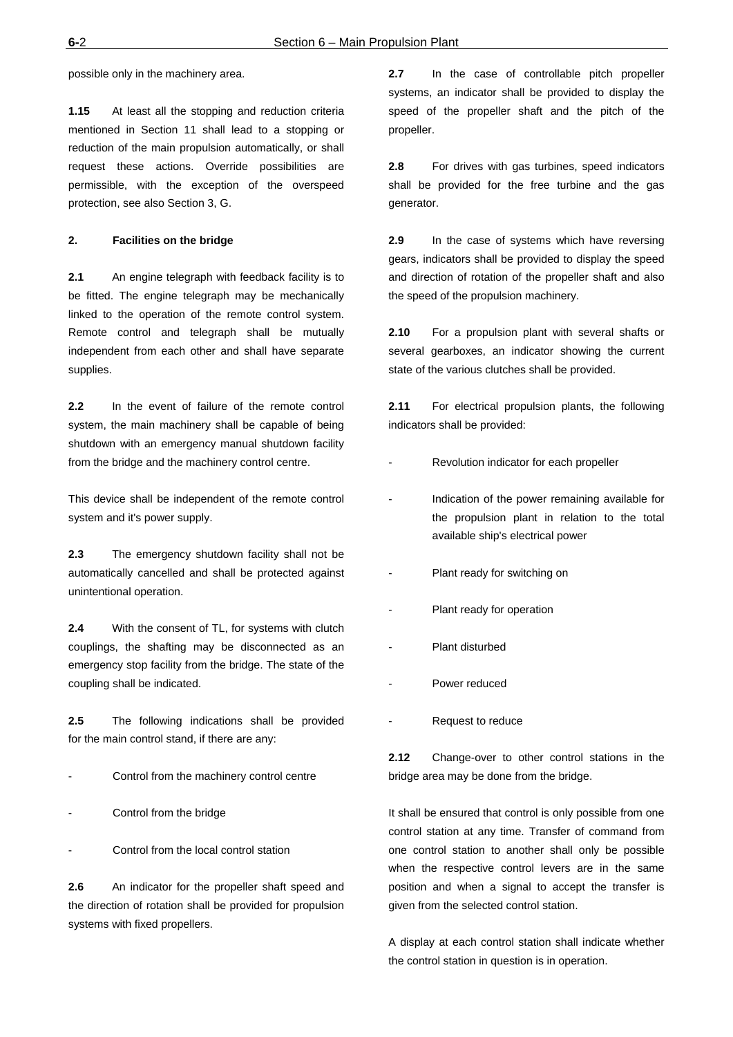possible only in the machinery area.

**1.15** At least all the stopping and reduction criteria mentioned in Section 11 shall lead to a stopping or reduction of the main propulsion automatically, or shall request these actions. Override possibilities are permissible, with the exception of the overspeed protection, see also Section 3, G.

## 2. Facilities on the bridge

**2.1** An engine telegraph with feedback facility is to be fitted. The engine telegraph may be mechanically linked to the operation of the remote control system. Remote control and telegraph shall be mutually independent from each other and shall have separate supplies.

**2.2** In the event of failure of the remote control system, the main machinery shall be capable of being shutdown with an emergency manual shutdown facility from the bridge and the machinery control centre.

This device shall be independent of the remote control system and it's power supply.

**2.3** The emergency shutdown facility shall not be automatically cancelled and shall be protected against unintentional operation.

**2.4** With the consent of TL, for systems with clutch couplings, the shafting may be disconnected as an emergency stop facility from the bridge. The state of the coupling shall be indicated.

**2.5** The following indications shall be provided for the main control stand, if there are any:

- Control from the machinery control centre
- Control from the bridge
- Control from the local control station

**2.6** An indicator for the propeller shaft speed and the direction of rotation shall be provided for propulsion systems with fixed propellers.

**2.7** In the case of controllable pitch propeller systems, an indicator shall be provided to display the speed of the propeller shaft and the pitch of the propeller.

**2.8** For drives with gas turbines, speed indicators shall be provided for the free turbine and the gas generator.

**2.9** In the case of systems which have reversing gears, indicators shall be provided to display the speed and direction of rotation of the propeller shaft and also the speed of the propulsion machinery.

**2.10** For a propulsion plant with several shafts or several gearboxes, an indicator showing the current state of the various clutches shall be provided.

**2.11** For electrical propulsion plants, the following indicators shall be provided:

- Revolution indicator for each propeller
- Indication of the power remaining available for the propulsion plant in relation to the total available ship's electrical power
- Plant ready for switching on
- Plant ready for operation
- Plant disturbed
- Power reduced
- Request to reduce

**2.12** Change-over to other control stations in the bridge area may be done from the bridge.

It shall be ensured that control is only possible from one control station at any time. Transfer of command from one control station to another shall only be possible when the respective control levers are in the same position and when a signal to accept the transfer is given from the selected control station.

A display at each control station shall indicate whether the control station in question is in operation.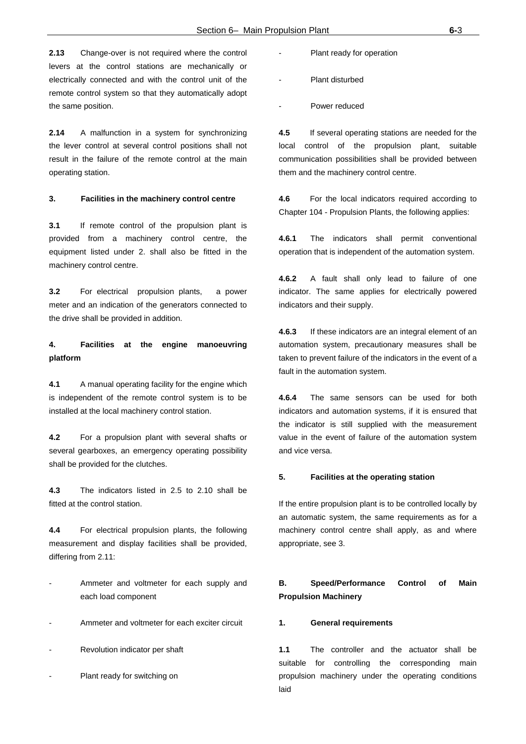**2.13** Change-over is not required where the control levers at the control stations are mechanically or electrically connected and with the control unit of the remote control system so that they automatically adopt the same position.

**2.14** A malfunction in a system for synchronizing the lever control at several control positions shall not result in the failure of the remote control at the main operating station.

### 3. Facilities in the machinery control centre

**3.1** If remote control of the propulsion plant is provided from a machinery control centre, the equipment listed under 2. shall also be fitted in the machinery control centre.

**3.2** For electrical propulsion plants, a power meter and an indication of the generators connected to the drive shall be provided in addition.

### 4. Facilities at the engine manoeuvring platform

**4.1** A manual operating facility for the engine which is independent of the remote control system is to be installed at the local machinery control station.

**4.2** For a propulsion plant with several shafts or several gearboxes, an emergency operating possibility shall be provided for the clutches.

**4.3** The indicators listed in 2.5 to 2.10 shall be fitted at the control station.

**4.4** For electrical propulsion plants, the following measurement and display facilities shall be provided, differing from 2.11:

- Ammeter and voltmeter for each supply and each load component
- Ammeter and voltmeter for each exciter circuit
- Revolution indicator per shaft
- Plant ready for switching on
- Plant ready for operation
- Plant disturbed
- Power reduced

**4.5** If several operating stations are needed for the local control of the propulsion plant, suitable communication possibilities shall be provided between them and the machinery control centre.

**4.6** For the local indicators required according to Chapter 104 - Propulsion Plants, the following applies:

**4.6.1** The indicators shall permit conventional operation that is independent of the automation system.

**4.6.2** A fault shall only lead to failure of one indicator. The same applies for electrically powered indicators and their supply.

**4.6.3** If these indicators are an integral element of an automation system, precautionary measures shall be taken to prevent failure of the indicators in the event of a fault in the automation system.

**4.6.4** The same sensors can be used for both indicators and automation systems, if it is ensured that the indicator is still supplied with the measurement value in the event of failure of the automation system and vice versa.

### 5. Facilities at the operating station

If the entire propulsion plant is to be controlled locally by an automatic system, the same requirements as for a machinery control centre shall apply, as and where appropriate, see 3.

## B. Speed/Performance Control of Main Propulsion Machinery

### 1. General requirements

**1.1** The controller and the actuator shall be suitable for controlling the corresponding main propulsion machinery under the operating conditions laid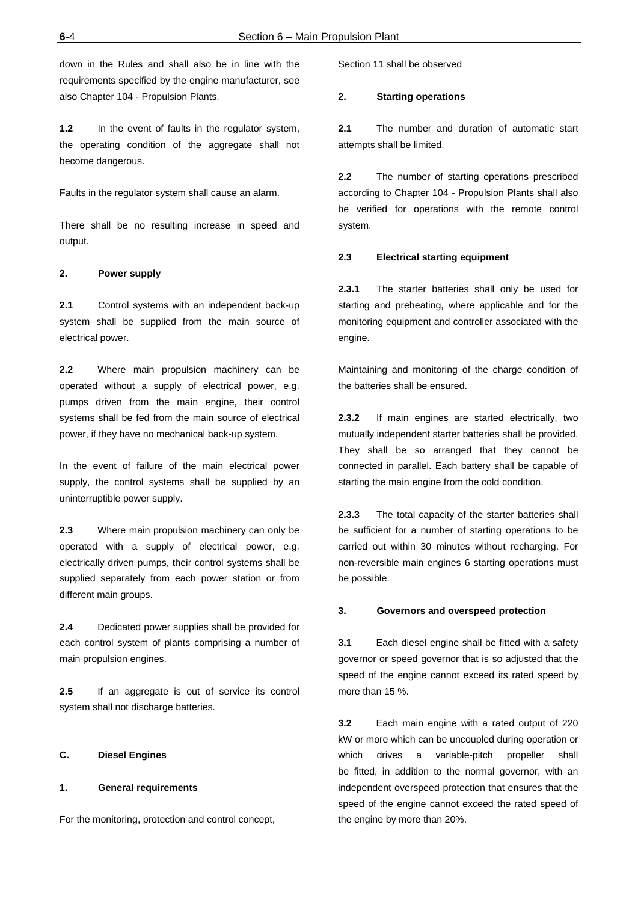down in the Rules and shall also be in line with the requirements specified by the engine manufacturer, see also Chapter 104 - Propulsion Plants.

**1.2** In the event of faults in the regulator system, the operating condition of the aggregate shall not become dangerous.

Faults in the regulator system shall cause an alarm.

There shall be no resulting increase in speed and output.

**2. Power supply**

**2.1** Control systems with an independent back-up system shall be supplied from the main source of electrical power.

**2.2** Where main propulsion machinery can be operated without a supply of electrical power, e.g. pumps driven from the main engine, their control systems shall be fed from the main source of electrical power, if they have no mechanical back-up system.

In the event of failure of the main electrical power supply, the control systems shall be supplied by an uninterruptible power supply.

**2.3** Where main propulsion machinery can only be operated with a supply of electrical power, e.g. electrically driven pumps, their control systems shall be supplied separately from each power station or from different main groups.

**2.4** Dedicated power supplies shall be provided for each control system of plants comprising a number of main propulsion engines.

**2.5** If an aggregate is out of service its control system shall not discharge batteries.

## C. Diesel Engines

**1. General requirements**

For the monitoring, protection and control concept, Section 11 shall be observed

**2. Starting operations**

**2.1** The number and duration of automatic start attempts shall be limited.

**2.2** The number of starting operations prescribed according to Chapter 104 - Propulsion Plants shall also be verified for operations with the remote control system.

**2.3 Electrical starting equipment**

**2.3.1** The starter batteries shall only be used for starting and preheating, where applicable and for the monitoring equipment and controller associated with the engine.

Maintaining and monitoring of the charge condition of the batteries shall be ensured.

**2.3.2** If main engines are started electrically, two mutually independent starter batteries shall be provided. They shall be so arranged that they cannot be connected in parallel. Each battery shall be capable of starting the main engine from the cold condition.

**2.3.3** The total capacity of the starter batteries shall be sufficient for a number of starting operations to be carried out within 30 minutes without recharging. For non-reversible main engines 6 starting operations must be possible.

**3. Governors and overspeed protection**

**3.1** Each diesel engine shall be fitted with a safety governor or speed governor that is so adjusted that the speed of the engine cannot exceed its rated speed by more than 15 %.

**3.2** Each main engine with a rated output of 220 kW or more which can be uncoupled during operation or which drives a variable-pitch propeller shall be fitted, in addition to the normal governor, with an independent overspeed protection that ensures that the speed of the engine cannot exceed the rated speed of the engine by more than 20%.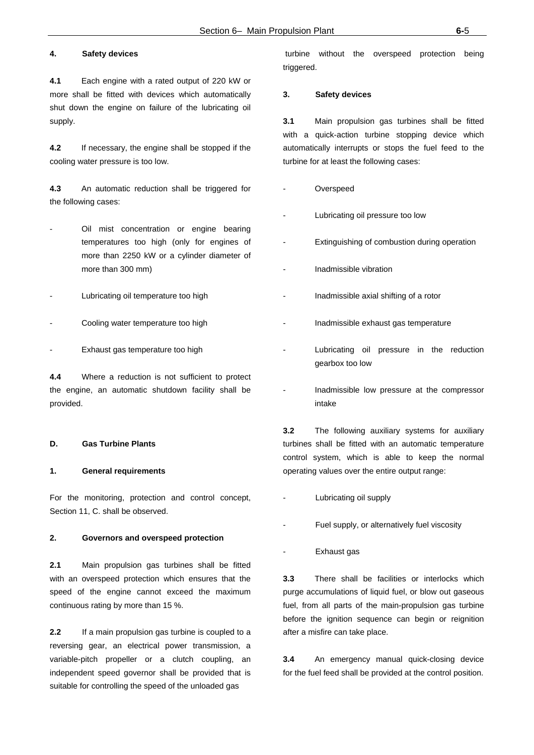#### 4. Safety devices

**4.1** Each engine with a rated output of 220 kW or more shall be fitted with devices which automatically shut down the engine on failure of the lubricating oil supply.

**4.2** If necessary, the engine shall be stopped if the cooling water pressure is too low.

**4.3** An automatic reduction shall be triggered for the following cases:

- Oil mist concentration or engine bearing temperatures too high (only for engines of more than 2250 kW or a cylinder diameter of more than 300 mm)
- Lubricating oil temperature too high
- Cooling water temperature too high
- Exhaust gas temperature too high

**4.4** Where a reduction is not sufficient to protect the engine, an automatic shutdown facility shall be provided.

### D. Gas Turbine Plants

#### 1. General requirements

For the monitoring, protection and control concept, Section 11, C. shall be observed.

#### 2. Governors and overspeed protection

**2.1** Main propulsion gas turbines shall be fitted with an overspeed protection which ensures that the speed of the engine cannot exceed the maximum continuous rating by more than 15 %.

**2.2** If a main propulsion gas turbine is coupled to a reversing gear, an electrical power transmission, a variable-pitch propeller or a clutch coupling, an independent speed governor shall be provided that is suitable for controlling the speed of the unloaded gas turbine without the overspeed protection being triggered.

#### 3. Safety devices

**3.1** Main propulsion gas turbines shall be fitted with a quick-action turbine stopping device which automatically interrupts or stops the fuel feed to the turbine for at least the following cases:

- Overspeed
- Lubricating oil pressure too low
- Extinguishing of combustion during operation
- Inadmissible vibration
- Inadmissible axial shifting of a rotor
- Inadmissible exhaust gas temperature
- Lubricating oil pressure in the reduction gearbox too low
- Inadmissible low pressure at the compressor intake

**3.2** The following auxiliary systems for auxiliary turbines shall be fitted with an automatic temperature control system, which is able to keep the normal operating values over the entire output range:

- Lubricating oil supply
- Fuel supply, or alternatively fuel viscosity
- Exhaust gas

**3.3** There shall be facilities or interlocks which purge accumulations of liquid fuel, or blow out gaseous fuel, from all parts of the main-propulsion gas turbine before the ignition sequence can begin or reignition after a misfire can take place.

**3.4** An emergency manual quick-closing device for the fuel feed shall be provided at the control position.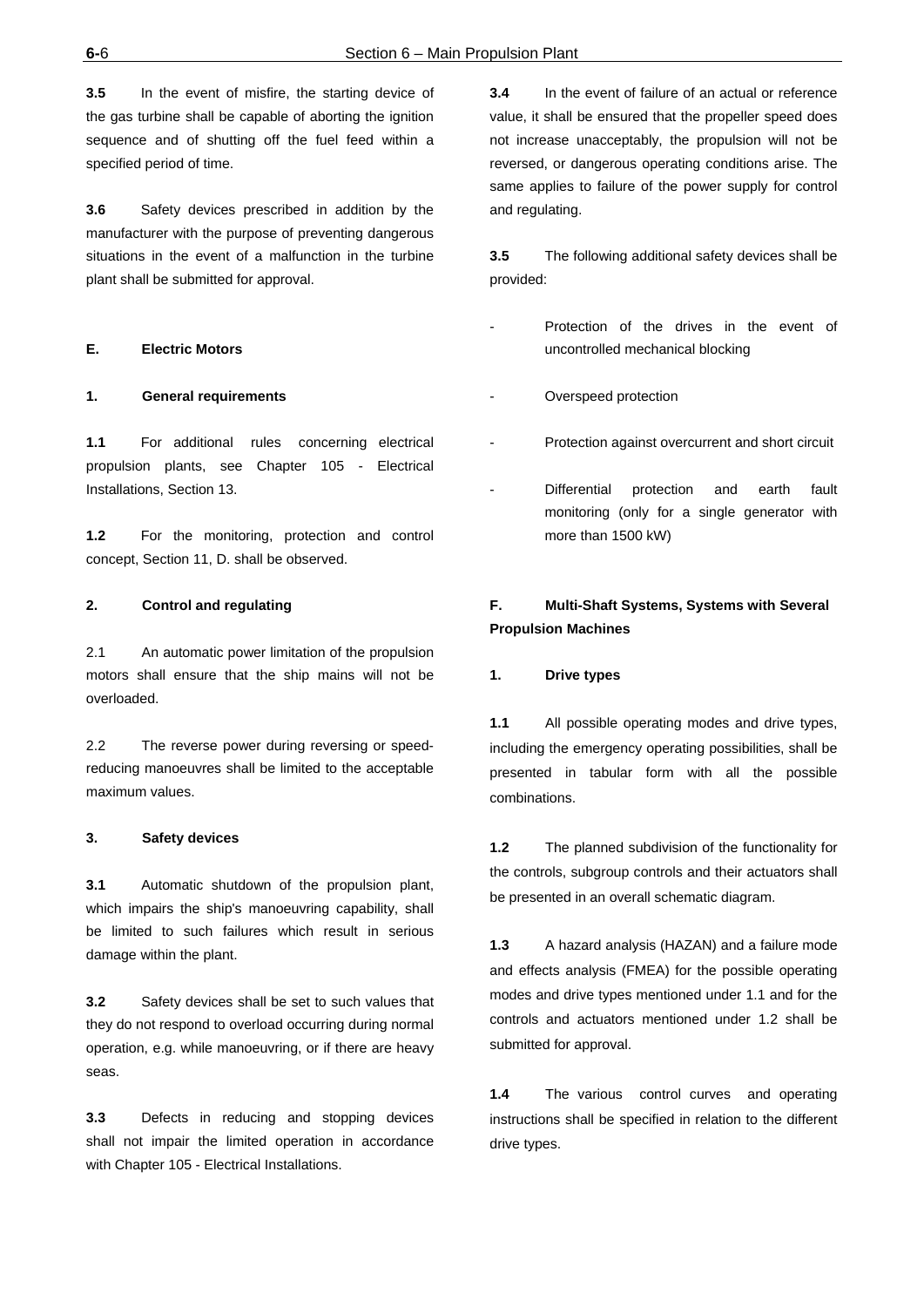**3.5** In the event of misfire, the starting device of the gas turbine shall be capable of aborting the ignition sequence and of shutting off the fuel feed within a specified period of time.

**3.6** Safety devices prescribed in addition by the manufacturer with the purpose of preventing dangerous situations in the event of a malfunction in the turbine plant shall be submitted for approval.

## E. Electric Motors

### 1. General requirements

**1.1** For additional rules concerning electrical propulsion plants, see Chapter 105 - Electrical Installations, Section 13.

**1.2** For the monitoring, protection and control concept, Section 11, D. shall be observed.

### 2. Control and regulating

2.1 An automatic power limitation of the propulsion motors shall ensure that the ship mains will not be overloaded.

2.2 The reverse power during reversing or speed-reducing manoeuvres shall be limited to the acceptable maximum values.

### 3. Safety devices

**3.1** Automatic shutdown of the propulsion plant, which impairs the ship's manoeuvring capability, shall be limited to such failures which result in serious damage within the plant.

**3.2** Safety devices shall be set to such values that they do not respond to overload occurring during normal operation, e.g. while manoeuvring, or if there are heavy seas.

**3.3** Defects in reducing and stopping devices shall not impair the limited operation in accordance with Chapter 105 - Electrical Installations.

**3.4** In the event of failure of an actual or reference value, it shall be ensured that the propeller speed does not increase unacceptably, the propulsion will not be reversed, or dangerous operating conditions arise. The same applies to failure of the power supply for control and regulating.

**3.5** The following additional safety devices shall be provided:

- Protection of the drives in the event of uncontrolled mechanical blocking
- Overspeed protection
- Protection against overcurrent and short circuit
- Differential protection and earth fault monitoring (only for a single generator with more than 1500 kW)

## F. Multi-Shaft Systems, Systems with Several Propulsion Machines

### 1. Drive types

**1.1** All possible operating modes and drive types, including the emergency operating possibilities, shall be presented in tabular form with all the possible combinations.

**1.2** The planned subdivision of the functionality for the controls, subgroup controls and their actuators shall be presented in an overall schematic diagram.

**1.3** A hazard analysis (HAZAN) and a failure mode and effects analysis (FMEA) for the possible operating modes and drive types mentioned under 1.1 and for the controls and actuators mentioned under 1.2 shall be submitted for approval.

**1.4** The various control curves and operating instructions shall be specified in relation to the different drive types.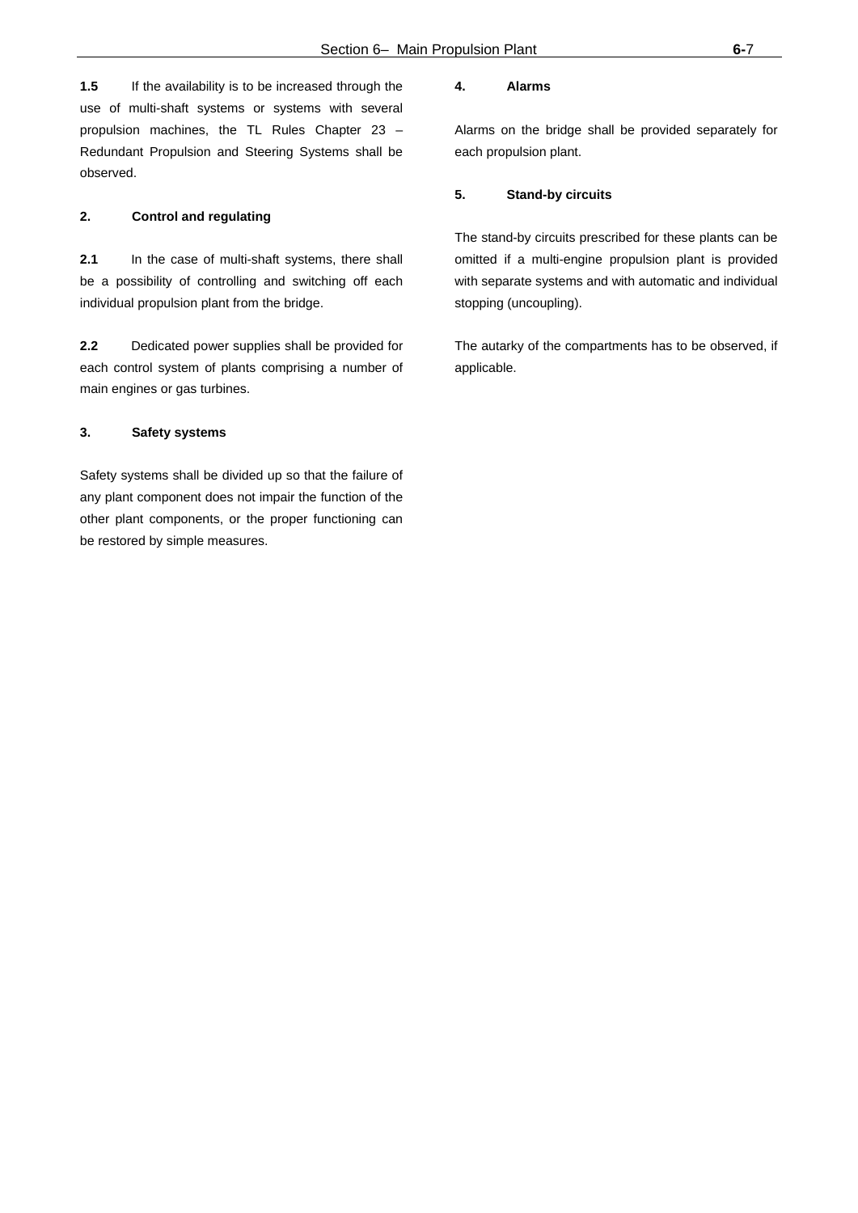**1.5** If the availability is to be increased through the use of multi-shaft systems or systems with several propulsion machines, the TL Rules Chapter 23 – Redundant Propulsion and Steering Systems shall be observed.

## 2. Control and regulating

**2.1** In the case of multi-shaft systems, there shall be a possibility of controlling and switching off each individual propulsion plant from the bridge.

**2.2** Dedicated power supplies shall be provided for each control system of plants comprising a number of main engines or gas turbines.

## 3. Safety systems

Safety systems shall be divided up so that the failure of any plant component does not impair the function of the other plant components, or the proper functioning can be restored by simple measures.

## 4. Alarms

Alarms on the bridge shall be provided separately for each propulsion plant.

## 5. Stand-by circuits

The stand-by circuits prescribed for these plants can be omitted if a multi-engine propulsion plant is provided with separate systems and with automatic and individual stopping (uncoupling).

The autarky of the compartments has to be observed, if applicable.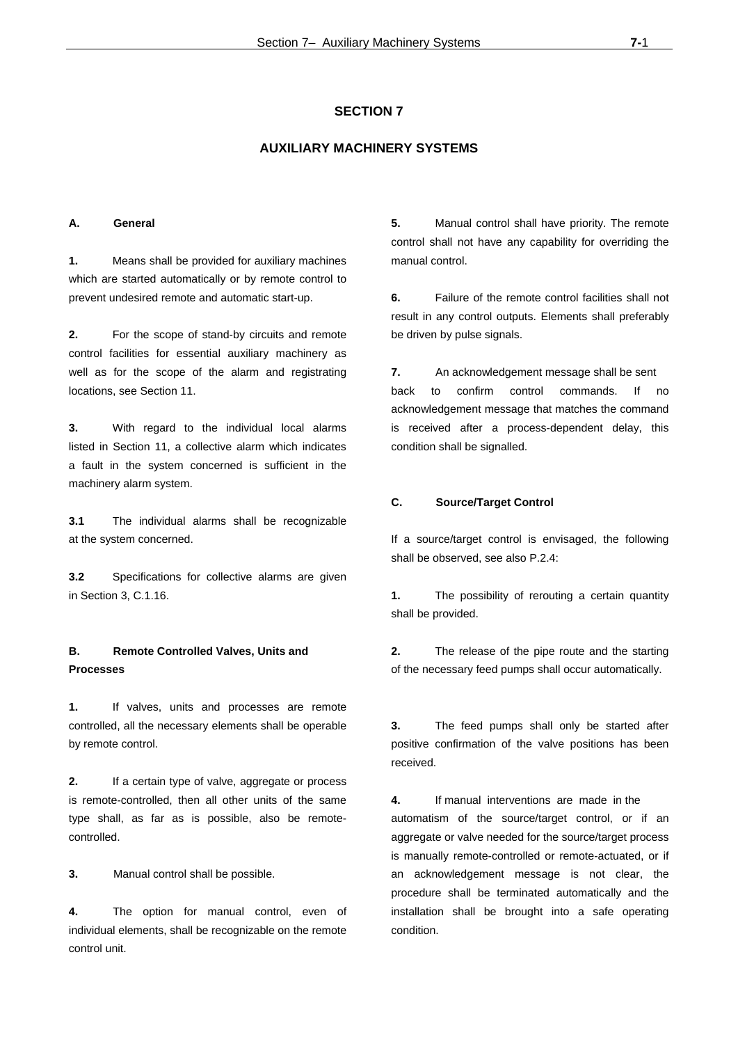# SECTION 7

# AUXILIARY MACHINERY SYSTEMS

## A. General

**1.** Means shall be provided for auxiliary machines which are started automatically or by remote control to prevent undesired remote and automatic start-up.

**2.** For the scope of stand-by circuits and remote control facilities for essential auxiliary machinery as well as for the scope of the alarm and registrating locations, see Section 11.

**3.** With regard to the individual local alarms listed in Section 11, a collective alarm which indicates a fault in the system concerned is sufficient in the machinery alarm system.

**3.1** The individual alarms shall be recognizable at the system concerned.

**3.2** Specifications for collective alarms are given in Section 3, C.1.16.

## B. Remote Controlled Valves, Units and Processes

**1.** If valves, units and processes are remote controlled, all the necessary elements shall be operable by remote control.

**2.** If a certain type of valve, aggregate or process is remote-controlled, then all other units of the same type shall, as far as is possible, also be remote-controlled.

**3.** Manual control shall be possible.

**4.** The option for manual control, even of individual elements, shall be recognizable on the remote control unit.

**5.** Manual control shall have priority. The remote control shall not have any capability for overriding the manual control.

**6.** Failure of the remote control facilities shall not result in any control outputs. Elements shall preferably be driven by pulse signals.

**7.** An acknowledgement message shall be sent back to confirm control commands. If no acknowledgement message that matches the command is received after a process-dependent delay, this condition shall be signalled.

## C. Source/Target Control

If a source/target control is envisaged, the following shall be observed, see also P.2.4:

**1.** The possibility of rerouting a certain quantity shall be provided.

**2.** The release of the pipe route and the starting of the necessary feed pumps shall occur automatically.

**3.** The feed pumps shall only be started after positive confirmation of the valve positions has been received.

**4.** If manual interventions are made in the automatism of the source/target control, or if an aggregate or valve needed for the source/target process is manually remote-controlled or remote-actuated, or if an acknowledgement message is not clear, the procedure shall be terminated automatically and the installation shall be brought into a safe operating condition.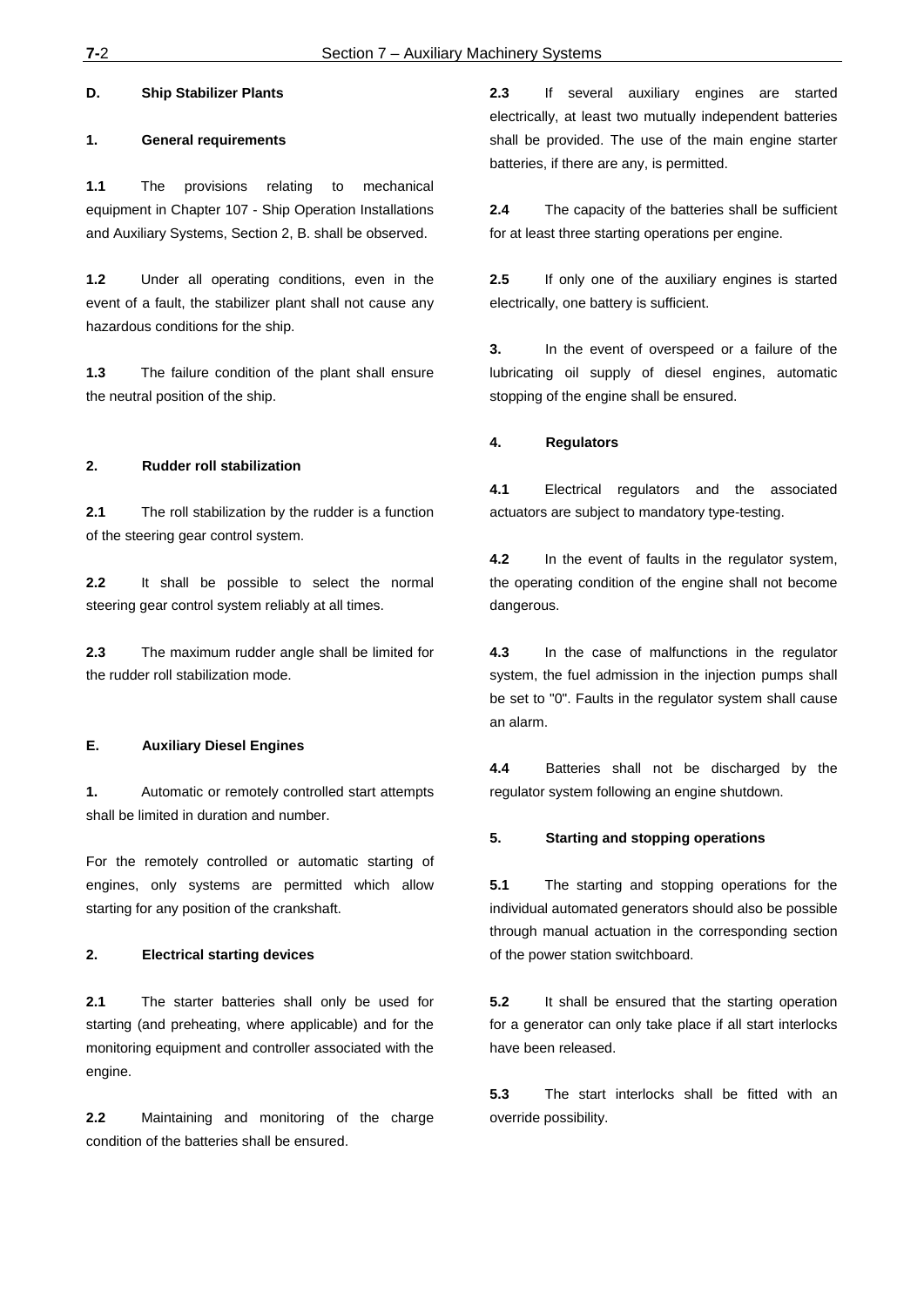## D. Ship Stabilizer Plants

### 1. General requirements

**1.1** The provisions relating to mechanical equipment in Chapter 107 - Ship Operation Installations and Auxiliary Systems, Section 2, B. shall be observed.

**1.2** Under all operating conditions, even in the event of a fault, the stabilizer plant shall not cause any hazardous conditions for the ship.

**1.3** The failure condition of the plant shall ensure the neutral position of the ship.

### 2. Rudder roll stabilization

**2.1** The roll stabilization by the rudder is a function of the steering gear control system.

**2.2** It shall be possible to select the normal steering gear control system reliably at all times.

**2.3** The maximum rudder angle shall be limited for the rudder roll stabilization mode.

## E. Auxiliary Diesel Engines

**1.** Automatic or remotely controlled start attempts shall be limited in duration and number.

For the remotely controlled or automatic starting of engines, only systems are permitted which allow starting for any position of the crankshaft.

### 2. Electrical starting devices

**2.1** The starter batteries shall only be used for starting (and preheating, where applicable) and for the monitoring equipment and controller associated with the engine.

**2.2** Maintaining and monitoring of the charge condition of the batteries shall be ensured.

**2.3** If several auxiliary engines are started electrically, at least two mutually independent batteries shall be provided. The use of the main engine starter batteries, if there are any, is permitted.

**2.4** The capacity of the batteries shall be sufficient for at least three starting operations per engine.

**2.5** If only one of the auxiliary engines is started electrically, one battery is sufficient.

**3.** In the event of overspeed or a failure of the lubricating oil supply of diesel engines, automatic stopping of the engine shall be ensured.

### 4. Regulators

**4.1** Electrical regulators and the associated actuators are subject to mandatory type-testing.

**4.2** In the event of faults in the regulator system, the operating condition of the engine shall not become dangerous.

**4.3** In the case of malfunctions in the regulator system, the fuel admission in the injection pumps shall be set to "0". Faults in the regulator system shall cause an alarm.

**4.4** Batteries shall not be discharged by the regulator system following an engine shutdown.

### 5. Starting and stopping operations

**5.1** The starting and stopping operations for the individual automated generators should also be possible through manual actuation in the corresponding section of the power station switchboard.

**5.2** It shall be ensured that the starting operation for a generator can only take place if all start interlocks have been released.

**5.3** The start interlocks shall be fitted with an override possibility.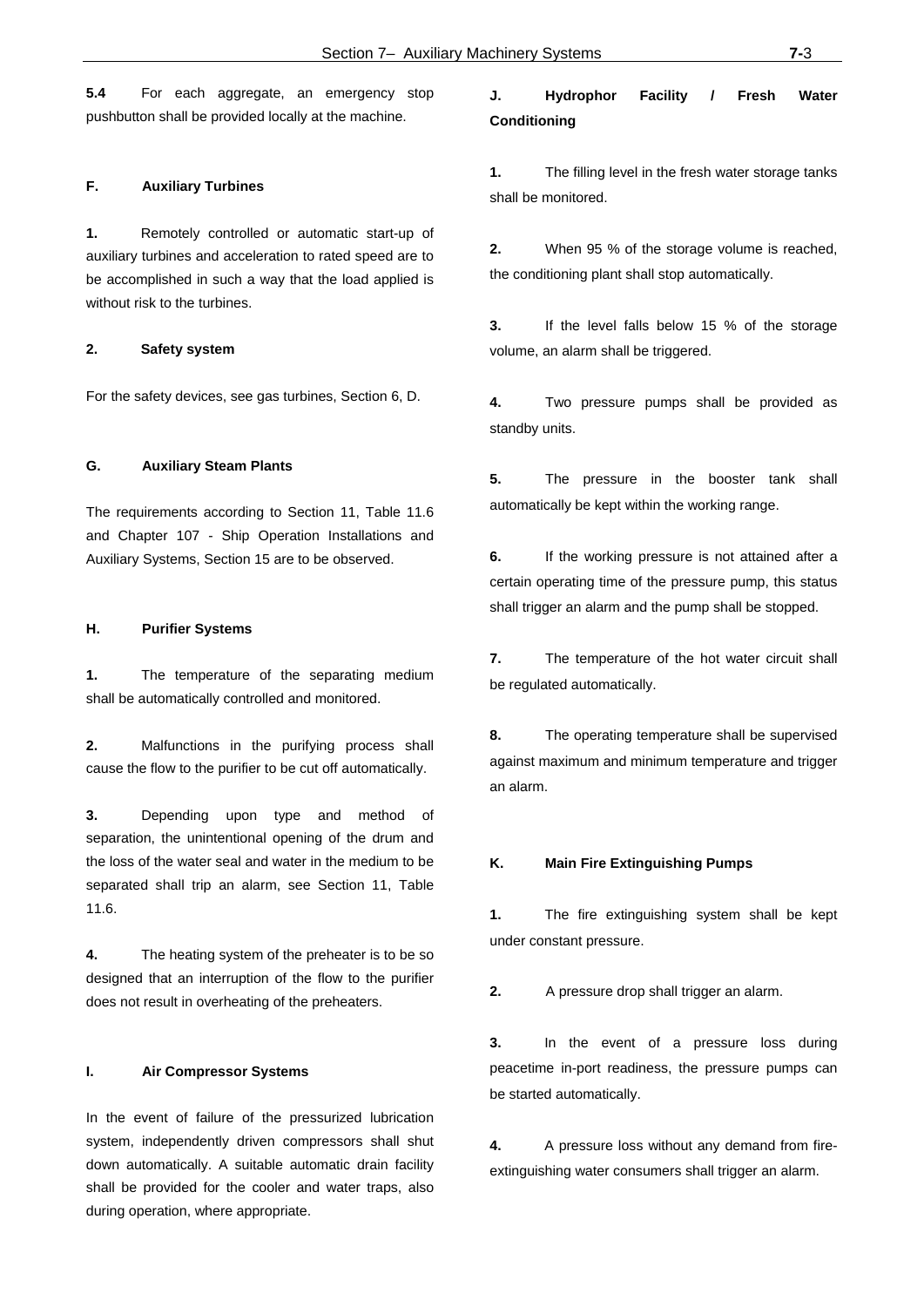**5.4** For each aggregate, an emergency stop pushbutton shall be provided locally at the machine.

## F. Auxiliary Turbines

**1.** Remotely controlled or automatic start-up of auxiliary turbines and acceleration to rated speed are to be accomplished in such a way that the load applied is without risk to the turbines.

**2. Safety system**

For the safety devices, see gas turbines, Section 6, D.

## G. Auxiliary Steam Plants

The requirements according to Section 11, Table 11.6 and Chapter 107 - Ship Operation Installations and Auxiliary Systems, Section 15 are to be observed.

## H. Purifier Systems

**1.** The temperature of the separating medium shall be automatically controlled and monitored.

**2.** Malfunctions in the purifying process shall cause the flow to the purifier to be cut off automatically.

**3.** Depending upon type and method of separation, the unintentional opening of the drum and the loss of the water seal and water in the medium to be separated shall trip an alarm, see Section 11, Table 11.6.

**4.** The heating system of the preheater is to be so designed that an interruption of the flow to the purifier does not result in overheating of the preheaters.

## I. Air Compressor Systems

In the event of failure of the pressurized lubrication system, independently driven compressors shall shut down automatically. A suitable automatic drain facility shall be provided for the cooler and water traps, also during operation, where appropriate.

## J. Hydrophor Facility / Fresh Water Conditioning

**1.** The filling level in the fresh water storage tanks shall be monitored.

**2.** When 95 % of the storage volume is reached, the conditioning plant shall stop automatically.

**3.** If the level falls below 15 % of the storage volume, an alarm shall be triggered.

**4.** Two pressure pumps shall be provided as standby units.

**5.** The pressure in the booster tank shall automatically be kept within the working range.

**6.** If the working pressure is not attained after a certain operating time of the pressure pump, this status shall trigger an alarm and the pump shall be stopped.

**7.** The temperature of the hot water circuit shall be regulated automatically.

**8.** The operating temperature shall be supervised against maximum and minimum temperature and trigger an alarm.

## K. Main Fire Extinguishing Pumps

**1.** The fire extinguishing system shall be kept under constant pressure.

**2.** A pressure drop shall trigger an alarm.

**3.** In the event of a pressure loss during peacetime in-port readiness, the pressure pumps can be started automatically.

**4.** A pressure loss without any demand from fire-extinguishing water consumers shall trigger an alarm.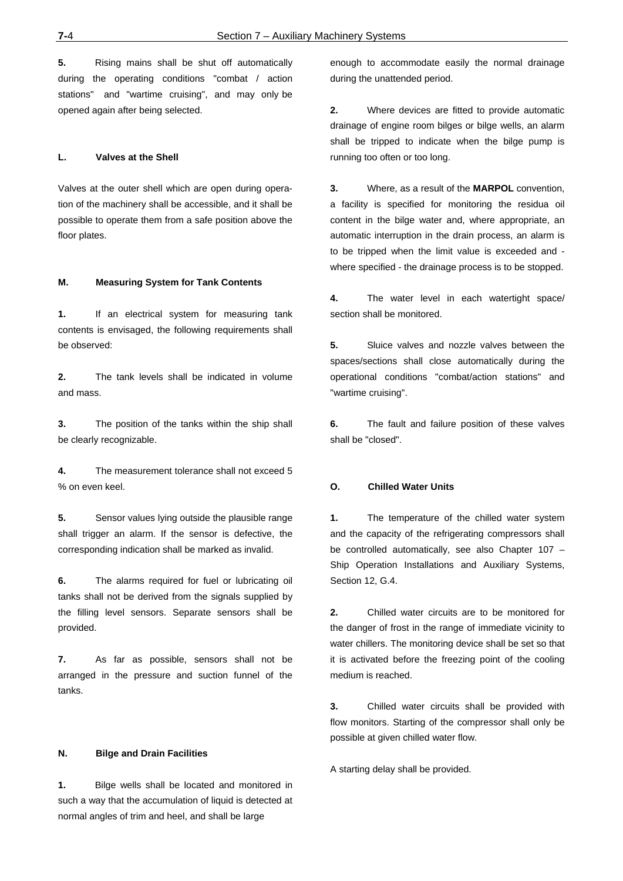**5.** Rising mains shall be shut off automatically during the operating conditions "combat / action stations" and "wartime cruising", and may only be opened again after being selected.

## L. Valves at the Shell

Valves at the outer shell which are open during operation of the machinery shall be accessible, and it shall be possible to operate them from a safe position above the floor plates.

## M. Measuring System for Tank Contents

**1.** If an electrical system for measuring tank contents is envisaged, the following requirements shall be observed:

**2.** The tank levels shall be indicated in volume and mass.

**3.** The position of the tanks within the ship shall be clearly recognizable.

**4.** The measurement tolerance shall not exceed 5 % on even keel.

**5.** Sensor values lying outside the plausible range shall trigger an alarm. If the sensor is defective, the corresponding indication shall be marked as invalid.

**6.** The alarms required for fuel or lubricating oil tanks shall not be derived from the signals supplied by the filling level sensors. Separate sensors shall be provided.

**7.** As far as possible, sensors shall not be arranged in the pressure and suction funnel of the tanks.

## N. Bilge and Drain Facilities

**1.** Bilge wells shall be located and monitored in such a way that the accumulation of liquid is detected at normal angles of trim and heel, and shall be large enough to accommodate easily the normal drainage during the unattended period.

**2.** Where devices are fitted to provide automatic drainage of engine room bilges or bilge wells, an alarm shall be tripped to indicate when the bilge pump is running too often or too long.

**3.** Where, as a result of the **MARPOL** convention, a facility is specified for monitoring the residua oil content in the bilge water and, where appropriate, an automatic interruption in the drain process, an alarm is to be tripped when the limit value is exceeded and - where specified - the drainage process is to be stopped.

**4.** The water level in each watertight space/ section shall be monitored.

**5.** Sluice valves and nozzle valves between the spaces/sections shall close automatically during the operational conditions "combat/action stations" and "wartime cruising".

**6.** The fault and failure position of these valves shall be "closed".

## O. Chilled Water Units

**1.** The temperature of the chilled water system and the capacity of the refrigerating compressors shall be controlled automatically, see also Chapter 107 – Ship Operation Installations and Auxiliary Systems, Section 12, G.4.

**2.** Chilled water circuits are to be monitored for the danger of frost in the range of immediate vicinity to water chillers. The monitoring device shall be set so that it is activated before the freezing point of the cooling medium is reached.

**3.** Chilled water circuits shall be provided with flow monitors. Starting of the compressor shall only be possible at given chilled water flow.

A starting delay shall be provided.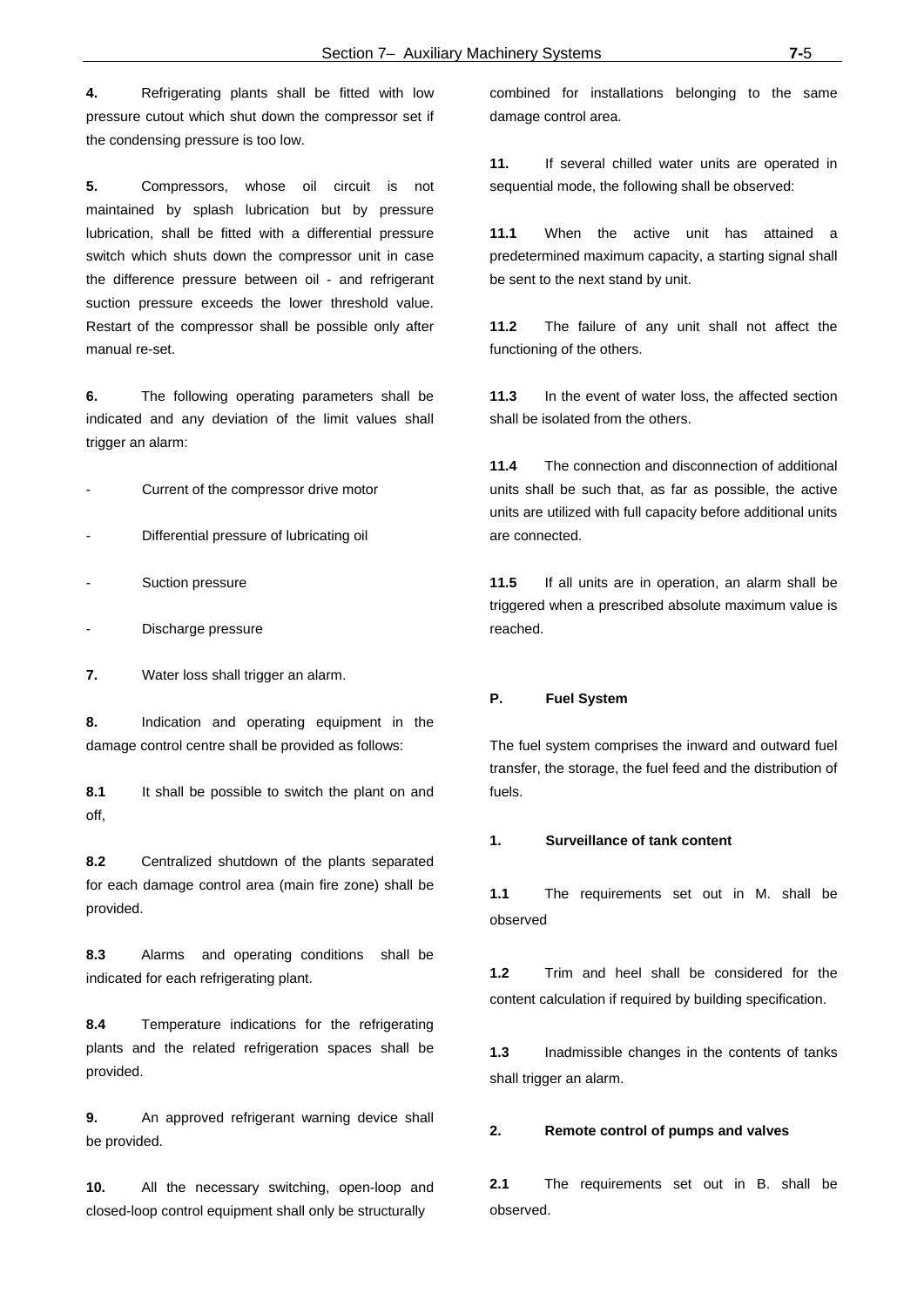**4.** Refrigerating plants shall be fitted with low pressure cutout which shut down the compressor set if the condensing pressure is too low.

**5.** Compressors, whose oil circuit is not maintained by splash lubrication but by pressure lubrication, shall be fitted with a differential pressure switch which shuts down the compressor unit in case the difference pressure between oil - and refrigerant suction pressure exceeds the lower threshold value. Restart of the compressor shall be possible only after manual re-set.

**6.** The following operating parameters shall be indicated and any deviation of the limit values shall trigger an alarm:

- Current of the compressor drive motor
- Differential pressure of lubricating oil
- Suction pressure
- Discharge pressure

**7.** Water loss shall trigger an alarm.

**8.** Indication and operating equipment in the damage control centre shall be provided as follows:

**8.1** It shall be possible to switch the plant on and off,

**8.2** Centralized shutdown of the plants separated for each damage control area (main fire zone) shall be provided.

**8.3** Alarms and operating conditions shall be indicated for each refrigerating plant.

**8.4** Temperature indications for the refrigerating plants and the related refrigeration spaces shall be provided.

**9.** An approved refrigerant warning device shall be provided.

**10.** All the necessary switching, open-loop and closed-loop control equipment shall only be structurally combined for installations belonging to the same damage control area.

**11.** If several chilled water units are operated in sequential mode, the following shall be observed:

**11.1** When the active unit has attained a predetermined maximum capacity, a starting signal shall be sent to the next stand by unit.

**11.2** The failure of any unit shall not affect the functioning of the others.

**11.3** In the event of water loss, the affected section shall be isolated from the others.

**11.4** The connection and disconnection of additional units shall be such that, as far as possible, the active units are utilized with full capacity before additional units are connected.

**11.5** If all units are in operation, an alarm shall be triggered when a prescribed absolute maximum value is reached.

## P. Fuel System

The fuel system comprises the inward and outward fuel transfer, the storage, the fuel feed and the distribution of fuels.

### 1. Surveillance of tank content

**1.1** The requirements set out in M. shall be observed

**1.2** Trim and heel shall be considered for the content calculation if required by building specification.

**1.3** Inadmissible changes in the contents of tanks shall trigger an alarm.

### 2. Remote control of pumps and valves

**2.1** The requirements set out in B. shall be observed.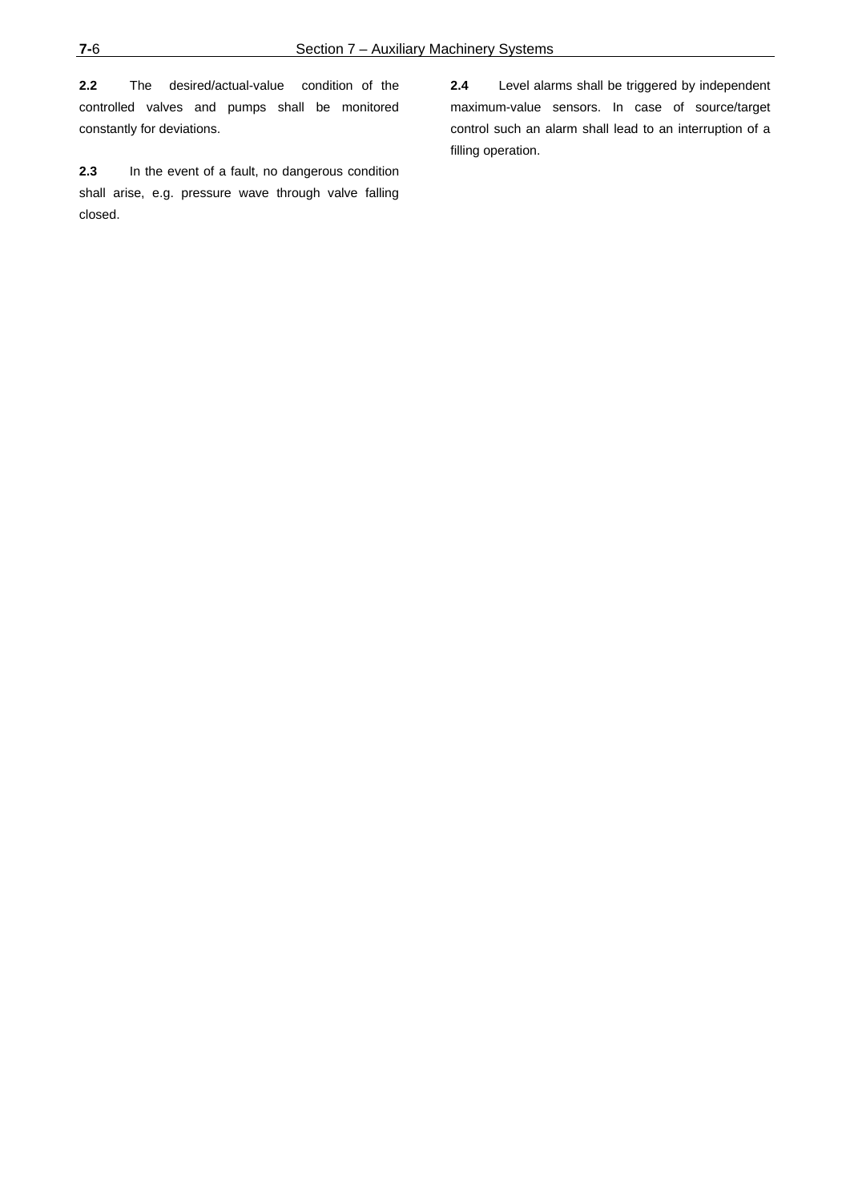**2.2** The desired/actual-value condition of the controlled valves and pumps shall be monitored constantly for deviations.

**2.3** In the event of a fault, no dangerous condition shall arise, e.g. pressure wave through valve falling closed.

**2.4** Level alarms shall be triggered by independent maximum-value sensors. In case of source/target control such an alarm shall lead to an interruption of a filling operation.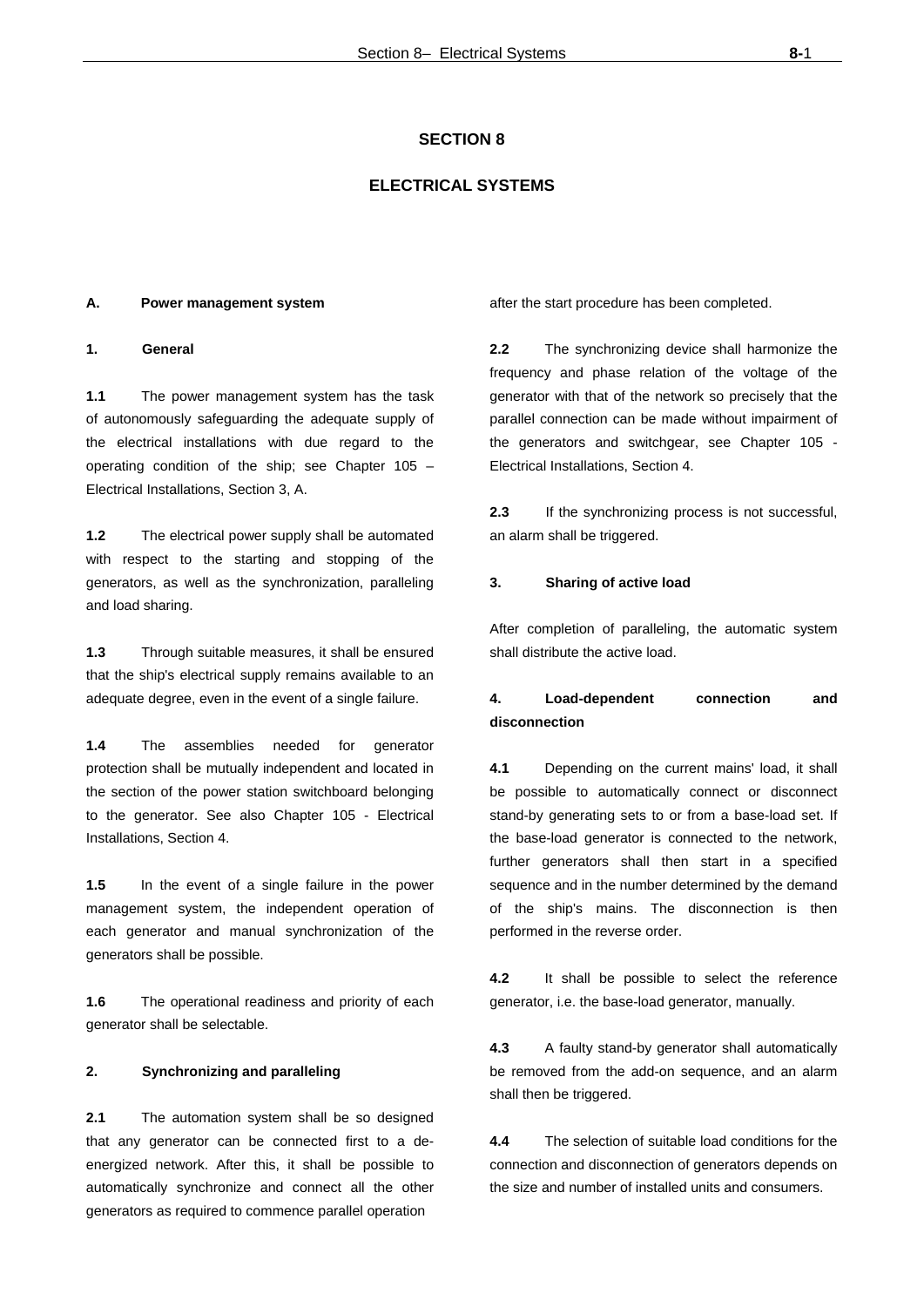# SECTION 8

# ELECTRICAL SYSTEMS

## A. Power management system

### 1. General

**1.1** The power management system has the task of autonomously safeguarding the adequate supply of the electrical installations with due regard to the operating condition of the ship; see Chapter 105 – Electrical Installations, Section 3, A.

**1.2** The electrical power supply shall be automated with respect to the starting and stopping of the generators, as well as the synchronization, paralleling and load sharing.

**1.3** Through suitable measures, it shall be ensured that the ship's electrical supply remains available to an adequate degree, even in the event of a single failure.

**1.4** The assemblies needed for generator protection shall be mutually independent and located in the section of the power station switchboard belonging to the generator. See also Chapter 105 - Electrical Installations, Section 4.

**1.5** In the event of a single failure in the power management system, the independent operation of each generator and manual synchronization of the generators shall be possible.

**1.6** The operational readiness and priority of each generator shall be selectable.

### 2. Synchronizing and paralleling

**2.1** The automation system shall be so designed that any generator can be connected first to a de-energized network. After this, it shall be possible to automatically synchronize and connect all the other generators as required to commence parallel operation after the start procedure has been completed.

**2.2** The synchronizing device shall harmonize the frequency and phase relation of the voltage of the generator with that of the network so precisely that the parallel connection can be made without impairment of the generators and switchgear, see Chapter 105 - Electrical Installations, Section 4.

**2.3** If the synchronizing process is not successful, an alarm shall be triggered.

### 3. Sharing of active load

After completion of paralleling, the automatic system shall distribute the active load.

### 4. Load-dependent connection and disconnection

**4.1** Depending on the current mains' load, it shall be possible to automatically connect or disconnect stand-by generating sets to or from a base-load set. If the base-load generator is connected to the network, further generators shall then start in a specified sequence and in the number determined by the demand of the ship's mains. The disconnection is then performed in the reverse order.

**4.2** It shall be possible to select the reference generator, i.e. the base-load generator, manually.

**4.3** A faulty stand-by generator shall automatically be removed from the add-on sequence, and an alarm shall then be triggered.

**4.4** The selection of suitable load conditions for the connection and disconnection of generators depends on the size and number of installed units and consumers.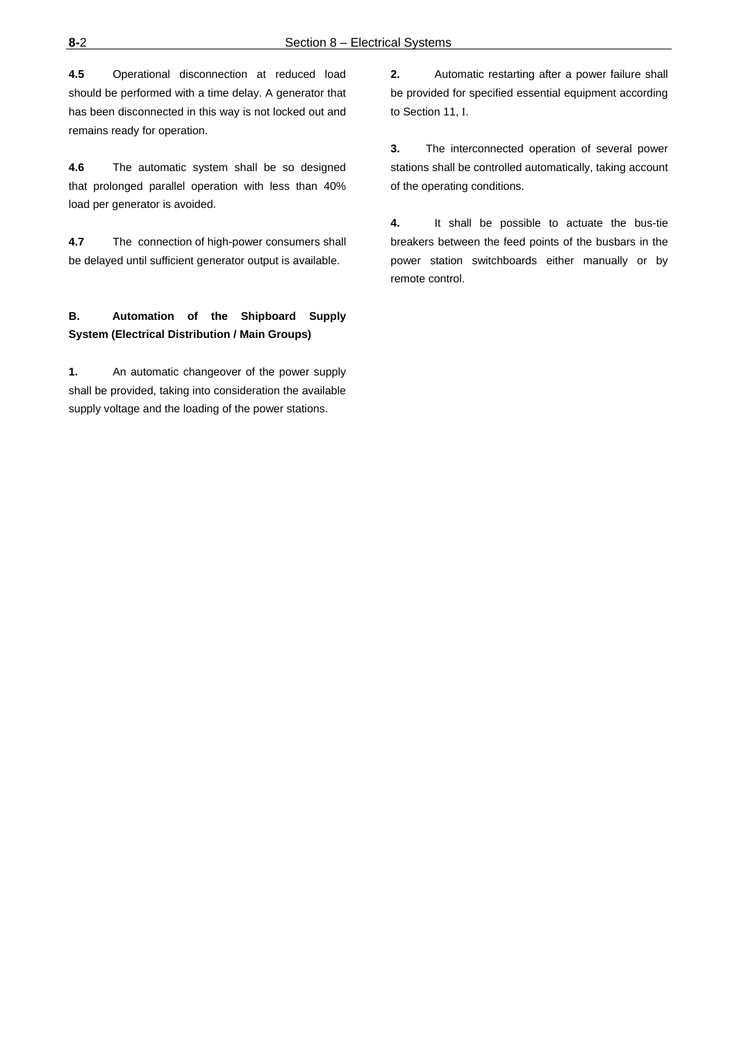**4.5** Operational disconnection at reduced load should be performed with a time delay. A generator that has been disconnected in this way is not locked out and remains ready for operation.

**4.6** The automatic system shall be so designed that prolonged parallel operation with less than 40% load per generator is avoided.

**4.7** The connection of high-power consumers shall be delayed until sufficient generator output is available.

## B. Automation of the Shipboard Supply System (Electrical Distribution / Main Groups)

**1.** An automatic changeover of the power supply shall be provided, taking into consideration the available supply voltage and the loading of the power stations.

**2.** Automatic restarting after a power failure shall be provided for specified essential equipment according to Section 11, I.

**3.** The interconnected operation of several power stations shall be controlled automatically, taking account of the operating conditions.

**4.** It shall be possible to actuate the bus-tie breakers between the feed points of the busbars in the power station switchboards either manually or by remote control.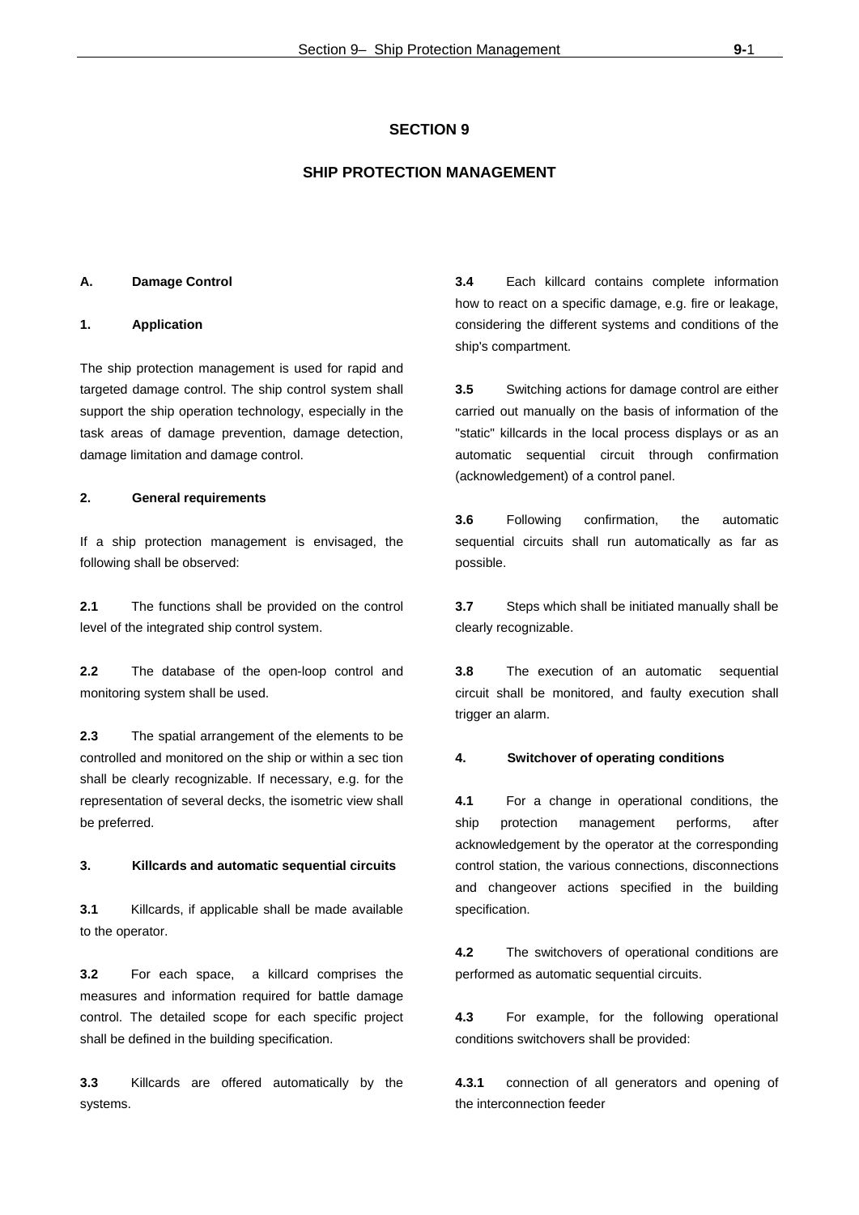# SECTION 9

## SHIP PROTECTION MANAGEMENT

### A. Damage Control

#### 1. Application

The ship protection management is used for rapid and targeted damage control. The ship control system shall support the ship operation technology, especially in the task areas of damage prevention, damage detection, damage limitation and damage control.

#### 2. General requirements

If a ship protection management is envisaged, the following shall be observed:

**2.1** The functions shall be provided on the control level of the integrated ship control system.

**2.2** The database of the open-loop control and monitoring system shall be used.

**2.3** The spatial arrangement of the elements to be controlled and monitored on the ship or within a sec tion shall be clearly recognizable. If necessary, e.g. for the representation of several decks, the isometric view shall be preferred.

#### 3. Killcards and automatic sequential circuits

**3.1** Killcards, if applicable shall be made available to the operator.

**3.2** For each space, a killcard comprises the measures and information required for battle damage control. The detailed scope for each specific project shall be defined in the building specification.

**3.3** Killcards are offered automatically by the systems.

**3.4** Each killcard contains complete information how to react on a specific damage, e.g. fire or leakage, considering the different systems and conditions of the ship's compartment.

**3.5** Switching actions for damage control are either carried out manually on the basis of information of the "static" killcards in the local process displays or as an automatic sequential circuit through confirmation (acknowledgement) of a control panel.

**3.6** Following confirmation, the automatic sequential circuits shall run automatically as far as possible.

**3.7** Steps which shall be initiated manually shall be clearly recognizable.

**3.8** The execution of an automatic sequential circuit shall be monitored, and faulty execution shall trigger an alarm.

#### 4. Switchover of operating conditions

**4.1** For a change in operational conditions, the ship protection management performs, after acknowledgement by the operator at the corresponding control station, the various connections, disconnections and changeover actions specified in the building specification.

**4.2** The switchovers of operational conditions are performed as automatic sequential circuits.

**4.3** For example, for the following operational conditions switchovers shall be provided:

**4.3.1** connection of all generators and opening of the interconnection feeder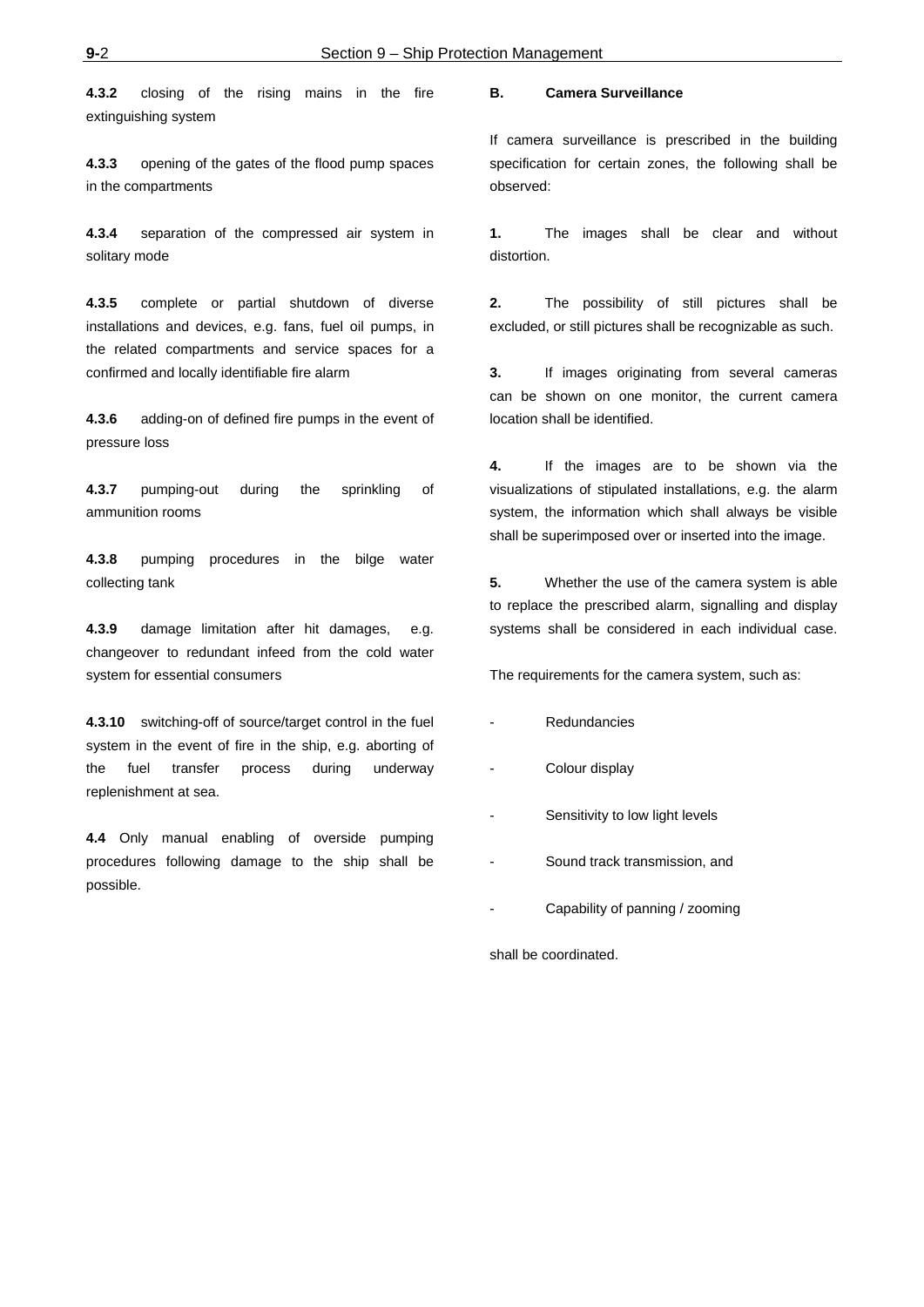**4.3.2** closing of the rising mains in the fire extinguishing system

**4.3.3** opening of the gates of the flood pump spaces in the compartments

**4.3.4** separation of the compressed air system in solitary mode

**4.3.5** complete or partial shutdown of diverse installations and devices, e.g. fans, fuel oil pumps, in the related compartments and service spaces for a confirmed and locally identifiable fire alarm

**4.3.6** adding-on of defined fire pumps in the event of pressure loss

**4.3.7** pumping-out during the sprinkling of ammunition rooms

**4.3.8** pumping procedures in the bilge water collecting tank

**4.3.9** damage limitation after hit damages, e.g. changeover to redundant infeed from the cold water system for essential consumers

**4.3.10** switching-off of source/target control in the fuel system in the event of fire in the ship, e.g. aborting of the fuel transfer process during underway replenishment at sea.

**4.4** Only manual enabling of overside pumping procedures following damage to the ship shall be possible.

## B. Camera Surveillance

If camera surveillance is prescribed in the building specification for certain zones, the following shall be observed:

**1.** The images shall be clear and without distortion.

**2.** The possibility of still pictures shall be excluded, or still pictures shall be recognizable as such.

**3.** If images originating from several cameras can be shown on one monitor, the current camera location shall be identified.

**4.** If the images are to be shown via the visualizations of stipulated installations, e.g. the alarm system, the information which shall always be visible shall be superimposed over or inserted into the image.

**5.** Whether the use of the camera system is able to replace the prescribed alarm, signalling and display systems shall be considered in each individual case.

The requirements for the camera system, such as:

- Redundancies
- Colour display
- Sensitivity to low light levels
- Sound track transmission, and
- Capability of panning / zooming

shall be coordinated.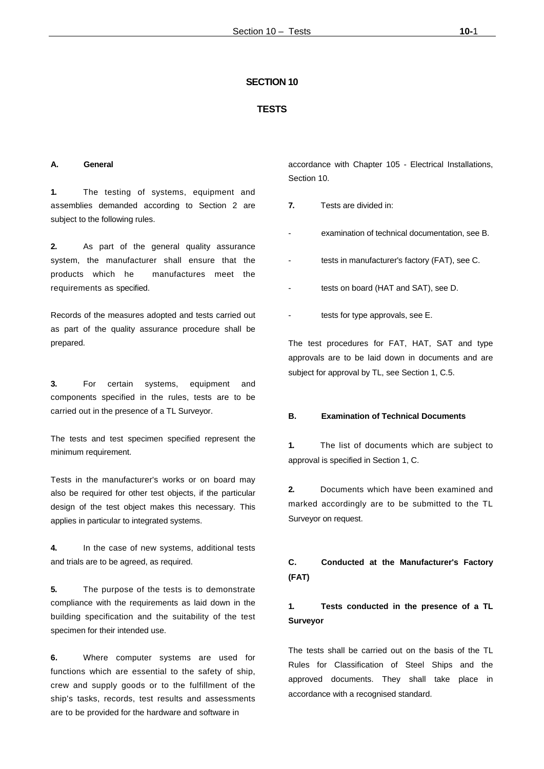# SECTION 10

# TESTS

## A. General

**1.** The testing of systems, equipment and assemblies demanded according to Section 2 are subject to the following rules.

**2.** As part of the general quality assurance system, the manufacturer shall ensure that the products which he manufactures meet the requirements as specified.

Records of the measures adopted and tests carried out as part of the quality assurance procedure shall be prepared.

**3.** For certain systems, equipment and components specified in the rules, tests are to be carried out in the presence of a TL Surveyor.

The tests and test specimen specified represent the minimum requirement.

Tests in the manufacturer's works or on board may also be required for other test objects, if the particular design of the test object makes this necessary. This applies in particular to integrated systems.

**4.** In the case of new systems, additional tests and trials are to be agreed, as required.

**5.** The purpose of the tests is to demonstrate compliance with the requirements as laid down in the building specification and the suitability of the test specimen for their intended use.

**6.** Where computer systems are used for functions which are essential to the safety of ship, crew and supply goods or to the fulfillment of the ship's tasks, records, test results and assessments are to be provided for the hardware and software in accordance with Chapter 105 - Electrical Installations, Section 10.

**7.** Tests are divided in:

- examination of technical documentation, see B.
- tests in manufacturer's factory (FAT), see C.
- tests on board (HAT and SAT), see D.
- tests for type approvals, see E.

The test procedures for FAT, HAT, SAT and type approvals are to be laid down in documents and are subject for approval by TL, see Section 1, C.5.

## B. Examination of Technical Documents

**1.** The list of documents which are subject to approval is specified in Section 1, C.

**2.** Documents which have been examined and marked accordingly are to be submitted to the TL Surveyor on request.

## C. Conducted at the Manufacturer's Factory (FAT)

### 1. Tests conducted in the presence of a TL Surveyor

The tests shall be carried out on the basis of the TL Rules for Classification of Steel Ships and the approved documents. They shall take place in accordance with a recognised standard.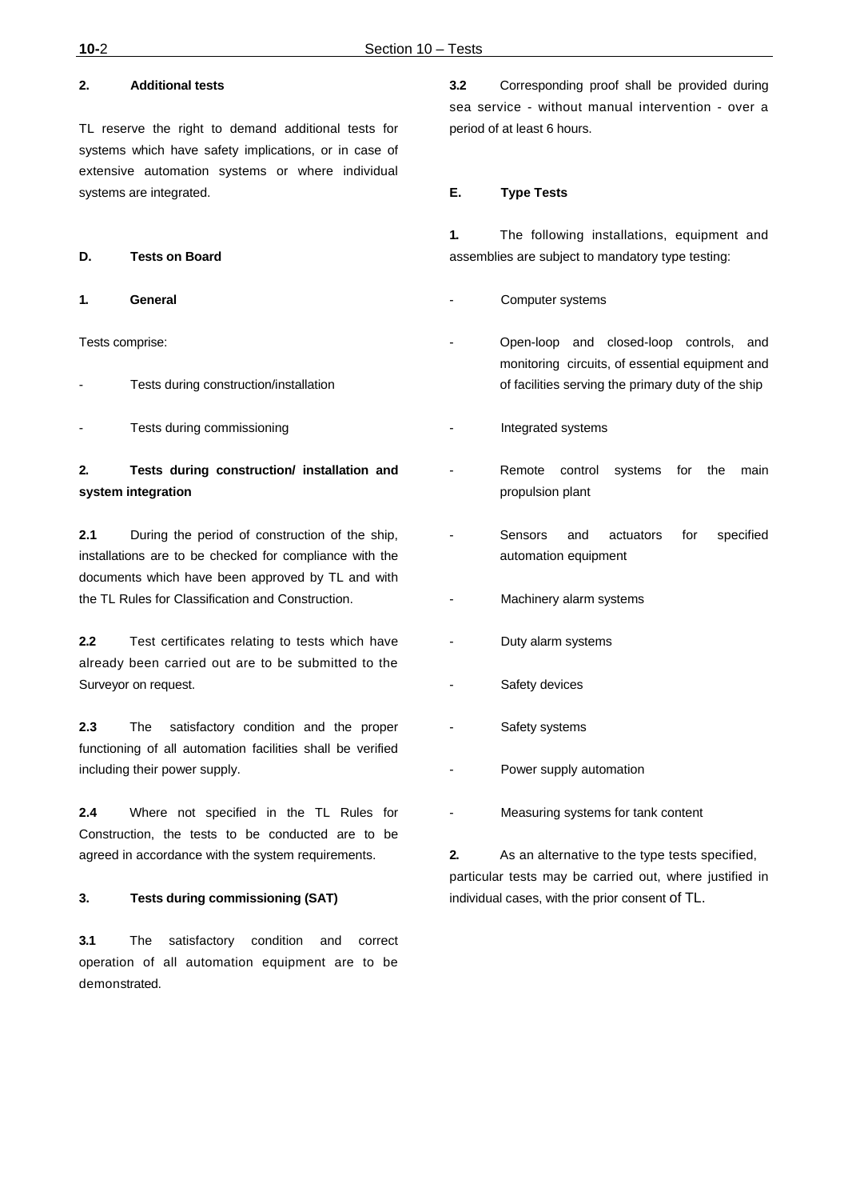### 2. Additional tests

TL reserve the right to demand additional tests for systems which have safety implications, or in case of extensive automation systems or where individual systems are integrated.

## D. Tests on Board

### 1. General

Tests comprise:

- Tests during construction/installation
- Tests during commissioning

### 2. Tests during construction/ installation and system integration

**2.1** During the period of construction of the ship, installations are to be checked for compliance with the documents which have been approved by TL and with the TL Rules for Classification and Construction.

**2.2** Test certificates relating to tests which have already been carried out are to be submitted to the Surveyor on request.

**2.3** The satisfactory condition and the proper functioning of all automation facilities shall be verified including their power supply.

**2.4** Where not specified in the TL Rules for Construction, the tests to be conducted are to be agreed in accordance with the system requirements.

### 3. Tests during commissioning (SAT)

**3.1** The satisfactory condition and correct operation of all automation equipment are to be demonstrated.

**3.2** Corresponding proof shall be provided during sea service - without manual intervention - over a period of at least 6 hours.

## E. Type Tests

**1.** The following installations, equipment and assemblies are subject to mandatory type testing:

- Computer systems
- Open-loop and closed-loop controls, and monitoring circuits, of essential equipment and of facilities serving the primary duty of the ship
- Integrated systems
- Remote control systems for the main propulsion plant
- Sensors and actuators for specified automation equipment
- Machinery alarm systems
- Duty alarm systems
- Safety devices
- Safety systems
- Power supply automation
- Measuring systems for tank content

**2.** As an alternative to the type tests specified, particular tests may be carried out, where justified in individual cases, with the prior consent of TL.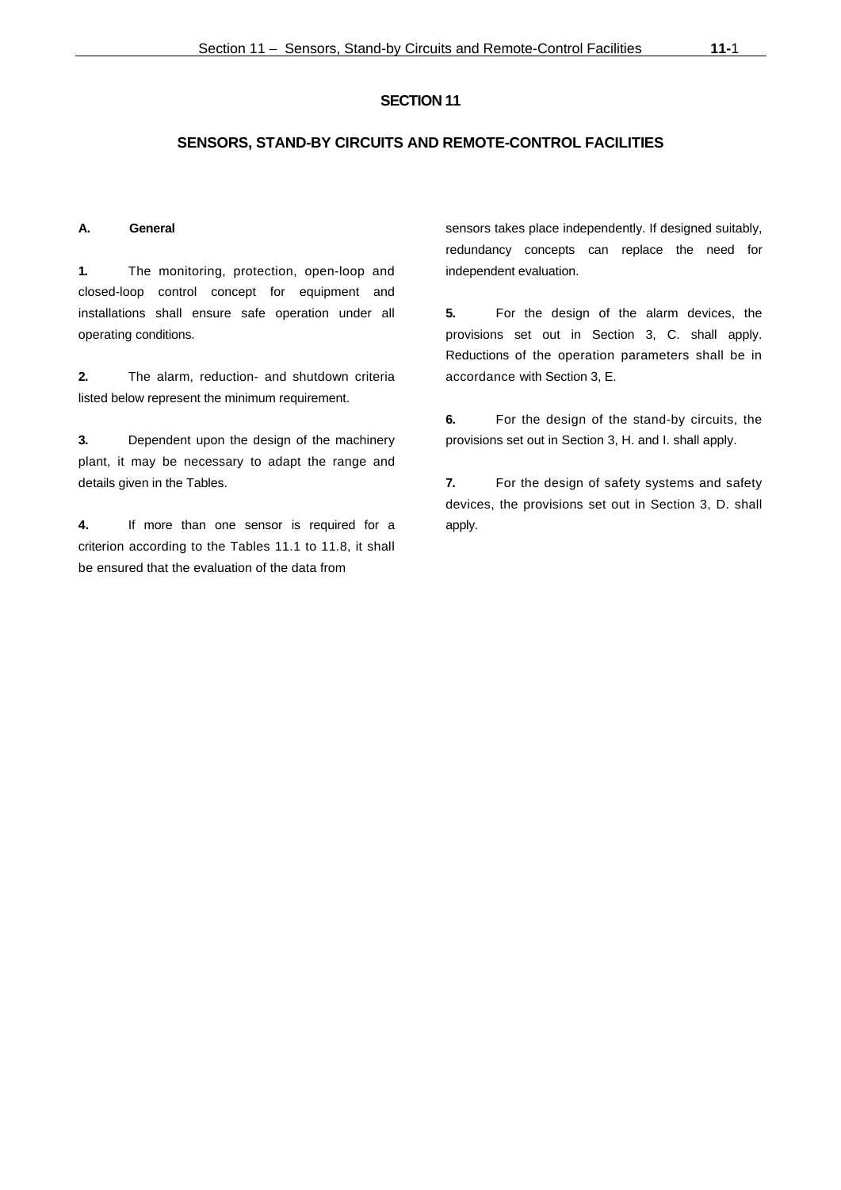# SECTION 11

## SENSORS, STAND-BY CIRCUITS AND REMOTE-CONTROL FACILITIES

### A. General

**1.** The monitoring, protection, open-loop and closed-loop control concept for equipment and installations shall ensure safe operation under all operating conditions.

**2.** The alarm, reduction- and shutdown criteria listed below represent the minimum requirement.

**3.** Dependent upon the design of the machinery plant, it may be necessary to adapt the range and details given in the Tables.

**4.** If more than one sensor is required for a criterion according to the Tables 11.1 to 11.8, it shall be ensured that the evaluation of the data from sensors takes place independently. If designed suitably, redundancy concepts can replace the need for independent evaluation.

**5.** For the design of the alarm devices, the provisions set out in Section 3, C. shall apply. Reductions of the operation parameters shall be in accordance with Section 3, E.

**6.** For the design of the stand-by circuits, the provisions set out in Section 3, H. and I. shall apply.

**7.** For the design of safety systems and safety devices, the provisions set out in Section 3, D. shall apply.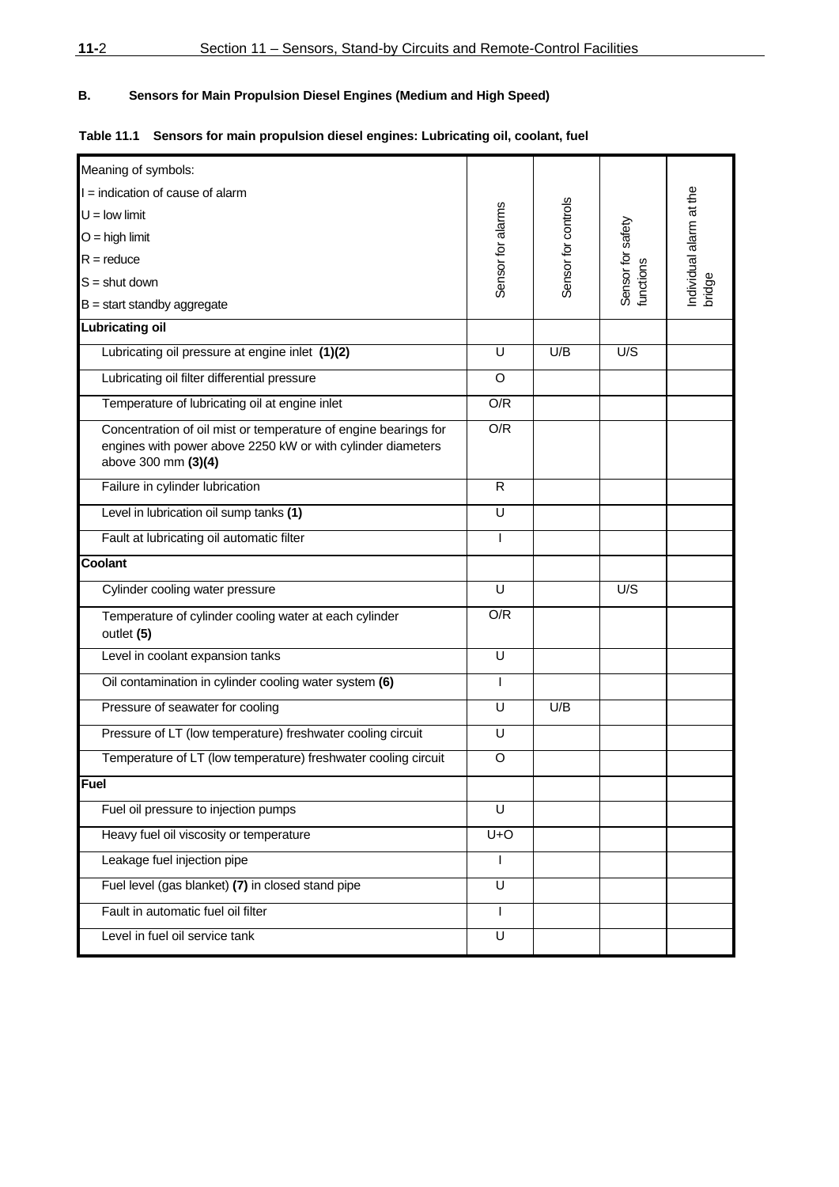## B. Sensors for Main Propulsion Diesel Engines (Medium and High Speed)

**Table 11.1 Sensors for main propulsion diesel engines: Lubricating oil, coolant, fuel**

| Meaning of symbols:<br>I = indication of cause of alarm<br>U = low limit<br>O = high limit<br>R = reduce<br>S = shut down<br>B = start standby aggregate | Sensor for alarms | Sensor for controls | Sensor for safety functions | Individual alarm at the bridge |
|---|---|---|---|---|
| **Lubricating oil** | | | | |
| Lubricating oil pressure at engine inlet **(1)(2)** | U | U/B | U/S | |
| Lubricating oil filter differential pressure | O | | | |
| Temperature of lubricating oil at engine inlet | O/R | | | |
| Concentration of oil mist or temperature of engine bearings for engines with power above 2250 kW or with cylinder diameters above 300 mm **(3)(4)** | O/R | | | |
| Failure in cylinder lubrication | R | | | |
| Level in lubrication oil sump tanks **(1)** | U | | | |
| Fault at lubricating oil automatic filter | I | | | |
| **Coolant** | | | | |
| Cylinder cooling water pressure | U | | U/S | |
| Temperature of cylinder cooling water at each cylinder outlet **(5)** | O/R | | | |
| Level in coolant expansion tanks | U | | | |
| Oil contamination in cylinder cooling water system **(6)** | I | | | |
| Pressure of seawater for cooling | U | U/B | | |
| Pressure of LT (low temperature) freshwater cooling circuit | U | | | |
| Temperature of LT (low temperature) freshwater cooling circuit | O | | | |
| **Fuel** | | | | |
| Fuel oil pressure to injection pumps | U | | | |
| Heavy fuel oil viscosity or temperature | U+O | | | |
| Leakage fuel injection pipe | I | | | |
| Fuel level (gas blanket) **(7)** in closed stand pipe | U | | | |
| Fault in automatic fuel oil filter | I | | | |
| Level in fuel oil service tank | U | | | |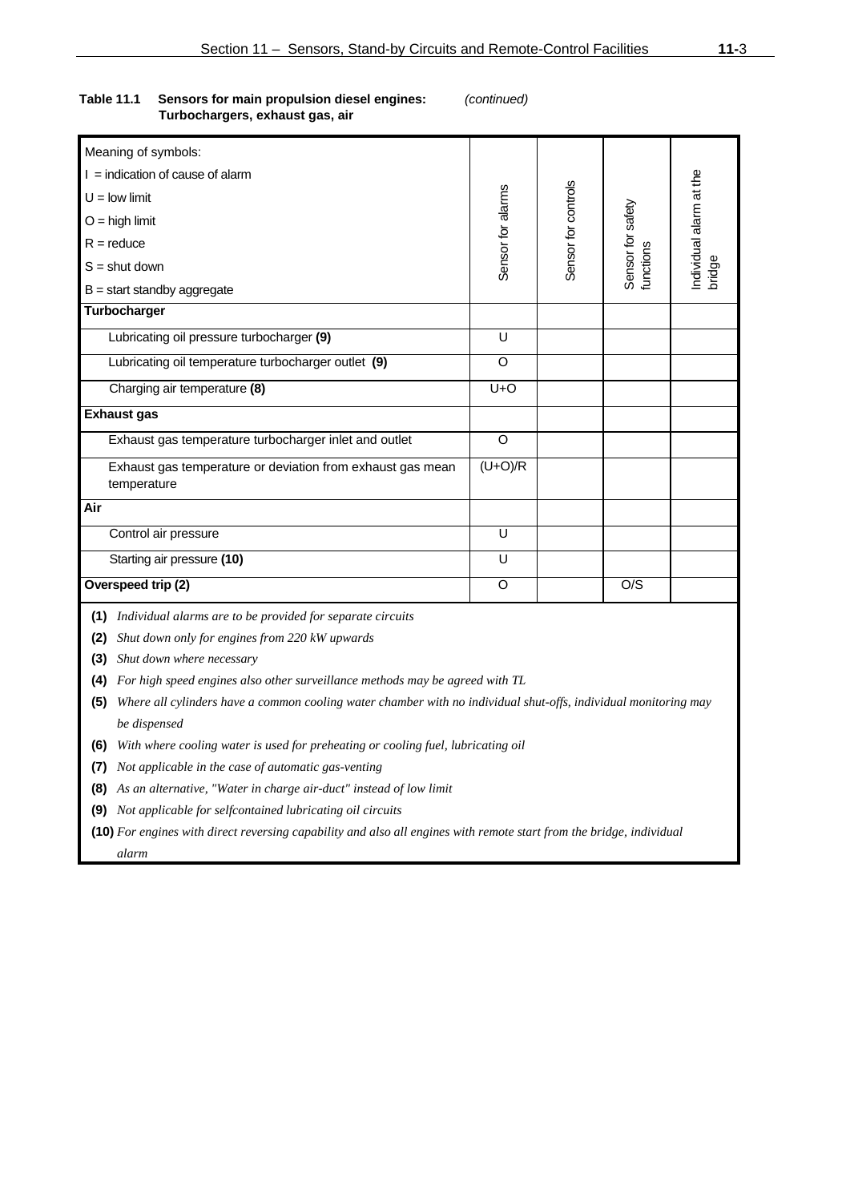**Table 11.1 Sensors for main propulsion diesel engines: Turbochargers, exhaust gas, air** *(continued)*

| Meaning of symbols:<br>I = indication of cause of alarm<br>U = low limit<br>O = high limit<br>R = reduce<br>S = shut down<br>B = start standby aggregate | Sensor for alarms | Sensor for controls | Sensor for safety functions | Individual alarm at the bridge |
|---|---|---|---|---|
| **Turbocharger** | | | | |
| Lubricating oil pressure turbocharger **(9)** | U | | | |
| Lubricating oil temperature turbocharger outlet **(9)** | O | | | |
| Charging air temperature **(8)** | U+O | | | |
| **Exhaust gas** | | | | |
| Exhaust gas temperature turbocharger inlet and outlet | O | | | |
| Exhaust gas temperature or deviation from exhaust gas mean temperature | (U+O)/R | | | |
| **Air** | | | | |
| Control air pressure | U | | | |
| Starting air pressure **(10)** | U | | | |
| **Overspeed trip (2)** | O | | O/S | |

**(1)** *Individual alarms are to be provided for separate circuits*

**(2)** *Shut down only for engines from 220 kW upwards*

**(3)** *Shut down where necessary*

**(4)** *For high speed engines also other surveillance methods may be agreed with TL*

**(5)** *Where all cylinders have a common cooling water chamber with no individual shut-offs, individual monitoring may be dispensed*

**(6)** *With where cooling water is used for preheating or cooling fuel, lubricating oil*

**(7)** *Not applicable in the case of automatic gas-venting*

**(8)** *As an alternative, "Water in charge air-duct" instead of low limit*

**(9)** *Not applicable for selfcontained lubricating oil circuits*

**(10)** *For engines with direct reversing capability and also all engines with remote start from the bridge, individual alarm*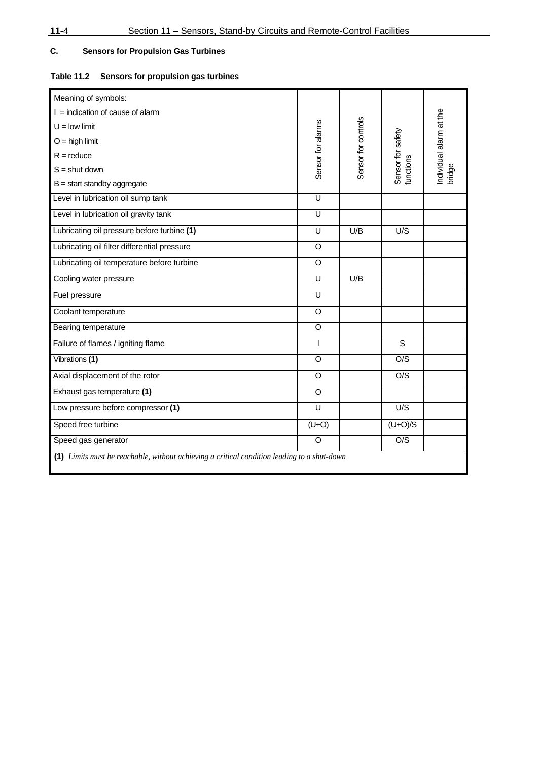## C. Sensors for Propulsion Gas Turbines

**Table 11.2 Sensors for propulsion gas turbines**

| Meaning of symbols:<br>I = indication of cause of alarm<br>U = low limit<br>O = high limit<br>R = reduce<br>S = shut down<br>B = start standby aggregate | Sensor for alarms | Sensor for controls | Sensor for safety functions | Individual alarm at the bridge |
|---|---|---|---|---|
| Level in lubrication oil sump tank | U | | | |
| Level in lubrication oil gravity tank | U | | | |
| Lubricating oil pressure before turbine **(1)** | U | U/B | U/S | |
| Lubricating oil filter differential pressure | O | | | |
| Lubricating oil temperature before turbine | O | | | |
| Cooling water pressure | U | U/B | | |
| Fuel pressure | U | | | |
| Coolant temperature | O | | | |
| Bearing temperature | O | | | |
| Failure of flames / igniting flame | I | | S | |
| Vibrations **(1)** | O | | O/S | |
| Axial displacement of the rotor | O | | O/S | |
| Exhaust gas temperature **(1)** | O | | | |
| Low pressure before compressor **(1)** | U | | U/S | |
| Speed free turbine | (U+O) | | (U+O)/S | |
| Speed gas generator | O | | O/S | |

**(1)** *Limits must be reachable, without achieving a critical condition leading to a shut-down*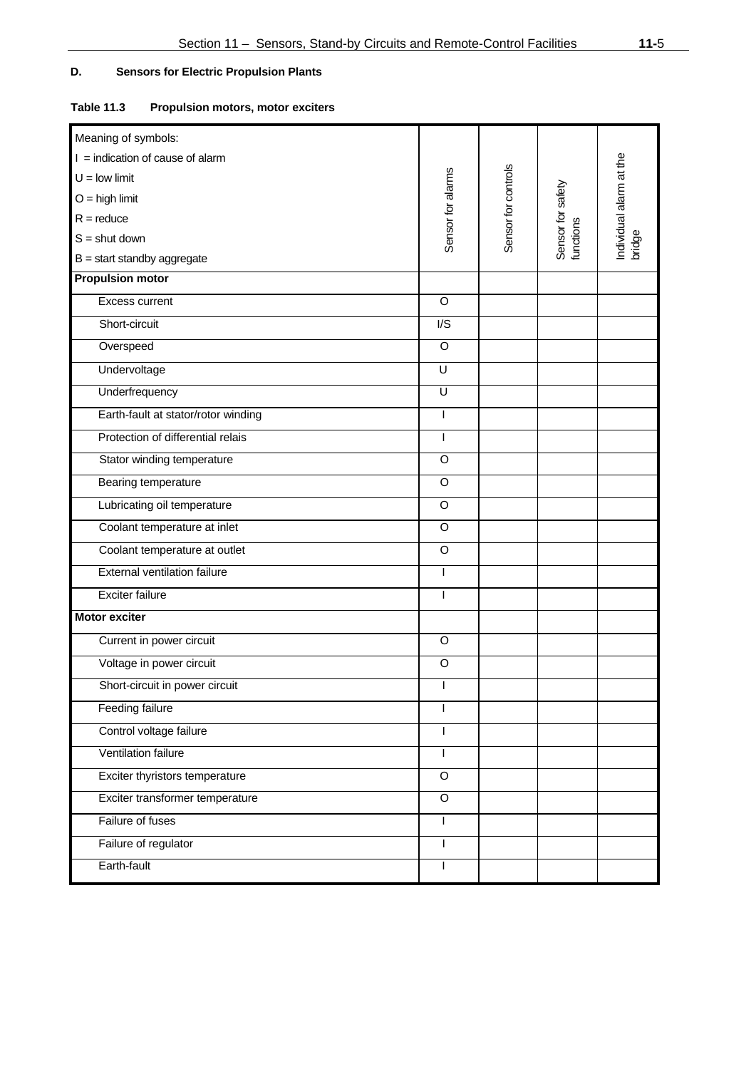## D. Sensors for Electric Propulsion Plants

**Table 11.3 Propulsion motors, motor exciters**

| Meaning of symbols:<br>I = indication of cause of alarm<br>U = low limit<br>O = high limit<br>R = reduce<br>S = shut down<br>B = start standby aggregate | Sensor for alarms | Sensor for controls | Sensor for safety functions | Individual alarm at the bridge |
|---|---|---|---|---|
| **Propulsion motor** | | | | |
| Excess current | O | | | |
| Short-circuit | I/S | | | |
| Overspeed | O | | | |
| Undervoltage | U | | | |
| Underfrequency | U | | | |
| Earth-fault at stator/rotor winding | I | | | |
| Protection of differential relais | I | | | |
| Stator winding temperature | O | | | |
| Bearing temperature | O | | | |
| Lubricating oil temperature | O | | | |
| Coolant temperature at inlet | O | | | |
| Coolant temperature at outlet | O | | | |
| External ventilation failure | I | | | |
| Exciter failure | I | | | |
| **Motor exciter** | | | | |
| Current in power circuit | O | | | |
| Voltage in power circuit | O | | | |
| Short-circuit in power circuit | I | | | |
| Feeding failure | I | | | |
| Control voltage failure | I | | | |
| Ventilation failure | I | | | |
| Exciter thyristors temperature | O | | | |
| Exciter transformer temperature | O | | | |
| Failure of fuses | I | | | |
| Failure of regulator | I | | | |
| Earth-fault | I | | | |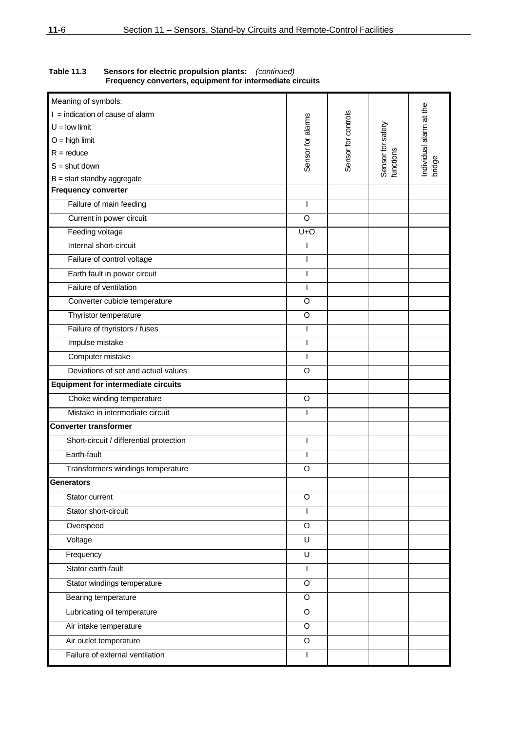**Table 11.3 Sensors for electric propulsion plants:** *(continued)*
**Frequency converters, equipment for intermediate circuits**

| Meaning of symbols:<br>I = indication of cause of alarm<br>U = low limit<br>O = high limit<br>R = reduce<br>S = shut down<br>B = start standby aggregate | Sensor for alarms | Sensor for controls | Sensor for safety functions | Individual alarm at the bridge |
|---|---|---|---|---|
| **Frequency converter** | | | | |
| Failure of main feeding | I | | | |
| Current in power circuit | O | | | |
| Feeding voltage | U+O | | | |
| Internal short-circuit | I | | | |
| Failure of control voltage | I | | | |
| Earth fault in power circuit | I | | | |
| Failure of ventilation | I | | | |
| Converter cubicle temperature | O | | | |
| Thyristor temperature | O | | | |
| Failure of thyristors / fuses | I | | | |
| Impulse mistake | I | | | |
| Computer mistake | I | | | |
| Deviations of set and actual values | O | | | |
| **Equipment for intermediate circuits** | | | | |
| Choke winding temperature | O | | | |
| Mistake in intermediate circuit | I | | | |
| **Converter transformer** | | | | |
| Short-circuit / differential protection | I | | | |
| Earth-fault | I | | | |
| Transformers windings temperature | O | | | |
| **Generators** | | | | |
| Stator current | O | | | |
| Stator short-circuit | I | | | |
| Overspeed | O | | | |
| Voltage | U | | | |
| Frequency | U | | | |
| Stator earth-fault | I | | | |
| Stator windings temperature | O | | | |
| Bearing temperature | O | | | |
| Lubricating oil temperature | O | | | |
| Air intake temperature | O | | | |
| Air outlet temperature | O | | | |
| Failure of external ventilation | I | | | |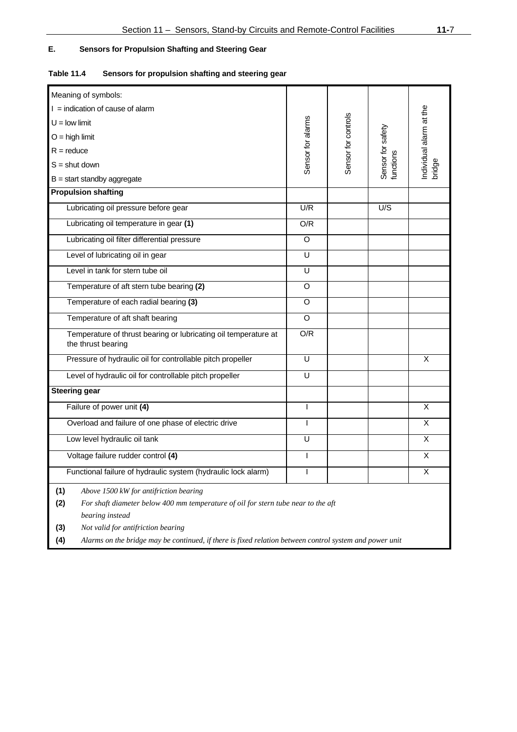## E. Sensors for Propulsion Shafting and Steering Gear

**Table 11.4 Sensors for propulsion shafting and steering gear**

| Meaning of symbols:<br>I = indication of cause of alarm<br>U = low limit<br>O = high limit<br>R = reduce<br>S = shut down<br>B = start standby aggregate | Sensor for alarms | Sensor for controls | Sensor for safety functions | Individual alarm at the bridge |
|---|---|---|---|---|
| **Propulsion shafting** | | | | |
| Lubricating oil pressure before gear | U/R | | U/S | |
| Lubricating oil temperature in gear **(1)** | O/R | | | |
| Lubricating oil filter differential pressure | O | | | |
| Level of lubricating oil in gear | U | | | |
| Level in tank for stern tube oil | U | | | |
| Temperature of aft stern tube bearing **(2)** | O | | | |
| Temperature of each radial bearing **(3)** | O | | | |
| Temperature of aft shaft bearing | O | | | |
| Temperature of thrust bearing or lubricating oil temperature at the thrust bearing | O/R | | | |
| Pressure of hydraulic oil for controllable pitch propeller | U | | | X |
| Level of hydraulic oil for controllable pitch propeller | U | | | |
| **Steering gear** | | | | |
| Failure of power unit **(4)** | I | | | X |
| Overload and failure of one phase of electric drive | I | | | X |
| Low level hydraulic oil tank | U | | | X |
| Voltage failure rudder control **(4)** | I | | | X |
| Functional failure of hydraulic system (hydraulic lock alarm) | I | | | X |

**(1)** *Above 1500 kW for antifriction bearing*

**(2)** *For shaft diameter below 400 mm temperature of oil for stern tube near to the aft bearing instead*

**(3)** *Not valid for antifriction bearing*

**(4)** *Alarms on the bridge may be continued, if there is fixed relation between control system and power unit*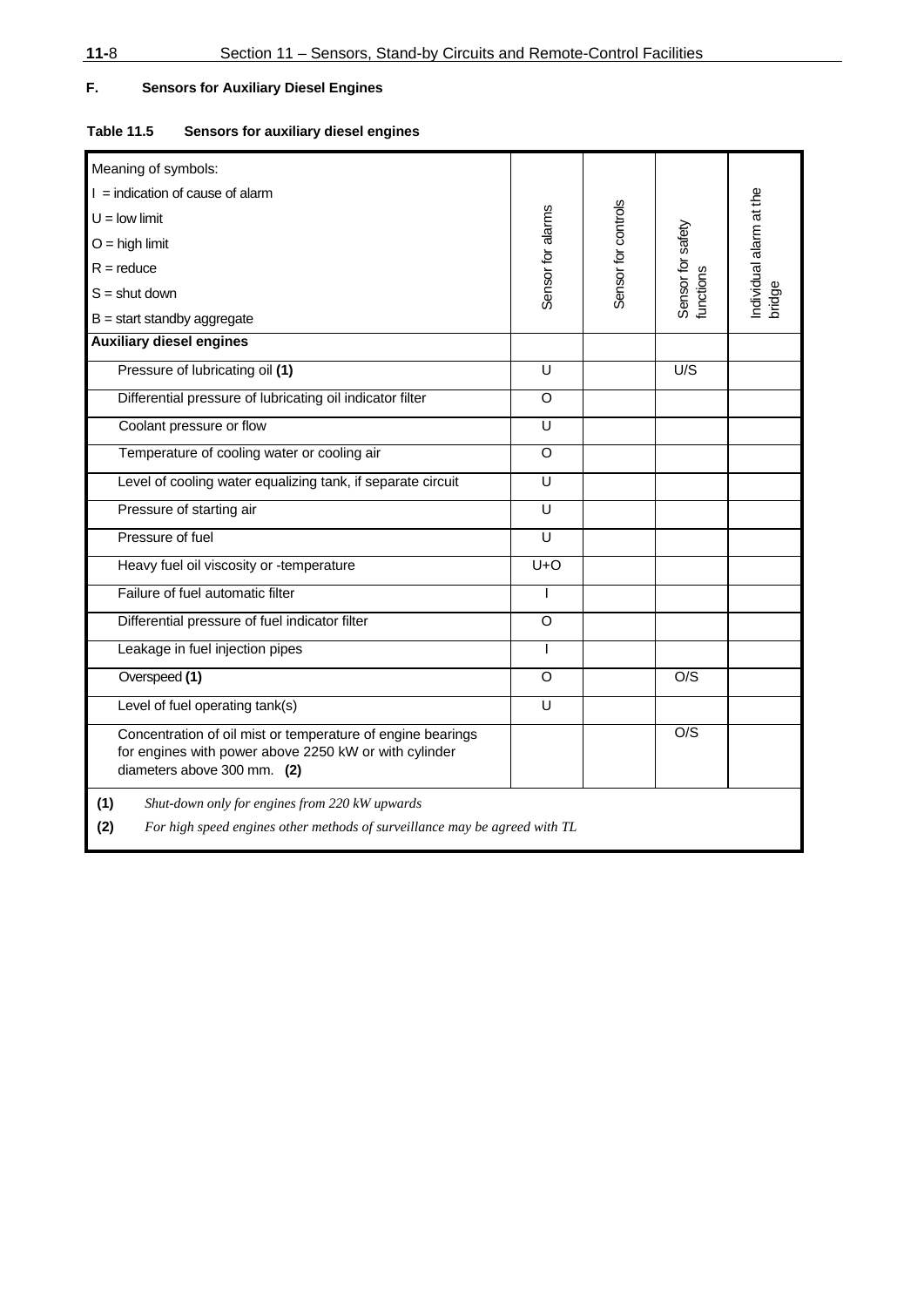## F. Sensors for Auxiliary Diesel Engines

**Table 11.5 Sensors for auxiliary diesel engines**

| Meaning of symbols:<br>I = indication of cause of alarm<br>U = low limit<br>O = high limit<br>R = reduce<br>S = shut down<br>B = start standby aggregate | Sensor for alarms | Sensor for controls | Sensor for safety functions | Individual alarm at the bridge |
|---|---|---|---|---|
| **Auxiliary diesel engines** | | | | |
| Pressure of lubricating oil **(1)** | U | | U/S | |
| Differential pressure of lubricating oil indicator filter | O | | | |
| Coolant pressure or flow | U | | | |
| Temperature of cooling water or cooling air | O | | | |
| Level of cooling water equalizing tank, if separate circuit | U | | | |
| Pressure of starting air | U | | | |
| Pressure of fuel | U | | | |
| Heavy fuel oil viscosity or -temperature | U+O | | | |
| Failure of fuel automatic filter | I | | | |
| Differential pressure of fuel indicator filter | O | | | |
| Leakage in fuel injection pipes | I | | | |
| Overspeed **(1)** | O | | O/S | |
| Level of fuel operating tank(s) | U | | | |
| Concentration of oil mist or temperature of engine bearings for engines with power above 2250 kW or with cylinder diameters above 300 mm. **(2)** | | | O/S | |

**(1)** *Shut-down only for engines from 220 kW upwards*

**(2)** *For high speed engines other methods of surveillance may be agreed with TL*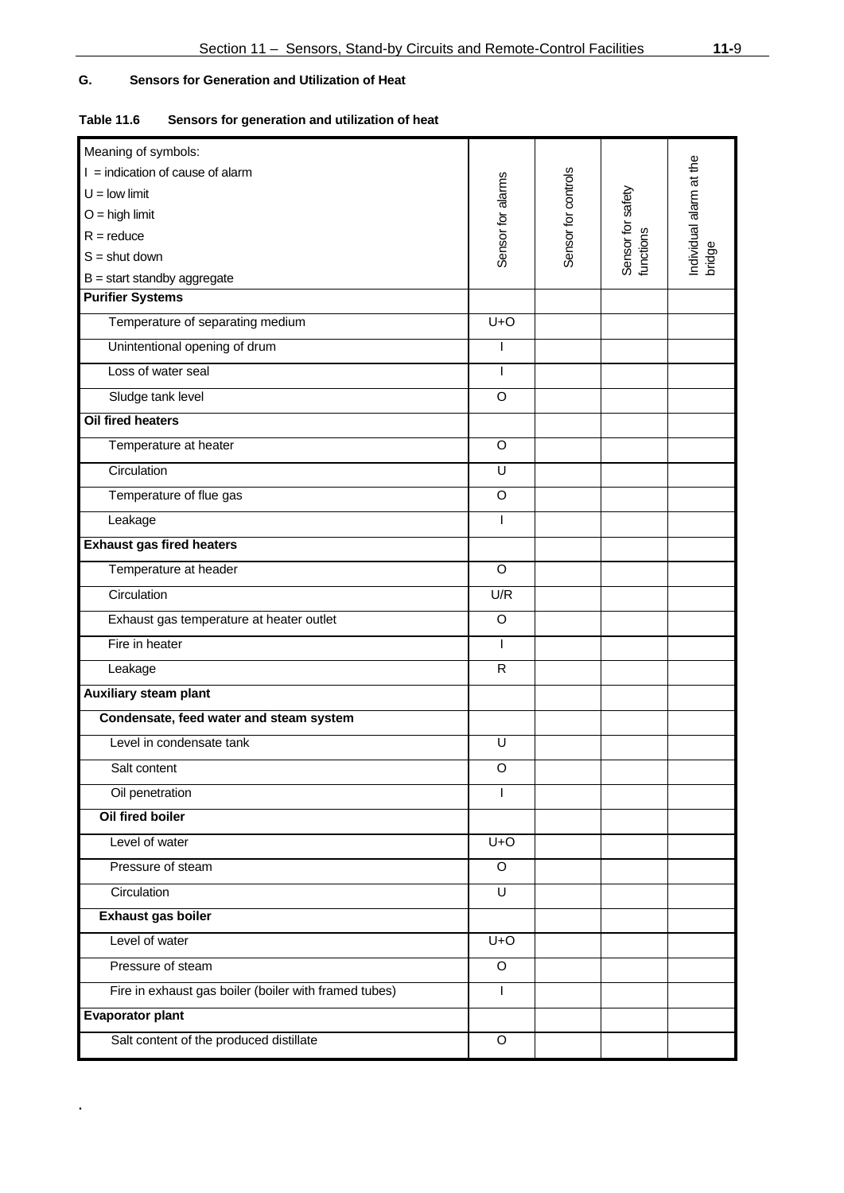## G. Sensors for Generation and Utilization of Heat

**Table 11.6 Sensors for generation and utilization of heat**

| Meaning of symbols:<br>I = indication of cause of alarm<br>U = low limit<br>O = high limit<br>R = reduce<br>S = shut down<br>B = start standby aggregate | Sensor for alarms | Sensor for controls | Sensor for safety functions | Individual alarm at the bridge |
|---|---|---|---|---|
| **Purifier Systems** | | | | |
| Temperature of separating medium | U+O | | | |
| Unintentional opening of drum | I | | | |
| Loss of water seal | I | | | |
| Sludge tank level | O | | | |
| **Oil fired heaters** | | | | |
| Temperature at heater | O | | | |
| Circulation | U | | | |
| Temperature of flue gas | O | | | |
| Leakage | I | | | |
| **Exhaust gas fired heaters** | | | | |
| Temperature at header | O | | | |
| Circulation | U/R | | | |
| Exhaust gas temperature at heater outlet | O | | | |
| Fire in heater | I | | | |
| Leakage | R | | | |
| **Auxiliary steam plant** | | | | |
| **Condensate, feed water and steam system** | | | | |
| Level in condensate tank | U | | | |
| Salt content | O | | | |
| Oil penetration | I | | | |
| **Oil fired boiler** | | | | |
| Level of water | U+O | | | |
| Pressure of steam | O | | | |
| Circulation | U | | | |
| **Exhaust gas boiler** | | | | |
| Level of water | U+O | | | |
| Pressure of steam | O | | | |
| Fire in exhaust gas boiler (boiler with framed tubes) | I | | | |
| **Evaporator plant** | | | | |
| Salt content of the produced distillate | O | | | |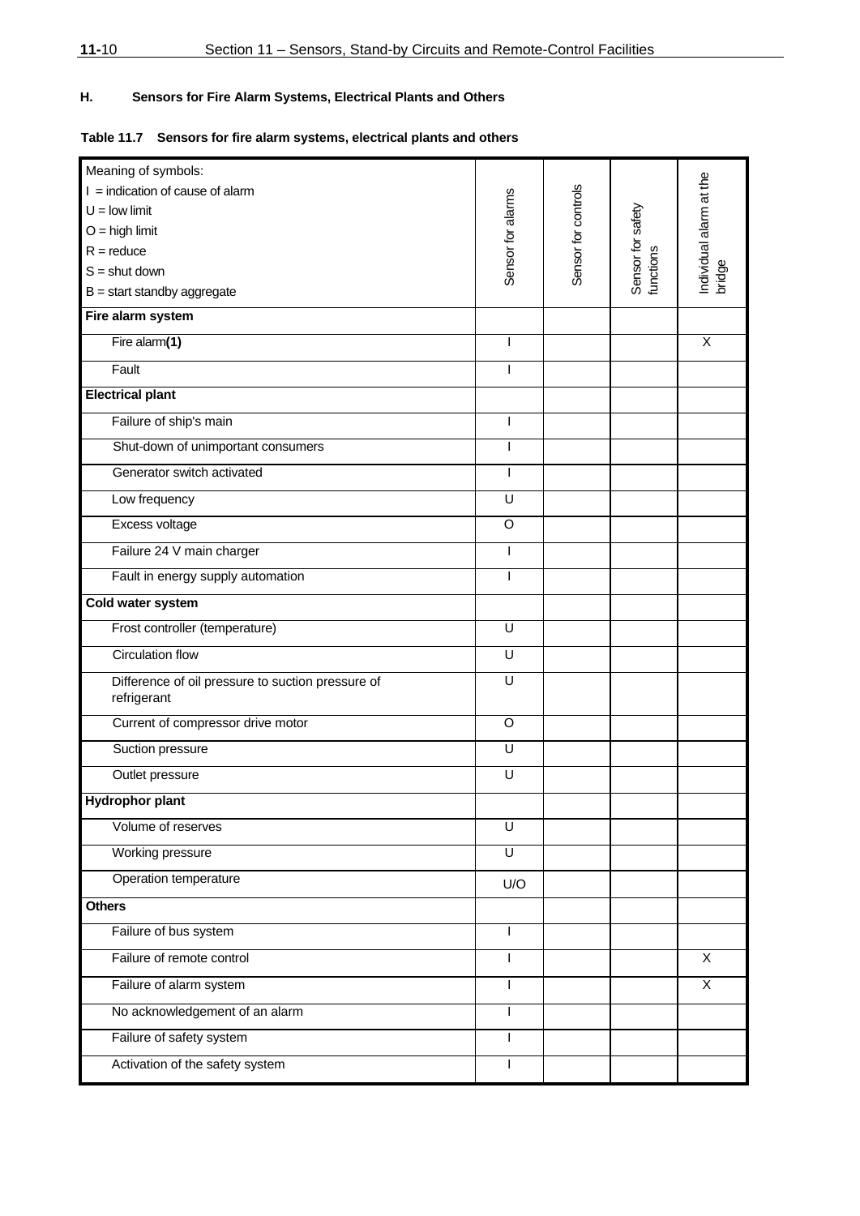## H. Sensors for Fire Alarm Systems, Electrical Plants and Others

**Table 11.7 Sensors for fire alarm systems, electrical plants and others**

| Meaning of symbols:<br>I = indication of cause of alarm<br>U = low limit<br>O = high limit<br>R = reduce<br>S = shut down<br>B = start standby aggregate | Sensor for alarms | Sensor for controls | Sensor for safety functions | Individual alarm at the bridge |
|---|---|---|---|---|
| **Fire alarm system** | | | | |
| Fire alarm**(1)** | I | | | X |
| Fault | I | | | |
| **Electrical plant** | | | | |
| Failure of ship's main | I | | | |
| Shut-down of unimportant consumers | I | | | |
| Generator switch activated | I | | | |
| Low frequency | U | | | |
| Excess voltage | O | | | |
| Failure 24 V main charger | I | | | |
| Fault in energy supply automation | I | | | |
| **Cold water system** | | | | |
| Frost controller (temperature) | U | | | |
| Circulation flow | U | | | |
| Difference of oil pressure to suction pressure of refrigerant | U | | | |
| Current of compressor drive motor | O | | | |
| Suction pressure | U | | | |
| Outlet pressure | U | | | |
| **Hydrophor plant** | | | | |
| Volume of reserves | U | | | |
| Working pressure | U | | | |
| Operation temperature | U/O | | | |
| **Others** | | | | |
| Failure of bus system | I | | | |
| Failure of remote control | I | | | X |
| Failure of alarm system | I | | | X |
| No acknowledgement of an alarm | I | | | |
| Failure of safety system | I | | | |
| Activation of the safety system | I | | | |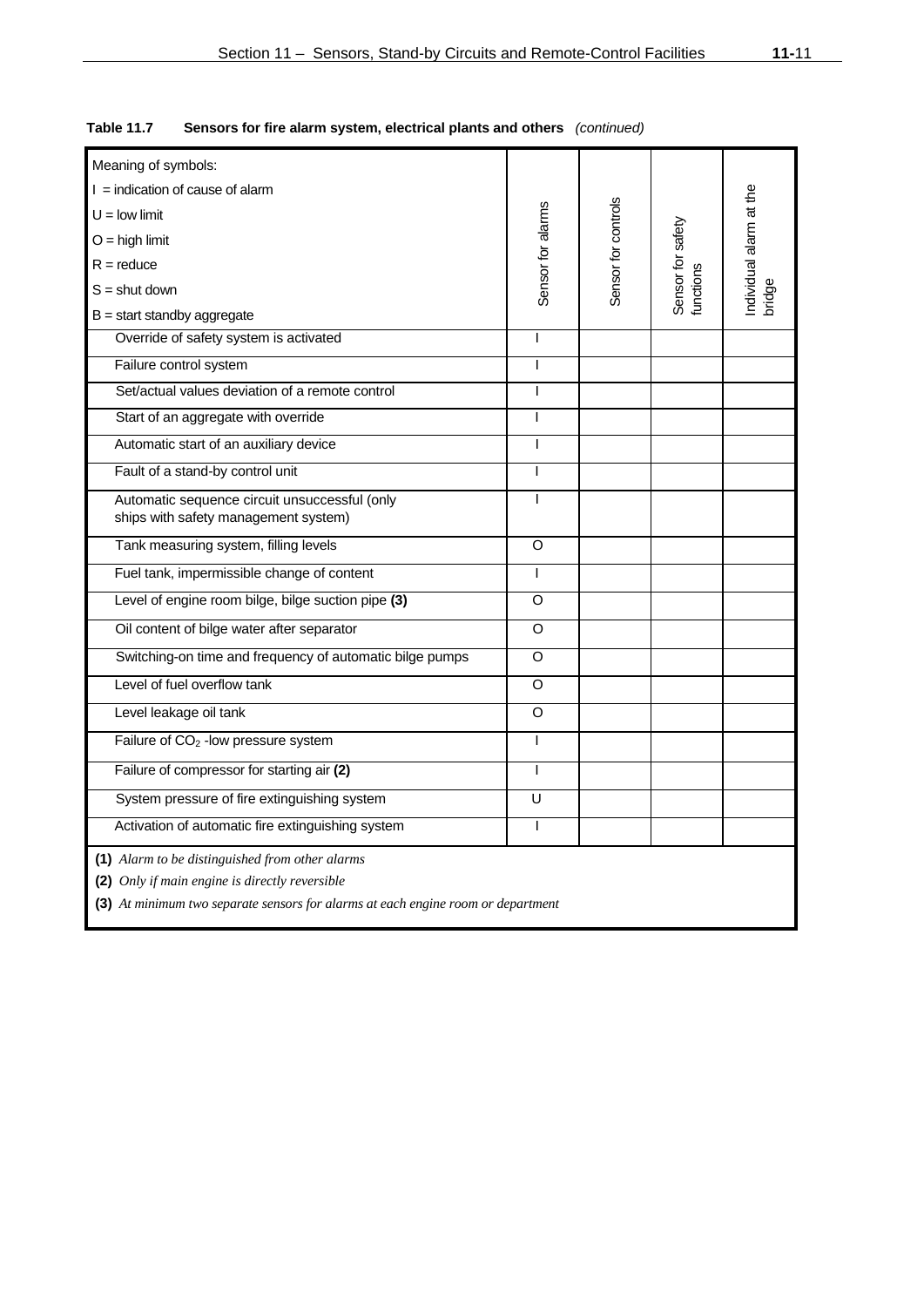**Table 11.7 Sensors for fire alarm system, electrical plants and others** *(continued)*

| Meaning of symbols:<br>I = indication of cause of alarm<br>U = low limit<br>O = high limit<br>R = reduce<br>S = shut down<br>B = start standby aggregate | Sensor for alarms | Sensor for controls | Sensor for safety functions | Individual alarm at the bridge |
|---|---|---|---|---|
| Override of safety system is activated | I | | | |
| Failure control system | I | | | |
| Set/actual values deviation of a remote control | I | | | |
| Start of an aggregate with override | I | | | |
| Automatic start of an auxiliary device | I | | | |
| Fault of a stand-by control unit | I | | | |
| Automatic sequence circuit unsuccessful (only ships with safety management system) | I | | | |
| Tank measuring system, filling levels | O | | | |
| Fuel tank, impermissible change of content | I | | | |
| Level of engine room bilge, bilge suction pipe **(3)** | O | | | |
| Oil content of bilge water after separator | O | | | |
| Switching-on time and frequency of automatic bilge pumps | O | | | |
| Level of fuel overflow tank | O | | | |
| Level leakage oil tank | O | | | |
| Failure of $CO_2$ -low pressure system | I | | | |
| Failure of compressor for starting air **(2)** | I | | | |
| System pressure of fire extinguishing system | U | | | |
| Activation of automatic fire extinguishing system | I | | | |

**(1)** *Alarm to be distinguished from other alarms*

**(2)** *Only if main engine is directly reversible*

**(3)** *At minimum two separate sensors for alarms at each engine room or department*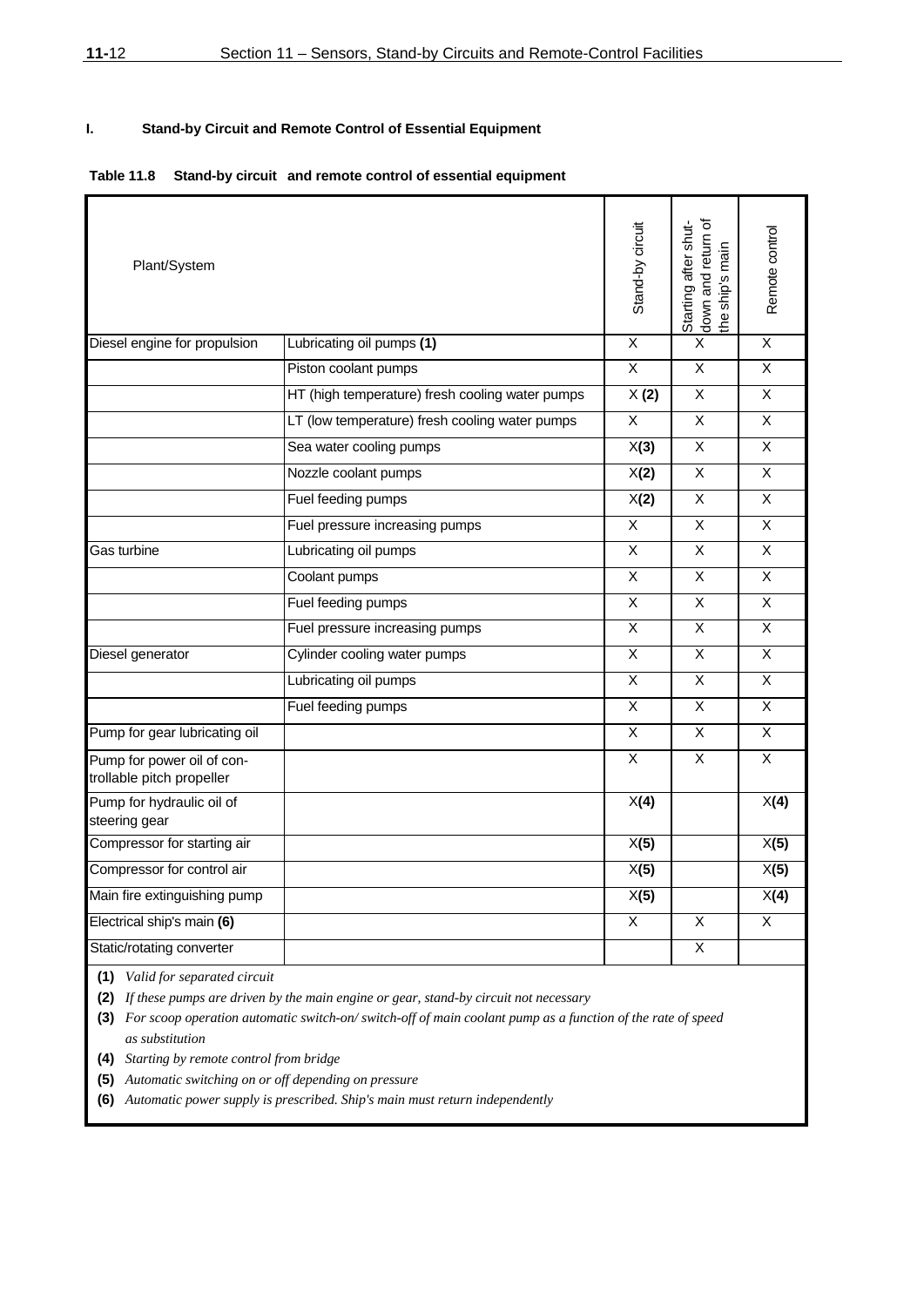### I. Stand-by Circuit and Remote Control of Essential Equipment

**Table 11.8 Stand-by circuit and remote control of essential equipment**

| Plant/System | | Stand-by circuit | Starting after shut-down and return of the ship's main | Remote control |
|---|---|---|---|---|
| Diesel engine for propulsion | Lubricating oil pumps **(1)** | X | X | X |
| | Piston coolant pumps | X | X | X |
| | HT (high temperature) fresh cooling water pumps | X **(2)** | X | X |
| | LT (low temperature) fresh cooling water pumps | X | X | X |
| | Sea water cooling pumps | X**(3)** | X | X |
| | Nozzle coolant pumps | X**(2)** | X | X |
| | Fuel feeding pumps | X**(2)** | X | X |
| | Fuel pressure increasing pumps | X | X | X |
| Gas turbine | Lubricating oil pumps | X | X | X |
| | Coolant pumps | X | X | X |
| | Fuel feeding pumps | X | X | X |
| | Fuel pressure increasing pumps | X | X | X |
| Diesel generator | Cylinder cooling water pumps | X | X | X |
| | Lubricating oil pumps | X | X | X |
| | Fuel feeding pumps | X | X | X |
| Pump for gear lubricating oil | | X | X | X |
| Pump for power oil of controllable pitch propeller | | X | X | X |
| Pump for hydraulic oil of steering gear | | X**(4)** | | X**(4)** |
| Compressor for starting air | | X**(5)** | | X**(5)** |
| Compressor for control air | | X**(5)** | | X**(5)** |
| Main fire extinguishing pump | | X**(5)** | | X**(4)** |
| Electrical ship's main **(6)** | | X | X | X |
| Static/rotating converter | | | X | |

**(1)** *Valid for separated circuit*

**(2)** *If these pumps are driven by the main engine or gear, stand-by circuit not necessary*

**(3)** *For scoop operation automatic switch-on/ switch-off of main coolant pump as a function of the rate of speed as substitution*

**(4)** *Starting by remote control from bridge*

**(5)** *Automatic switching on or off depending on pressure*

**(6)** *Automatic power supply is prescribed. Ship's main must return independently*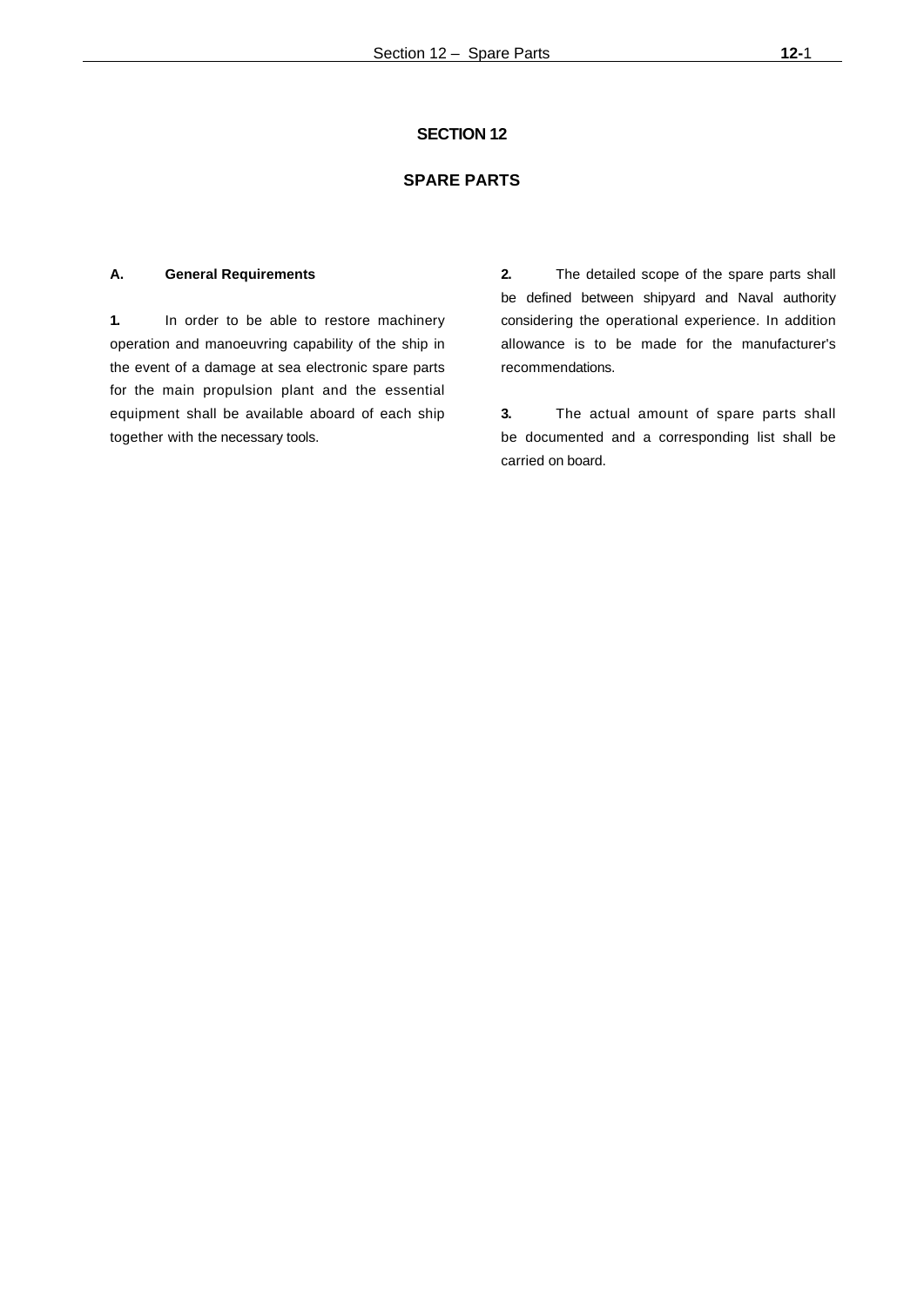# SECTION 12

## SPARE PARTS

### A. General Requirements

**1.** In order to be able to restore machinery operation and manoeuvring capability of the ship in the event of a damage at sea electronic spare parts for the main propulsion plant and the essential equipment shall be available aboard of each ship together with the necessary tools.

**2.** The detailed scope of the spare parts shall be defined between shipyard and Naval authority considering the operational experience. In addition allowance is to be made for the manufacturer's recommendations.

**3.** The actual amount of spare parts shall be documented and a corresponding list shall be carried on board.